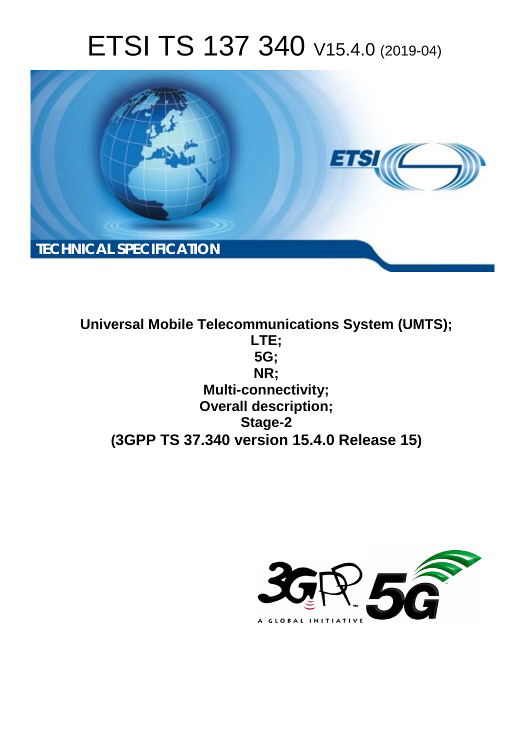# ETSI TS 137 340 V15.4.0 (2019-04)

TECHNICAL SPECIFICATION

**Universal Mobile Telecommunications System (UMTS);**
**LTE;**
**5G;**
**NR;**
**Multi-connectivity;**
**Overall description;**
**Stage-2**
**(3GPP TS 37.340 version 15.4.0 Release 15)**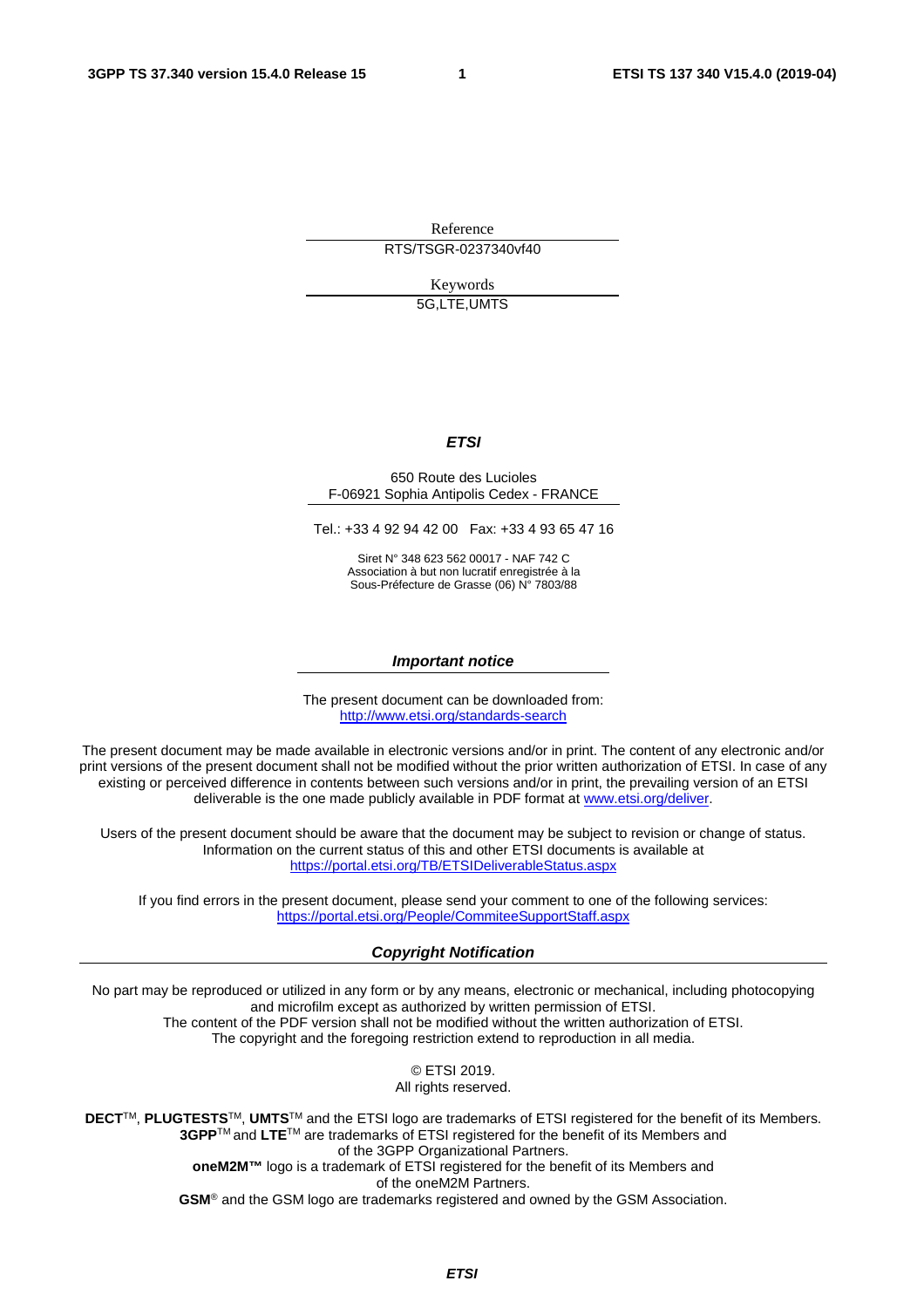Reference

RTS/TSGR-0237340vf40

Keywords

5G,LTE,UMTS

***ETSI***

650 Route des Lucioles
F-06921 Sophia Antipolis Cedex - FRANCE

Tel.: +33 4 92 94 42 00   Fax: +33 4 93 65 47 16

Siret N° 348 623 562 00017 - NAF 742 C
Association à but non lucratif enregistrée à la
Sous-Préfecture de Grasse (06) N° 7803/88

***Important notice***

The present document can be downloaded from:
http://www.etsi.org/standards-search

The present document may be made available in electronic versions and/or in print. The content of any electronic and/or print versions of the present document shall not be modified without the prior written authorization of ETSI. In case of any existing or perceived difference in contents between such versions and/or in print, the prevailing version of an ETSI deliverable is the one made publicly available in PDF format at www.etsi.org/deliver.

Users of the present document should be aware that the document may be subject to revision or change of status. Information on the current status of this and other ETSI documents is available at
https://portal.etsi.org/TB/ETSIDeliverableStatus.aspx

If you find errors in the present document, please send your comment to one of the following services:
https://portal.etsi.org/People/CommiteeSupportStaff.aspx

***Copyright Notification***

No part may be reproduced or utilized in any form or by any means, electronic or mechanical, including photocopying and microfilm except as authorized by written permission of ETSI.
The content of the PDF version shall not be modified without the written authorization of ETSI.
The copyright and the foregoing restriction extend to reproduction in all media.

© ETSI 2019.
All rights reserved.

**DECT**™, **PLUGTESTS**™, **UMTS**™ and the ETSI logo are trademarks of ETSI registered for the benefit of its Members.
**3GPP**™ and **LTE**™ are trademarks of ETSI registered for the benefit of its Members and of the 3GPP Organizational Partners.
**oneM2M™** logo is a trademark of ETSI registered for the benefit of its Members and of the oneM2M Partners.
**GSM**® and the GSM logo are trademarks registered and owned by the GSM Association.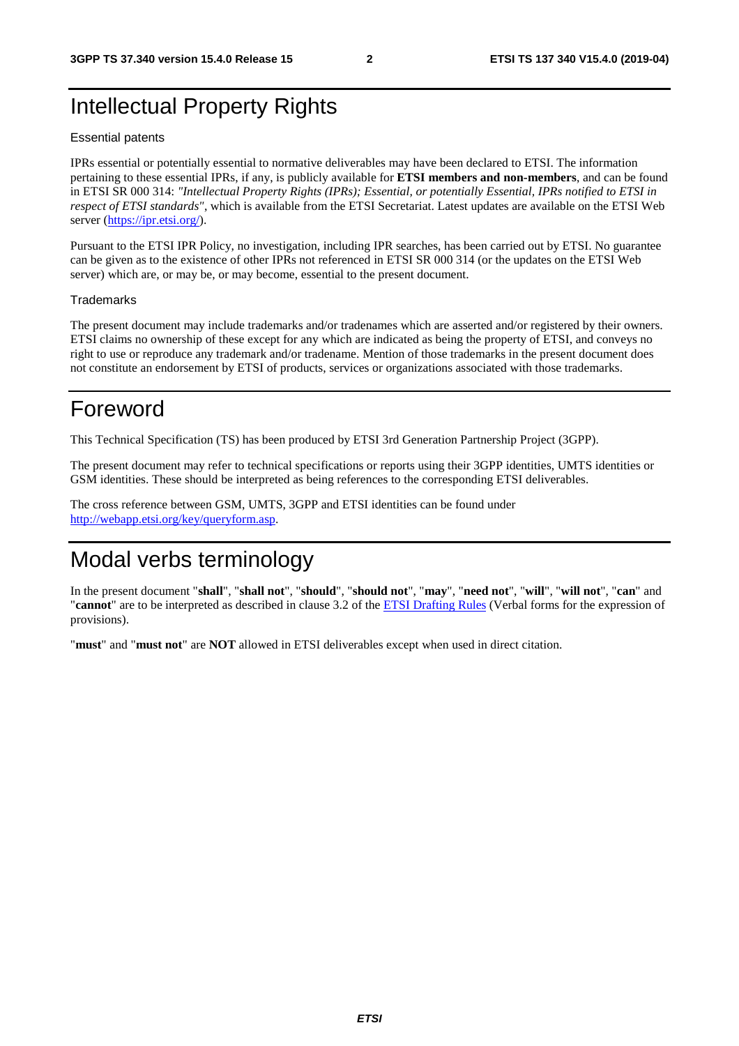# Intellectual Property Rights

Essential patents

IPRs essential or potentially essential to normative deliverables may have been declared to ETSI. The information pertaining to these essential IPRs, if any, is publicly available for **ETSI members and non-members**, and can be found in ETSI SR 000 314: *"Intellectual Property Rights (IPRs); Essential, or potentially Essential, IPRs notified to ETSI in respect of ETSI standards"*, which is available from the ETSI Secretariat. Latest updates are available on the ETSI Web server (https://ipr.etsi.org/).

Pursuant to the ETSI IPR Policy, no investigation, including IPR searches, has been carried out by ETSI. No guarantee can be given as to the existence of other IPRs not referenced in ETSI SR 000 314 (or the updates on the ETSI Web server) which are, or may be, or may become, essential to the present document.

Trademarks

The present document may include trademarks and/or tradenames which are asserted and/or registered by their owners. ETSI claims no ownership of these except for any which are indicated as being the property of ETSI, and conveys no right to use or reproduce any trademark and/or tradename. Mention of those trademarks in the present document does not constitute an endorsement by ETSI of products, services or organizations associated with those trademarks.

# Foreword

This Technical Specification (TS) has been produced by ETSI 3rd Generation Partnership Project (3GPP).

The present document may refer to technical specifications or reports using their 3GPP identities, UMTS identities or GSM identities. These should be interpreted as being references to the corresponding ETSI deliverables.

The cross reference between GSM, UMTS, 3GPP and ETSI identities can be found under http://webapp.etsi.org/key/queryform.asp.

# Modal verbs terminology

In the present document "**shall**", "**shall not**", "**should**", "**should not**", "**may**", "**need not**", "**will**", "**will not**", "**can**" and "**cannot**" are to be interpreted as described in clause 3.2 of the ETSI Drafting Rules (Verbal forms for the expression of provisions).

"**must**" and "**must not**" are **NOT** allowed in ETSI deliverables except when used in direct citation.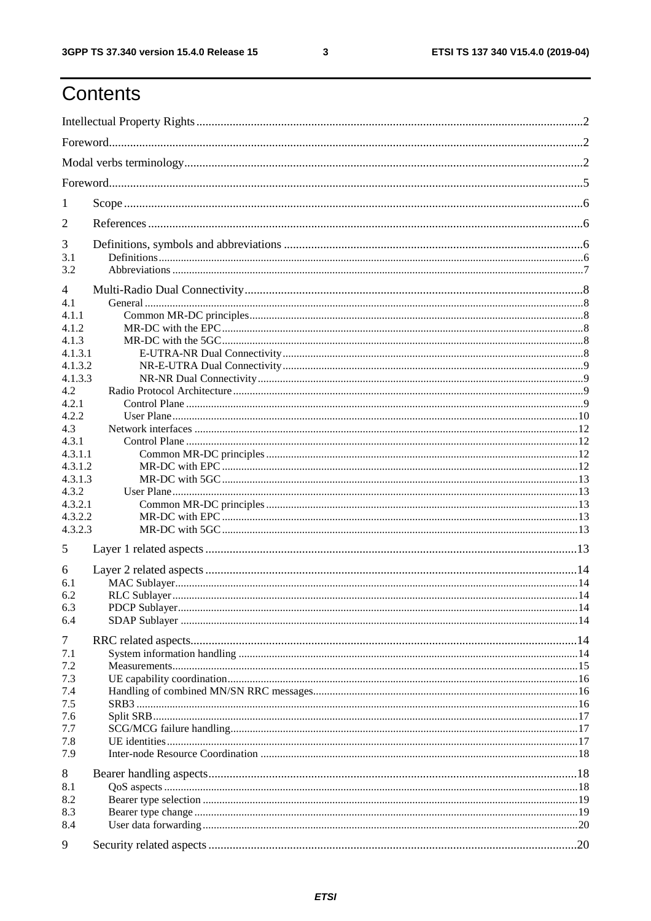# Contents

Intellectual Property Rights ..... 2

Foreword ..... 2

Modal verbs terminology ..... 2

Foreword ..... 5

1 Scope ..... 6

2 References ..... 6

3 Definitions, symbols and abbreviations ..... 6
- 3.1 Definitions ..... 6
- 3.2 Abbreviations ..... 7

4 Multi-Radio Dual Connectivity ..... 8
- 4.1 General ..... 8
- 4.1.1 Common MR-DC principles ..... 8
- 4.1.2 MR-DC with the EPC ..... 8
- 4.1.3 MR-DC with the 5GC ..... 8
- 4.1.3.1 E-UTRA-NR Dual Connectivity ..... 8
- 4.1.3.2 NR-E-UTRA Dual Connectivity ..... 9
- 4.1.3.3 NR-NR Dual Connectivity ..... 9
- 4.2 Radio Protocol Architecture ..... 9
- 4.2.1 Control Plane ..... 9
- 4.2.2 User Plane ..... 10
- 4.3 Network interfaces ..... 12
- 4.3.1 Control Plane ..... 12
- 4.3.1.1 Common MR-DC principles ..... 12
- 4.3.1.2 MR-DC with EPC ..... 12
- 4.3.1.3 MR-DC with 5GC ..... 13
- 4.3.2 User Plane ..... 13
- 4.3.2.1 Common MR-DC principles ..... 13
- 4.3.2.2 MR-DC with EPC ..... 13
- 4.3.2.3 MR-DC with 5GC ..... 13

5 Layer 1 related aspects ..... 13

6 Layer 2 related aspects ..... 14
- 6.1 MAC Sublayer ..... 14
- 6.2 RLC Sublayer ..... 14
- 6.3 PDCP Sublayer ..... 14
- 6.4 SDAP Sublayer ..... 14

7 RRC related aspects ..... 14
- 7.1 System information handling ..... 14
- 7.2 Measurements ..... 15
- 7.3 UE capability coordination ..... 16
- 7.4 Handling of combined MN/SN RRC messages ..... 16
- 7.5 SRB3 ..... 16
- 7.6 Split SRB ..... 17
- 7.7 SCG/MCG failure handling ..... 17
- 7.8 UE identities ..... 17
- 7.9 Inter-node Resource Coordination ..... 18

8 Bearer handling aspects ..... 18
- 8.1 QoS aspects ..... 18
- 8.2 Bearer type selection ..... 19
- 8.3 Bearer type change ..... 19
- 8.4 User data forwarding ..... 20

9 Security related aspects ..... 20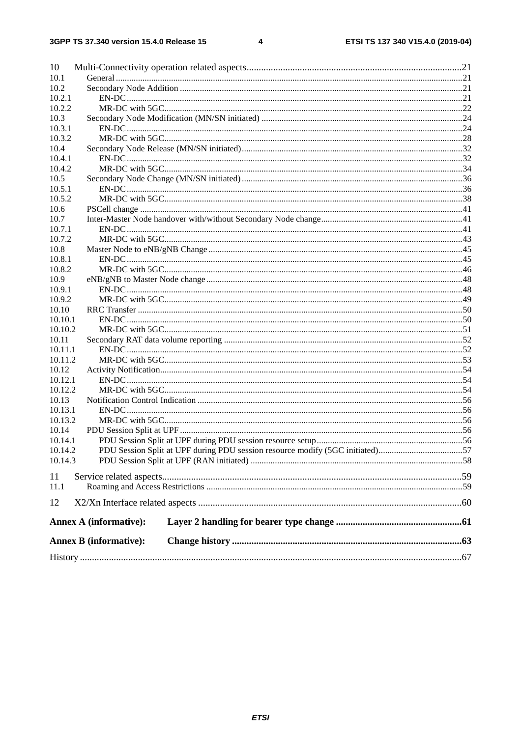10 Multi-Connectivity operation related aspects........................................................................................21
10.1 General ........................................................................................................................................21
10.2 Secondary Node Addition ............................................................................................................21
10.2.1 EN-DC ....................................................................................................................................21
10.2.2 MR-DC with 5GC....................................................................................................................22
10.3 Secondary Node Modification (MN/SN initiated) .........................................................................24
10.3.1 EN-DC ....................................................................................................................................24
10.3.2 MR-DC with 5GC....................................................................................................................28
10.4 Secondary Node Release (MN/SN initiated).................................................................................32
10.4.1 EN-DC ....................................................................................................................................32
10.4.2 MR-DC with 5GC....................................................................................................................34
10.5 Secondary Node Change (MN/SN initiated).................................................................................36
10.5.1 EN-DC ....................................................................................................................................36
10.5.2 MR-DC with 5GC....................................................................................................................38
10.6 PSCell change ..............................................................................................................................41
10.7 Inter-Master Node handover with/without Secondary Node change...............................................41
10.7.1 EN-DC ....................................................................................................................................41
10.7.2 MR-DC with 5GC....................................................................................................................43
10.8 Master Node to eNB/gNB Change ................................................................................................45
10.8.1 EN-DC ....................................................................................................................................45
10.8.2 MR-DC with 5GC....................................................................................................................46
10.9 eNB/gNB to Master Node change .................................................................................................48
10.9.1 EN-DC ....................................................................................................................................48
10.9.2 MR-DC with 5GC....................................................................................................................49
10.10 RRC Transfer ..............................................................................................................................50
10.10.1 EN-DC ....................................................................................................................................50
10.10.2 MR-DC with 5GC....................................................................................................................51
10.11 Secondary RAT data volume reporting .........................................................................................52
10.11.1 EN-DC ....................................................................................................................................52
10.11.2 MR-DC with 5GC....................................................................................................................53
10.12 Activity Notification.....................................................................................................................54
10.12.1 EN-DC ....................................................................................................................................54
10.12.2 MR-DC with 5GC....................................................................................................................54
10.13 Notification Control Indication .....................................................................................................56
10.13.1 EN-DC ....................................................................................................................................56
10.13.2 MR-DC with 5GC....................................................................................................................56
10.14 PDU Session Split at UPF ............................................................................................................56
10.14.1 PDU Session Split at UPF during PDU session resource setup................................................56
10.14.2 PDU Session Split at UPF during PDU session resource modify (5GC initiated).....................57
10.14.3 PDU Session Split at UPF (RAN initiated) ..............................................................................58

11 Service related aspects.........................................................................................................................59
11.1 Roaming and Access Restrictions .................................................................................................59

12 X2/Xn Interface related aspects ..........................................................................................................60

**Annex A (informative): Layer 2 handling for bearer type change ..................................................61**

**Annex B (informative): Change history ..........................................................................................63**

History .........................................................................................................................................................67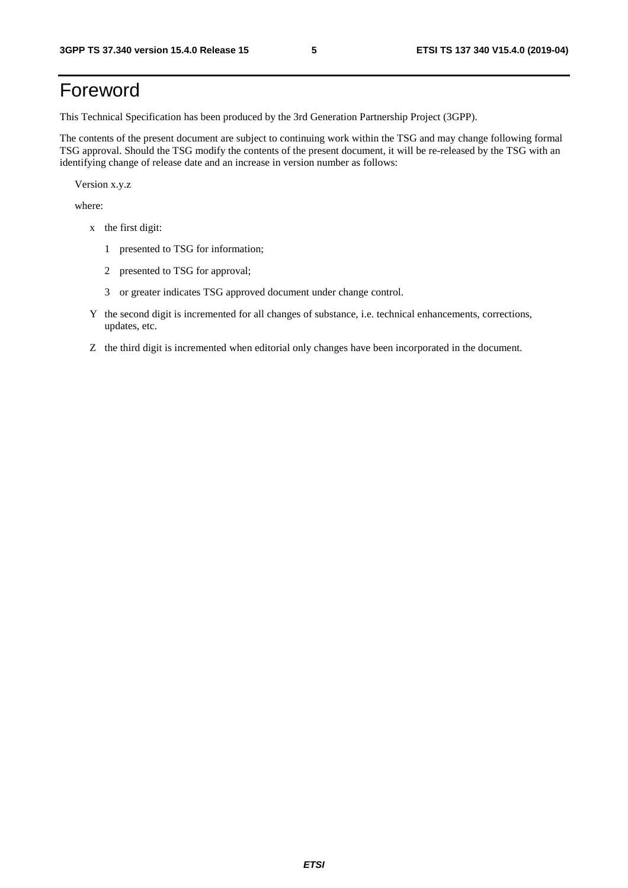# Foreword

This Technical Specification has been produced by the 3rd Generation Partnership Project (3GPP).

The contents of the present document are subject to continuing work within the TSG and may change following formal TSG approval. Should the TSG modify the contents of the present document, it will be re-released by the TSG with an identifying change of release date and an increase in version number as follows:

Version x.y.z

where:

- x the first digit:
  - 1 presented to TSG for information;
  - 2 presented to TSG for approval;
  - 3 or greater indicates TSG approved document under change control.
- Y the second digit is incremented for all changes of substance, i.e. technical enhancements, corrections, updates, etc.
- Z the third digit is incremented when editorial only changes have been incorporated in the document.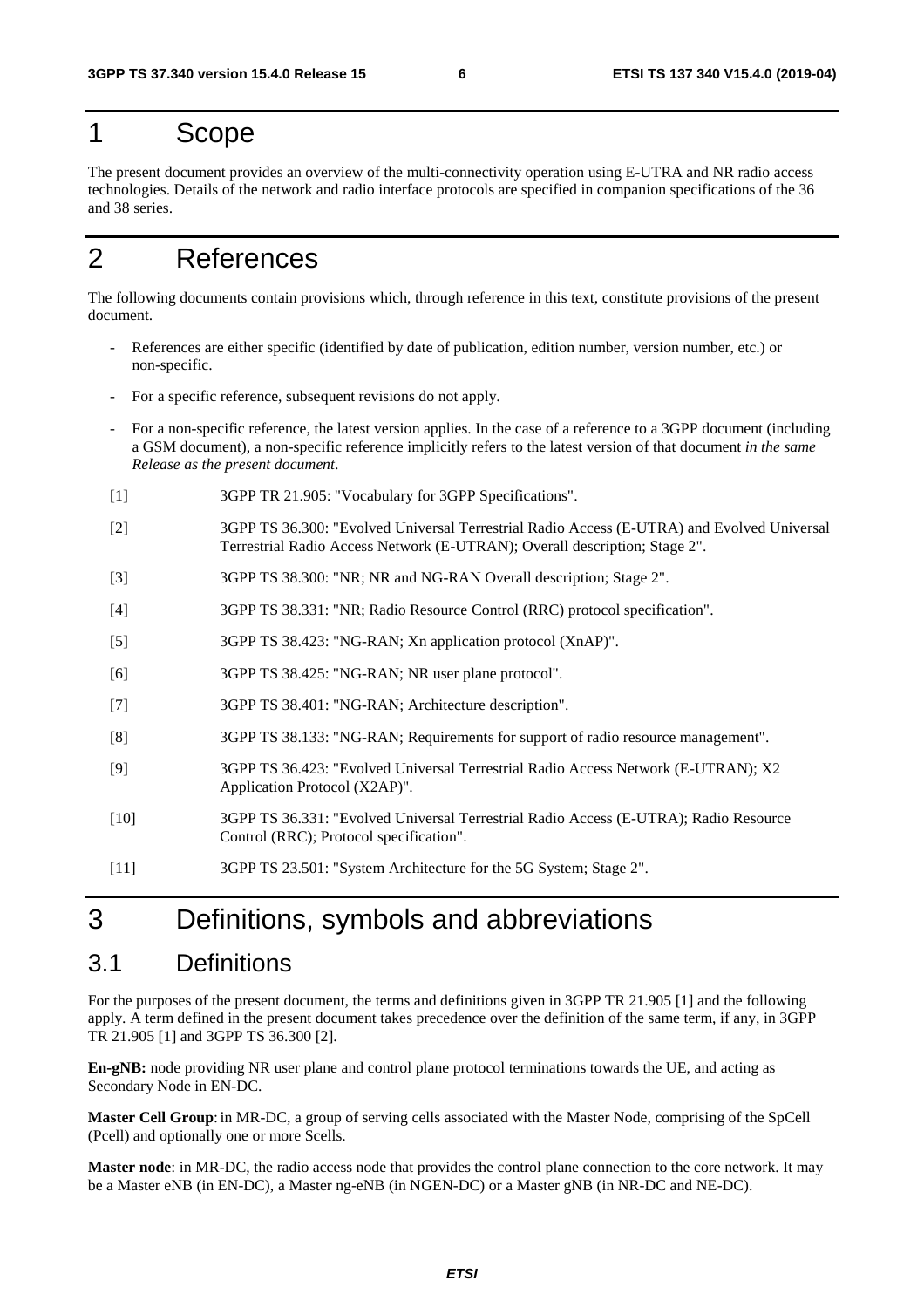# 1 Scope

The present document provides an overview of the multi-connectivity operation using E-UTRA and NR radio access technologies. Details of the network and radio interface protocols are specified in companion specifications of the 36 and 38 series.

# 2 References

The following documents contain provisions which, through reference in this text, constitute provisions of the present document.

- References are either specific (identified by date of publication, edition number, version number, etc.) or non-specific.
- For a specific reference, subsequent revisions do not apply.
- For a non-specific reference, the latest version applies. In the case of a reference to a 3GPP document (including a GSM document), a non-specific reference implicitly refers to the latest version of that document *in the same Release as the present document*.

[1] 3GPP TR 21.905: "Vocabulary for 3GPP Specifications".

[2] 3GPP TS 36.300: "Evolved Universal Terrestrial Radio Access (E-UTRA) and Evolved Universal Terrestrial Radio Access Network (E-UTRAN); Overall description; Stage 2".

[3] 3GPP TS 38.300: "NR; NR and NG-RAN Overall description; Stage 2".

[4] 3GPP TS 38.331: "NR; Radio Resource Control (RRC) protocol specification".

[5] 3GPP TS 38.423: "NG-RAN; Xn application protocol (XnAP)".

[6] 3GPP TS 38.425: "NG-RAN; NR user plane protocol".

[7] 3GPP TS 38.401: "NG-RAN; Architecture description".

[8] 3GPP TS 38.133: "NG-RAN; Requirements for support of radio resource management".

[9] 3GPP TS 36.423: "Evolved Universal Terrestrial Radio Access Network (E-UTRAN); X2 Application Protocol (X2AP)".

[10] 3GPP TS 36.331: "Evolved Universal Terrestrial Radio Access (E-UTRA); Radio Resource Control (RRC); Protocol specification".

[11] 3GPP TS 23.501: "System Architecture for the 5G System; Stage 2".

# 3 Definitions, symbols and abbreviations

## 3.1 Definitions

For the purposes of the present document, the terms and definitions given in 3GPP TR 21.905 [1] and the following apply. A term defined in the present document takes precedence over the definition of the same term, if any, in 3GPP TR 21.905 [1] and 3GPP TS 36.300 [2].

**En-gNB:** node providing NR user plane and control plane protocol terminations towards the UE, and acting as Secondary Node in EN-DC.

**Master Cell Group**: in MR-DC, a group of serving cells associated with the Master Node, comprising of the SpCell (Pcell) and optionally one or more Scells.

**Master node**: in MR-DC, the radio access node that provides the control plane connection to the core network. It may be a Master eNB (in EN-DC), a Master ng-eNB (in NGEN-DC) or a Master gNB (in NR-DC and NE-DC).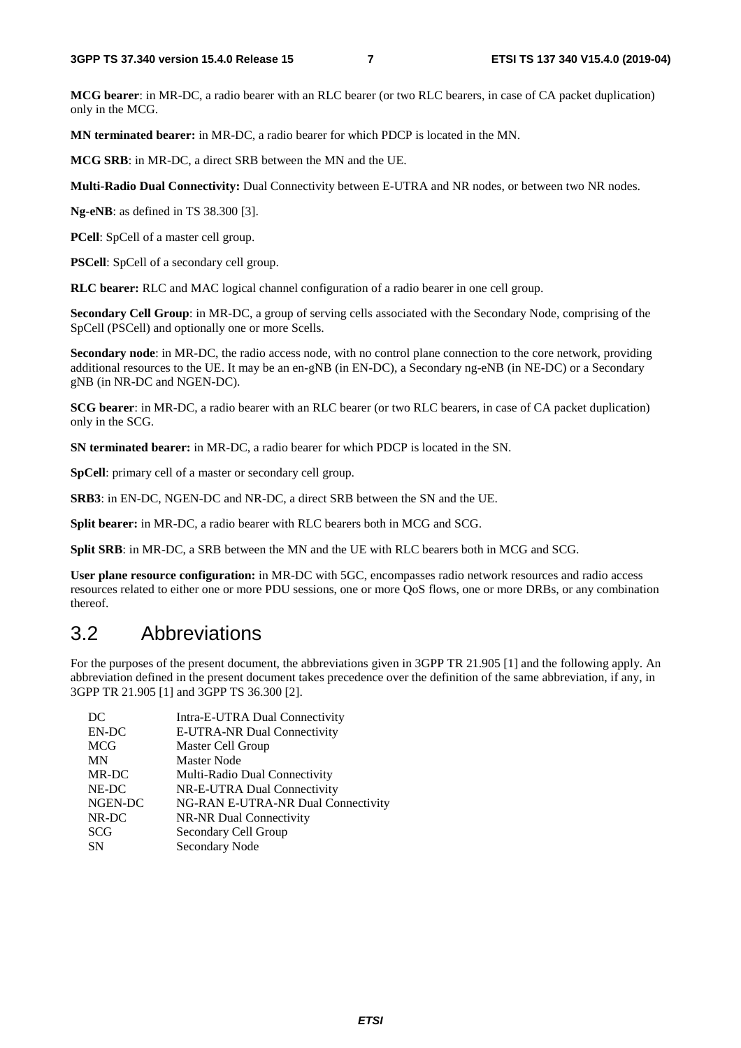**MCG bearer**: in MR-DC, a radio bearer with an RLC bearer (or two RLC bearers, in case of CA packet duplication) only in the MCG.

**MN terminated bearer:** in MR-DC, a radio bearer for which PDCP is located in the MN.

**MCG SRB**: in MR-DC, a direct SRB between the MN and the UE.

**Multi-Radio Dual Connectivity:** Dual Connectivity between E-UTRA and NR nodes, or between two NR nodes.

**Ng-eNB**: as defined in TS 38.300 [3].

**PCell**: SpCell of a master cell group.

**PSCell**: SpCell of a secondary cell group.

**RLC bearer:** RLC and MAC logical channel configuration of a radio bearer in one cell group.

**Secondary Cell Group**: in MR-DC, a group of serving cells associated with the Secondary Node, comprising of the SpCell (PSCell) and optionally one or more Scells.

**Secondary node**: in MR-DC, the radio access node, with no control plane connection to the core network, providing additional resources to the UE. It may be an en-gNB (in EN-DC), a Secondary ng-eNB (in NE-DC) or a Secondary gNB (in NR-DC and NGEN-DC).

**SCG bearer**: in MR-DC, a radio bearer with an RLC bearer (or two RLC bearers, in case of CA packet duplication) only in the SCG.

**SN terminated bearer:** in MR-DC, a radio bearer for which PDCP is located in the SN.

**SpCell**: primary cell of a master or secondary cell group.

**SRB3**: in EN-DC, NGEN-DC and NR-DC, a direct SRB between the SN and the UE.

**Split bearer:** in MR-DC, a radio bearer with RLC bearers both in MCG and SCG.

**Split SRB**: in MR-DC, a SRB between the MN and the UE with RLC bearers both in MCG and SCG.

**User plane resource configuration:** in MR-DC with 5GC, encompasses radio network resources and radio access resources related to either one or more PDU sessions, one or more QoS flows, one or more DRBs, or any combination thereof.

## 3.2 Abbreviations

For the purposes of the present document, the abbreviations given in 3GPP TR 21.905 [1] and the following apply. An abbreviation defined in the present document takes precedence over the definition of the same abbreviation, if any, in 3GPP TR 21.905 [1] and 3GPP TS 36.300 [2].

| | |
|---|---|
| DC | Intra-E-UTRA Dual Connectivity |
| EN-DC | E-UTRA-NR Dual Connectivity |
| MCG | Master Cell Group |
| MN | Master Node |
| MR-DC | Multi-Radio Dual Connectivity |
| NE-DC | NR-E-UTRA Dual Connectivity |
| NGEN-DC | NG-RAN E-UTRA-NR Dual Connectivity |
| NR-DC | NR-NR Dual Connectivity |
| SCG | Secondary Cell Group |
| SN | Secondary Node |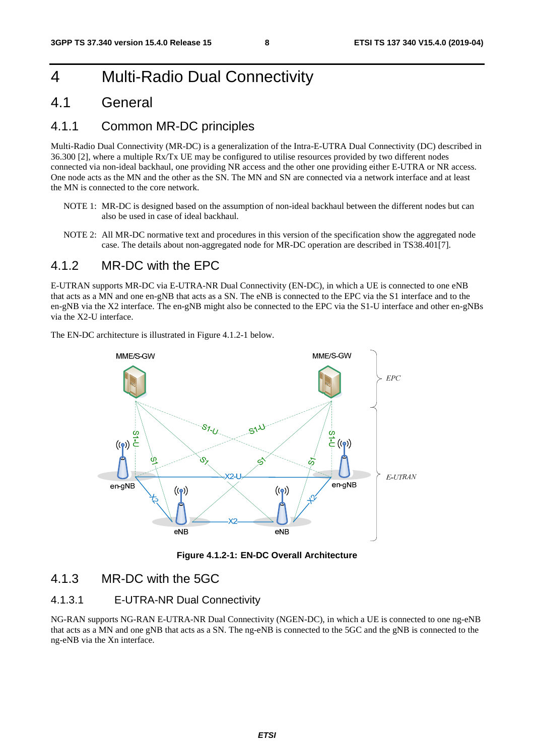# 4 Multi-Radio Dual Connectivity

## 4.1 General

### 4.1.1 Common MR-DC principles

Multi-Radio Dual Connectivity (MR-DC) is a generalization of the Intra-E-UTRA Dual Connectivity (DC) described in 36.300 [2], where a multiple Rx/Tx UE may be configured to utilise resources provided by two different nodes connected via non-ideal backhaul, one providing NR access and the other one providing either E-UTRA or NR access. One node acts as the MN and the other as the SN. The MN and SN are connected via a network interface and at least the MN is connected to the core network.

NOTE 1: MR-DC is designed based on the assumption of non-ideal backhaul between the different nodes but can also be used in case of ideal backhaul.

NOTE 2: All MR-DC normative text and procedures in this version of the specification show the aggregated node case. The details about non-aggregated node for MR-DC operation are described in TS38.401[7].

### 4.1.2 MR-DC with the EPC

E-UTRAN supports MR-DC via E-UTRA-NR Dual Connectivity (EN-DC), in which a UE is connected to one eNB that acts as a MN and one en-gNB that acts as a SN. The eNB is connected to the EPC via the S1 interface and to the en-gNB via the X2 interface. The en-gNB might also be connected to the EPC via the S1-U interface and other en-gNBs via the X2-U interface.

The EN-DC architecture is illustrated in Figure 4.1.2-1 below.

**Figure 4.1.2-1: EN-DC Overall Architecture**

### 4.1.3 MR-DC with the 5GC

#### 4.1.3.1 E-UTRA-NR Dual Connectivity

NG-RAN supports NG-RAN E-UTRA-NR Dual Connectivity (NGEN-DC), in which a UE is connected to one ng-eNB that acts as a MN and one gNB that acts as a SN. The ng-eNB is connected to the 5GC and the gNB is connected to the ng-eNB via the Xn interface.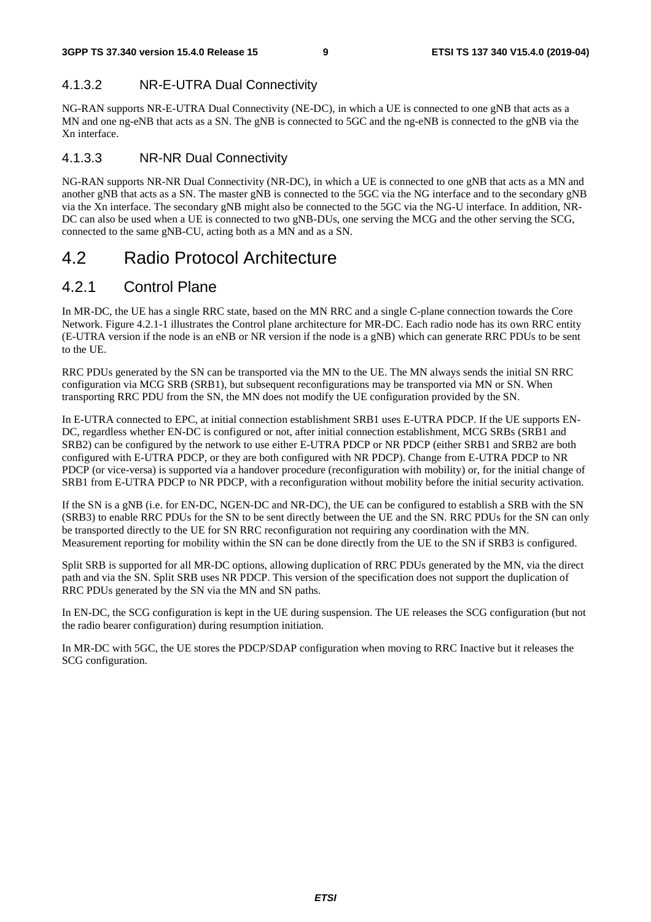#### 4.1.3.2 NR-E-UTRA Dual Connectivity

NG-RAN supports NR-E-UTRA Dual Connectivity (NE-DC), in which a UE is connected to one gNB that acts as a MN and one ng-eNB that acts as a SN. The gNB is connected to 5GC and the ng-eNB is connected to the gNB via the Xn interface.

#### 4.1.3.3 NR-NR Dual Connectivity

NG-RAN supports NR-NR Dual Connectivity (NR-DC), in which a UE is connected to one gNB that acts as a MN and another gNB that acts as a SN. The master gNB is connected to the 5GC via the NG interface and to the secondary gNB via the Xn interface. The secondary gNB might also be connected to the 5GC via the NG-U interface. In addition, NR-DC can also be used when a UE is connected to two gNB-DUs, one serving the MCG and the other serving the SCG, connected to the same gNB-CU, acting both as a MN and as a SN.

## 4.2 Radio Protocol Architecture

### 4.2.1 Control Plane

In MR-DC, the UE has a single RRC state, based on the MN RRC and a single C-plane connection towards the Core Network. Figure 4.2.1-1 illustrates the Control plane architecture for MR-DC. Each radio node has its own RRC entity (E-UTRA version if the node is an eNB or NR version if the node is a gNB) which can generate RRC PDUs to be sent to the UE.

RRC PDUs generated by the SN can be transported via the MN to the UE. The MN always sends the initial SN RRC configuration via MCG SRB (SRB1), but subsequent reconfigurations may be transported via MN or SN. When transporting RRC PDU from the SN, the MN does not modify the UE configuration provided by the SN.

In E-UTRA connected to EPC, at initial connection establishment SRB1 uses E-UTRA PDCP. If the UE supports EN-DC, regardless whether EN-DC is configured or not, after initial connection establishment, MCG SRBs (SRB1 and SRB2) can be configured by the network to use either E-UTRA PDCP or NR PDCP (either SRB1 and SRB2 are both configured with E-UTRA PDCP, or they are both configured with NR PDCP). Change from E-UTRA PDCP to NR PDCP (or vice-versa) is supported via a handover procedure (reconfiguration with mobility) or, for the initial change of SRB1 from E-UTRA PDCP to NR PDCP, with a reconfiguration without mobility before the initial security activation.

If the SN is a gNB (i.e. for EN-DC, NGEN-DC and NR-DC), the UE can be configured to establish a SRB with the SN (SRB3) to enable RRC PDUs for the SN to be sent directly between the UE and the SN. RRC PDUs for the SN can only be transported directly to the UE for SN RRC reconfiguration not requiring any coordination with the MN. Measurement reporting for mobility within the SN can be done directly from the UE to the SN if SRB3 is configured.

Split SRB is supported for all MR-DC options, allowing duplication of RRC PDUs generated by the MN, via the direct path and via the SN. Split SRB uses NR PDCP. This version of the specification does not support the duplication of RRC PDUs generated by the SN via the MN and SN paths.

In EN-DC, the SCG configuration is kept in the UE during suspension. The UE releases the SCG configuration (but not the radio bearer configuration) during resumption initiation.

In MR-DC with 5GC, the UE stores the PDCP/SDAP configuration when moving to RRC Inactive but it releases the SCG configuration.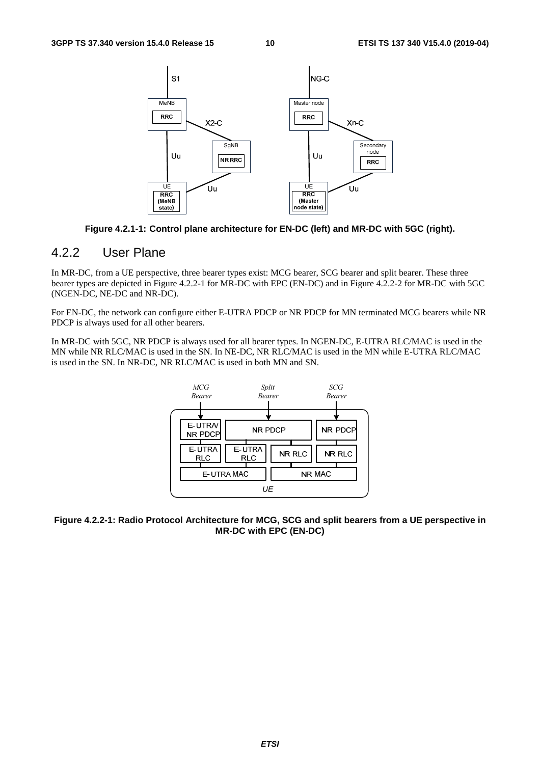Figure 4.2.1-1: Control plane architecture for EN-DC (left) and MR-DC with 5GC (right).

### 4.2.2 User Plane

In MR-DC, from a UE perspective, three bearer types exist: MCG bearer, SCG bearer and split bearer. These three bearer types are depicted in Figure 4.2.2-1 for MR-DC with EPC (EN-DC) and in Figure 4.2.2-2 for MR-DC with 5GC (NGEN-DC, NE-DC and NR-DC).

For EN-DC, the network can configure either E-UTRA PDCP or NR PDCP for MN terminated MCG bearers while NR PDCP is always used for all other bearers.

In MR-DC with 5GC, NR PDCP is always used for all bearer types. In NGEN-DC, E-UTRA RLC/MAC is used in the MN while NR RLC/MAC is used in the SN. In NE-DC, NR RLC/MAC is used in the MN while E-UTRA RLC/MAC is used in the SN. In NR-DC, NR RLC/MAC is used in both MN and SN.

Figure 4.2.2-1: Radio Protocol Architecture for MCG, SCG and split bearers from a UE perspective in MR-DC with EPC (EN-DC)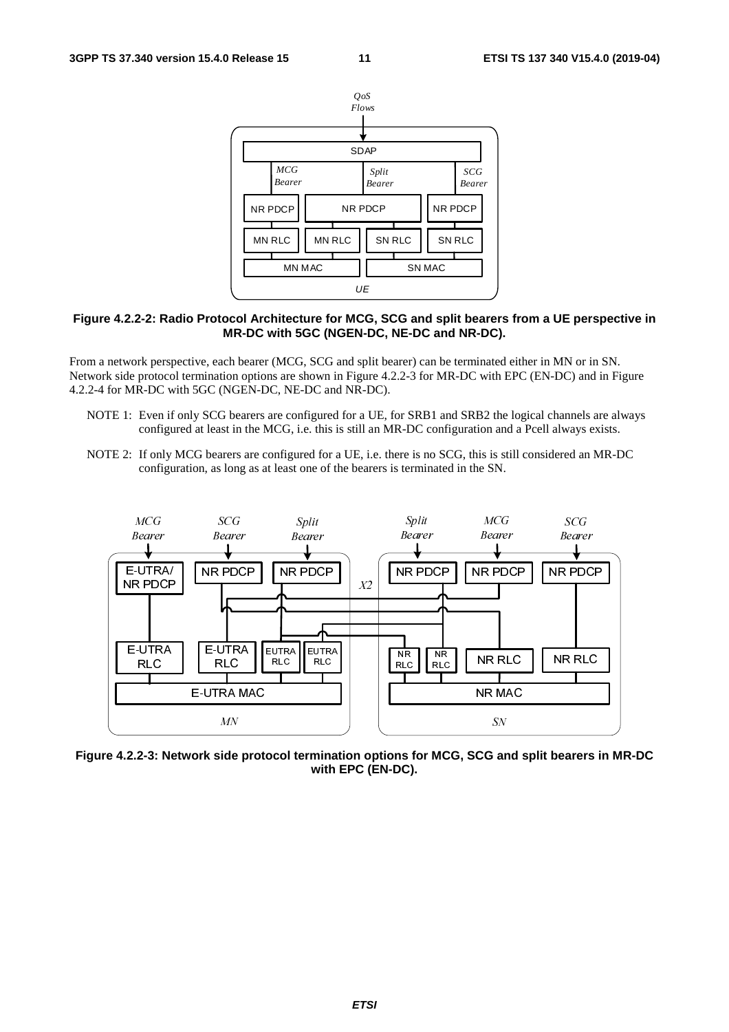**Figure 4.2.2-2: Radio Protocol Architecture for MCG, SCG and split bearers from a UE perspective in MR-DC with 5GC (NGEN-DC, NE-DC and NR-DC).**

From a network perspective, each bearer (MCG, SCG and split bearer) can be terminated either in MN or in SN. Network side protocol termination options are shown in Figure 4.2.2-3 for MR-DC with EPC (EN-DC) and in Figure 4.2.2-4 for MR-DC with 5GC (NGEN-DC, NE-DC and NR-DC).

NOTE 1: Even if only SCG bearers are configured for a UE, for SRB1 and SRB2 the logical channels are always configured at least in the MCG, i.e. this is still an MR-DC configuration and a Pcell always exists.

NOTE 2: If only MCG bearers are configured for a UE, i.e. there is no SCG, this is still considered an MR-DC configuration, as long as at least one of the bearers is terminated in the SN.

**Figure 4.2.2-3: Network side protocol termination options for MCG, SCG and split bearers in MR-DC with EPC (EN-DC).**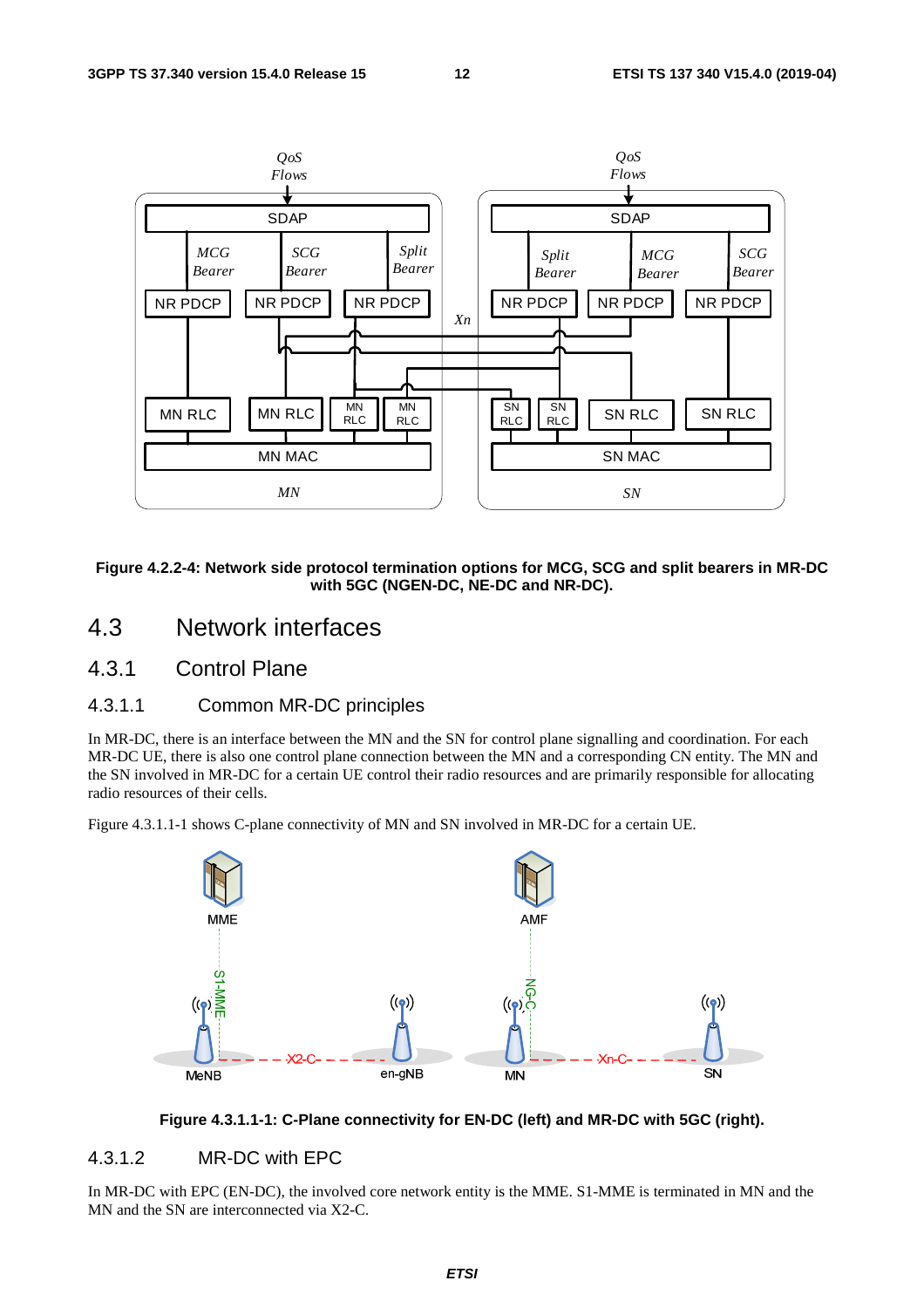Figure 4.2.2-4: Network side protocol termination options for MCG, SCG and split bearers in MR-DC with 5GC (NGEN-DC, NE-DC and NR-DC).

## 4.3 Network interfaces

### 4.3.1 Control Plane

#### 4.3.1.1 Common MR-DC principles

In MR-DC, there is an interface between the MN and the SN for control plane signalling and coordination. For each MR-DC UE, there is also one control plane connection between the MN and a corresponding CN entity. The MN and the SN involved in MR-DC for a certain UE control their radio resources and are primarily responsible for allocating radio resources of their cells.

Figure 4.3.1.1-1 shows C-plane connectivity of MN and SN involved in MR-DC for a certain UE.

Figure 4.3.1.1-1: C-Plane connectivity for EN-DC (left) and MR-DC with 5GC (right).

#### 4.3.1.2 MR-DC with EPC

In MR-DC with EPC (EN-DC), the involved core network entity is the MME. S1-MME is terminated in MN and the MN and the SN are interconnected via X2-C.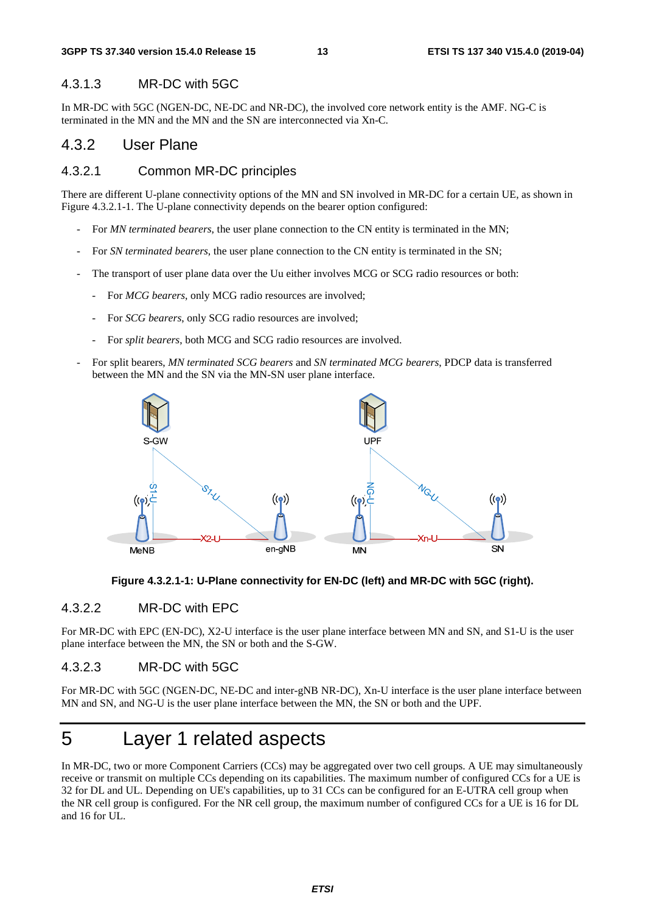#### 4.3.1.3 MR-DC with 5GC

In MR-DC with 5GC (NGEN-DC, NE-DC and NR-DC), the involved core network entity is the AMF. NG-C is terminated in the MN and the MN and the SN are interconnected via Xn-C.

### 4.3.2 User Plane

#### 4.3.2.1 Common MR-DC principles

There are different U-plane connectivity options of the MN and SN involved in MR-DC for a certain UE, as shown in Figure 4.3.2.1-1. The U-plane connectivity depends on the bearer option configured:

- For *MN terminated bearers*, the user plane connection to the CN entity is terminated in the MN;
- For *SN terminated bearers*, the user plane connection to the CN entity is terminated in the SN;
- The transport of user plane data over the Uu either involves MCG or SCG radio resources or both:
  - For *MCG bearers*, only MCG radio resources are involved;
  - For *SCG bearers*, only SCG radio resources are involved;
  - For *split bearers*, both MCG and SCG radio resources are involved.
- For split bearers, *MN terminated SCG bearers* and *SN terminated MCG bearers*, PDCP data is transferred between the MN and the SN via the MN-SN user plane interface.

**Figure 4.3.2.1-1: U-Plane connectivity for EN-DC (left) and MR-DC with 5GC (right).**

#### 4.3.2.2 MR-DC with EPC

For MR-DC with EPC (EN-DC), X2-U interface is the user plane interface between MN and SN, and S1-U is the user plane interface between the MN, the SN or both and the S-GW.

#### 4.3.2.3 MR-DC with 5GC

For MR-DC with 5GC (NGEN-DC, NE-DC and inter-gNB NR-DC), Xn-U interface is the user plane interface between MN and SN, and NG-U is the user plane interface between the MN, the SN or both and the UPF.

# 5 Layer 1 related aspects

In MR-DC, two or more Component Carriers (CCs) may be aggregated over two cell groups. A UE may simultaneously receive or transmit on multiple CCs depending on its capabilities. The maximum number of configured CCs for a UE is 32 for DL and UL. Depending on UE's capabilities, up to 31 CCs can be configured for an E-UTRA cell group when the NR cell group is configured. For the NR cell group, the maximum number of configured CCs for a UE is 16 for DL and 16 for UL.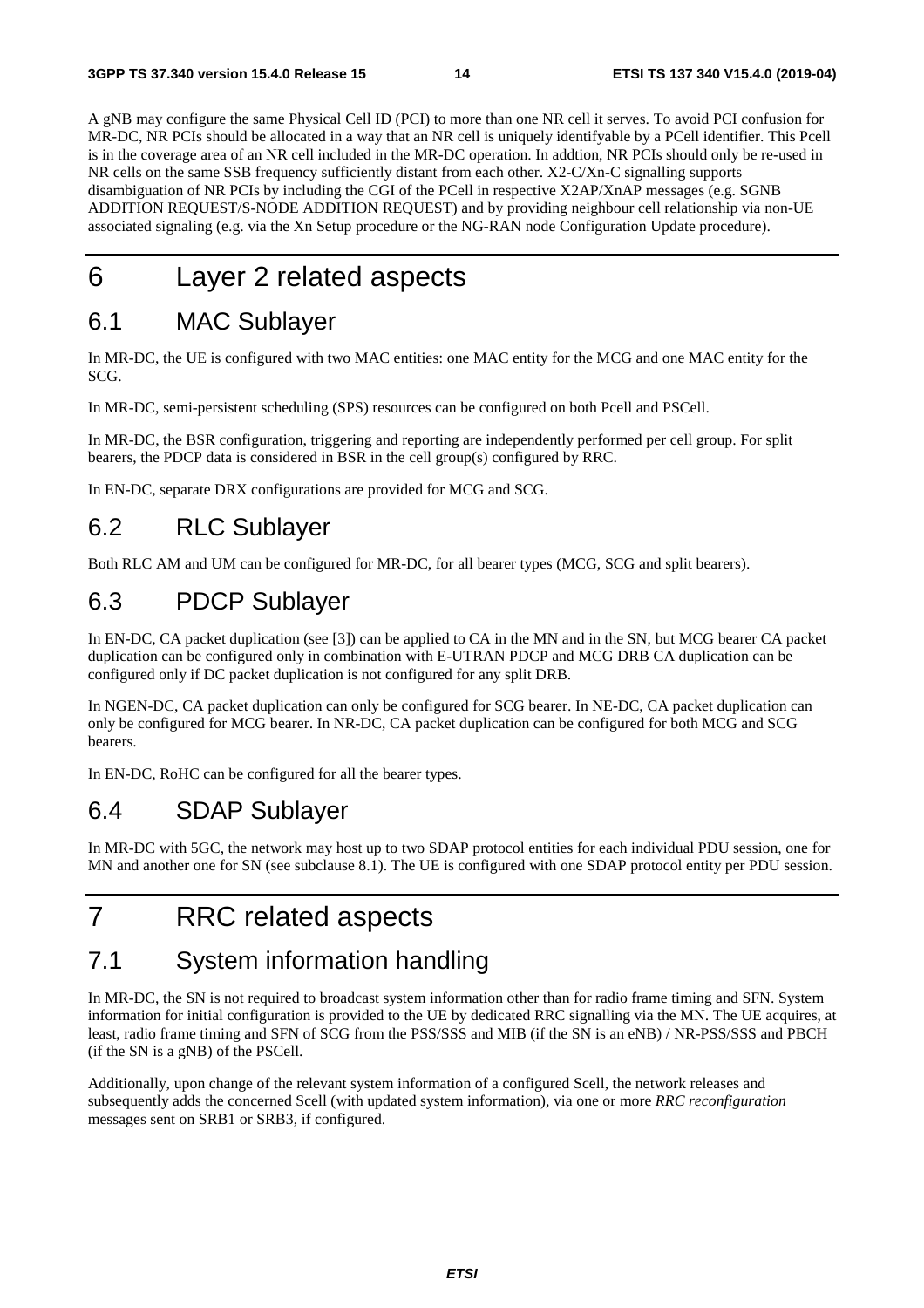A gNB may configure the same Physical Cell ID (PCI) to more than one NR cell it serves. To avoid PCI confusion for MR-DC, NR PCIs should be allocated in a way that an NR cell is uniquely identifyable by a PCell identifier. This Pcell is in the coverage area of an NR cell included in the MR-DC operation. In addtion, NR PCIs should only be re-used in NR cells on the same SSB frequency sufficiently distant from each other. X2-C/Xn-C signalling supports disambiguation of NR PCIs by including the CGI of the PCell in respective X2AP/XnAP messages (e.g. SGNB ADDITION REQUEST/S-NODE ADDITION REQUEST) and by providing neighbour cell relationship via non-UE associated signaling (e.g. via the Xn Setup procedure or the NG-RAN node Configuration Update procedure).

# 6 Layer 2 related aspects

## 6.1 MAC Sublayer

In MR-DC, the UE is configured with two MAC entities: one MAC entity for the MCG and one MAC entity for the SCG.

In MR-DC, semi-persistent scheduling (SPS) resources can be configured on both Pcell and PSCell.

In MR-DC, the BSR configuration, triggering and reporting are independently performed per cell group. For split bearers, the PDCP data is considered in BSR in the cell group(s) configured by RRC.

In EN-DC, separate DRX configurations are provided for MCG and SCG.

## 6.2 RLC Sublayer

Both RLC AM and UM can be configured for MR-DC, for all bearer types (MCG, SCG and split bearers).

## 6.3 PDCP Sublayer

In EN-DC, CA packet duplication (see [3]) can be applied to CA in the MN and in the SN, but MCG bearer CA packet duplication can be configured only in combination with E-UTRAN PDCP and MCG DRB CA duplication can be configured only if DC packet duplication is not configured for any split DRB.

In NGEN-DC, CA packet duplication can only be configured for SCG bearer. In NE-DC, CA packet duplication can only be configured for MCG bearer. In NR-DC, CA packet duplication can be configured for both MCG and SCG bearers.

In EN-DC, RoHC can be configured for all the bearer types.

## 6.4 SDAP Sublayer

In MR-DC with 5GC, the network may host up to two SDAP protocol entities for each individual PDU session, one for MN and another one for SN (see subclause 8.1). The UE is configured with one SDAP protocol entity per PDU session.

# 7 RRC related aspects

## 7.1 System information handling

In MR-DC, the SN is not required to broadcast system information other than for radio frame timing and SFN. System information for initial configuration is provided to the UE by dedicated RRC signalling via the MN. The UE acquires, at least, radio frame timing and SFN of SCG from the PSS/SSS and MIB (if the SN is an eNB) / NR-PSS/SSS and PBCH (if the SN is a gNB) of the PSCell.

Additionally, upon change of the relevant system information of a configured Scell, the network releases and subsequently adds the concerned Scell (with updated system information), via one or more *RRC reconfiguration* messages sent on SRB1 or SRB3, if configured.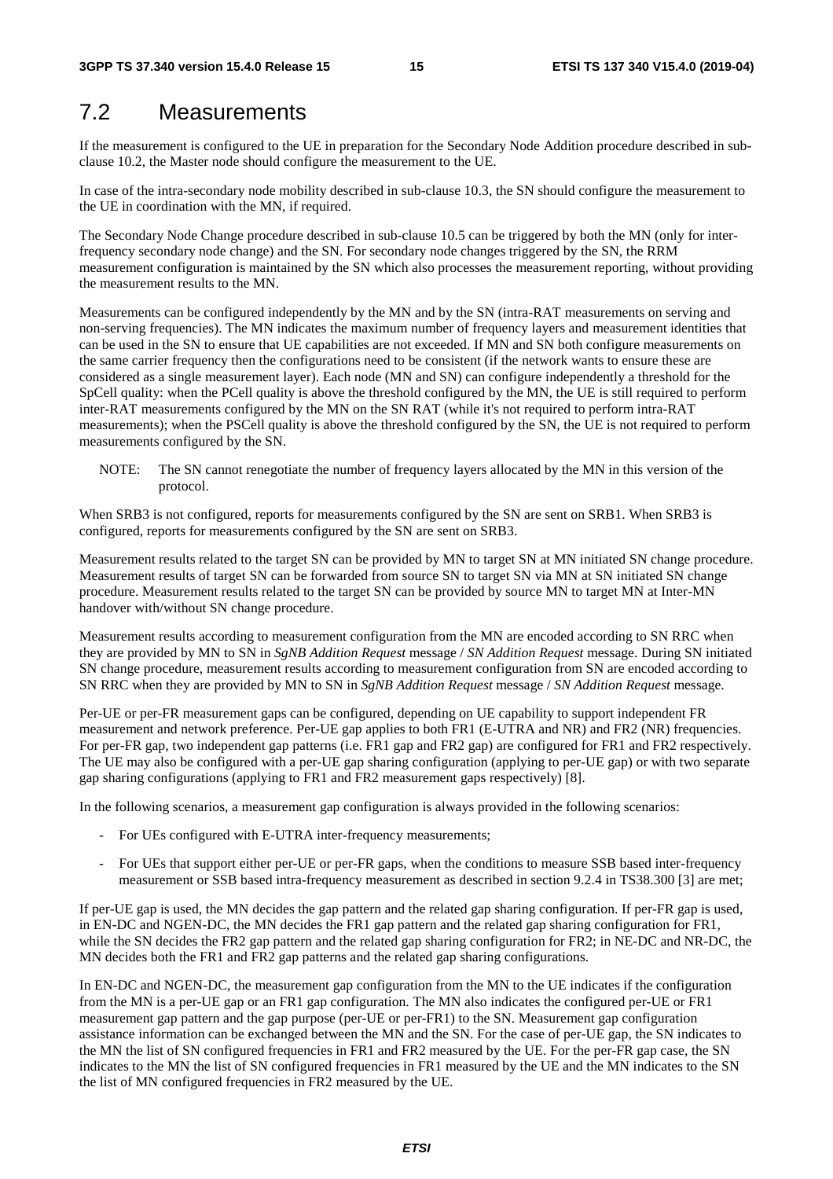## 7.2 Measurements

If the measurement is configured to the UE in preparation for the Secondary Node Addition procedure described in sub-clause 10.2, the Master node should configure the measurement to the UE.

In case of the intra-secondary node mobility described in sub-clause 10.3, the SN should configure the measurement to the UE in coordination with the MN, if required.

The Secondary Node Change procedure described in sub-clause 10.5 can be triggered by both the MN (only for inter-frequency secondary node change) and the SN. For secondary node changes triggered by the SN, the RRM measurement configuration is maintained by the SN which also processes the measurement reporting, without providing the measurement results to the MN.

Measurements can be configured independently by the MN and by the SN (intra-RAT measurements on serving and non-serving frequencies). The MN indicates the maximum number of frequency layers and measurement identities that can be used in the SN to ensure that UE capabilities are not exceeded. If MN and SN both configure measurements on the same carrier frequency then the configurations need to be consistent (if the network wants to ensure these are considered as a single measurement layer). Each node (MN and SN) can configure independently a threshold for the SpCell quality: when the PCell quality is above the threshold configured by the MN, the UE is still required to perform inter-RAT measurements configured by the MN on the SN RAT (while it's not required to perform intra-RAT measurements); when the PSCell quality is above the threshold configured by the SN, the UE is not required to perform measurements configured by the SN.

NOTE: The SN cannot renegotiate the number of frequency layers allocated by the MN in this version of the protocol.

When SRB3 is not configured, reports for measurements configured by the SN are sent on SRB1. When SRB3 is configured, reports for measurements configured by the SN are sent on SRB3.

Measurement results related to the target SN can be provided by MN to target SN at MN initiated SN change procedure. Measurement results of target SN can be forwarded from source SN to target SN via MN at SN initiated SN change procedure. Measurement results related to the target SN can be provided by source MN to target MN at Inter-MN handover with/without SN change procedure.

Measurement results according to measurement configuration from the MN are encoded according to SN RRC when they are provided by MN to SN in *SgNB Addition Request* message / *SN Addition Request* message. During SN initiated SN change procedure, measurement results according to measurement configuration from SN are encoded according to SN RRC when they are provided by MN to SN in *SgNB Addition Request* message / *SN Addition Request* message.

Per-UE or per-FR measurement gaps can be configured, depending on UE capability to support independent FR measurement and network preference. Per-UE gap applies to both FR1 (E-UTRA and NR) and FR2 (NR) frequencies. For per-FR gap, two independent gap patterns (i.e. FR1 gap and FR2 gap) are configured for FR1 and FR2 respectively. The UE may also be configured with a per-UE gap sharing configuration (applying to per-UE gap) or with two separate gap sharing configurations (applying to FR1 and FR2 measurement gaps respectively) [8].

In the following scenarios, a measurement gap configuration is always provided in the following scenarios:

- For UEs configured with E-UTRA inter-frequency measurements;
- For UEs that support either per-UE or per-FR gaps, when the conditions to measure SSB based inter-frequency measurement or SSB based intra-frequency measurement as described in section 9.2.4 in TS38.300 [3] are met;

If per-UE gap is used, the MN decides the gap pattern and the related gap sharing configuration. If per-FR gap is used, in EN-DC and NGEN-DC, the MN decides the FR1 gap pattern and the related gap sharing configuration for FR1, while the SN decides the FR2 gap pattern and the related gap sharing configuration for FR2; in NE-DC and NR-DC, the MN decides both the FR1 and FR2 gap patterns and the related gap sharing configurations.

In EN-DC and NGEN-DC, the measurement gap configuration from the MN to the UE indicates if the configuration from the MN is a per-UE gap or an FR1 gap configuration. The MN also indicates the configured per-UE or FR1 measurement gap pattern and the gap purpose (per-UE or per-FR1) to the SN. Measurement gap configuration assistance information can be exchanged between the MN and the SN. For the case of per-UE gap, the SN indicates to the MN the list of SN configured frequencies in FR1 and FR2 measured by the UE. For the per-FR gap case, the SN indicates to the MN the list of SN configured frequencies in FR1 measured by the UE and the MN indicates to the SN the list of MN configured frequencies in FR2 measured by the UE.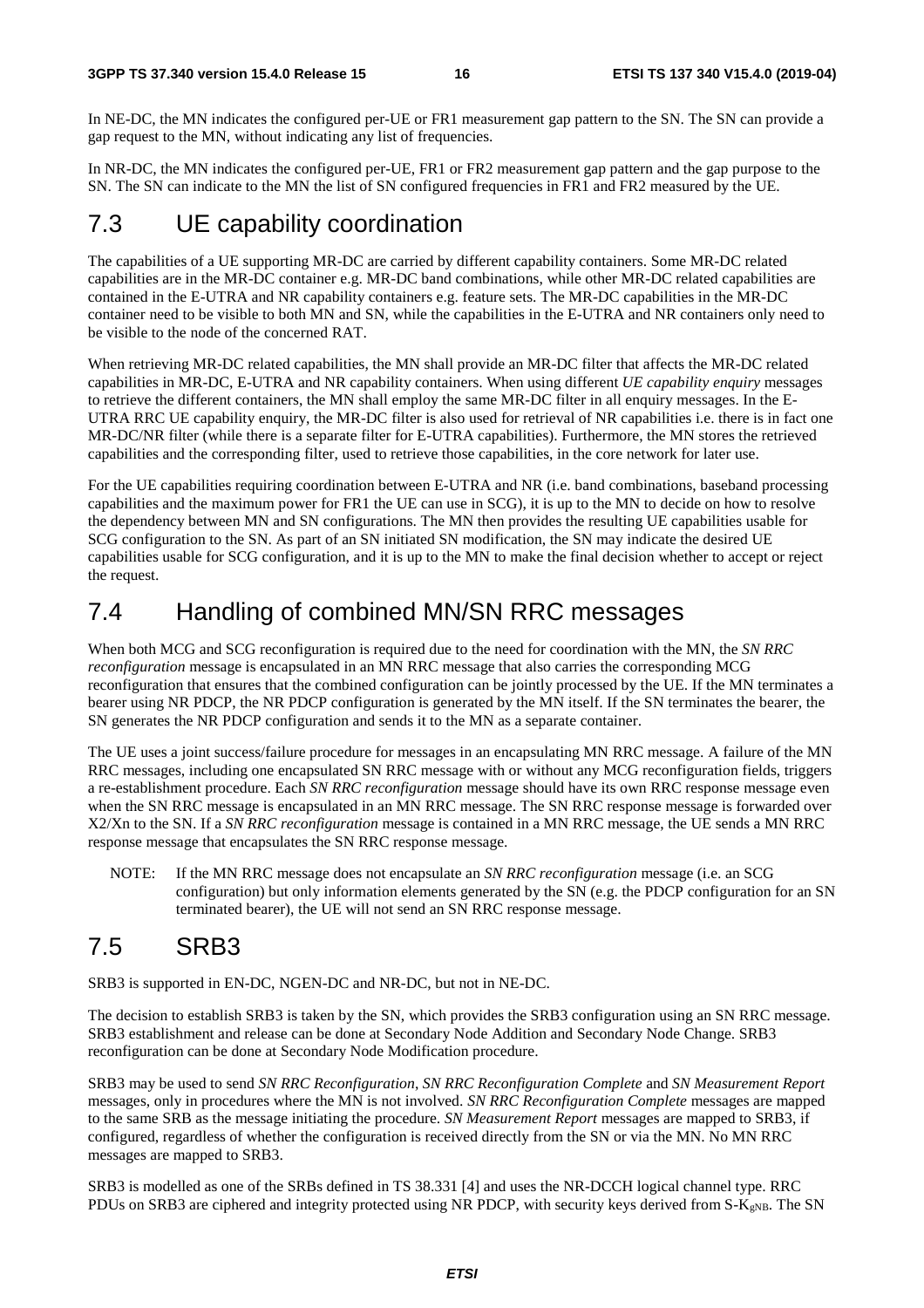In NE-DC, the MN indicates the configured per-UE or FR1 measurement gap pattern to the SN. The SN can provide a gap request to the MN, without indicating any list of frequencies.

In NR-DC, the MN indicates the configured per-UE, FR1 or FR2 measurement gap pattern and the gap purpose to the SN. The SN can indicate to the MN the list of SN configured frequencies in FR1 and FR2 measured by the UE.

## 7.3 UE capability coordination

The capabilities of a UE supporting MR-DC are carried by different capability containers. Some MR-DC related capabilities are in the MR-DC container e.g. MR-DC band combinations, while other MR-DC related capabilities are contained in the E-UTRA and NR capability containers e.g. feature sets. The MR-DC capabilities in the MR-DC container need to be visible to both MN and SN, while the capabilities in the E-UTRA and NR containers only need to be visible to the node of the concerned RAT.

When retrieving MR-DC related capabilities, the MN shall provide an MR-DC filter that affects the MR-DC related capabilities in MR-DC, E-UTRA and NR capability containers. When using different *UE capability enquiry* messages to retrieve the different containers, the MN shall employ the same MR-DC filter in all enquiry messages. In the E-UTRA RRC UE capability enquiry, the MR-DC filter is also used for retrieval of NR capabilities i.e. there is in fact one MR-DC/NR filter (while there is a separate filter for E-UTRA capabilities). Furthermore, the MN stores the retrieved capabilities and the corresponding filter, used to retrieve those capabilities, in the core network for later use.

For the UE capabilities requiring coordination between E-UTRA and NR (i.e. band combinations, baseband processing capabilities and the maximum power for FR1 the UE can use in SCG), it is up to the MN to decide on how to resolve the dependency between MN and SN configurations. The MN then provides the resulting UE capabilities usable for SCG configuration to the SN. As part of an SN initiated SN modification, the SN may indicate the desired UE capabilities usable for SCG configuration, and it is up to the MN to make the final decision whether to accept or reject the request.

## 7.4 Handling of combined MN/SN RRC messages

When both MCG and SCG reconfiguration is required due to the need for coordination with the MN, the *SN RRC reconfiguration* message is encapsulated in an MN RRC message that also carries the corresponding MCG reconfiguration that ensures that the combined configuration can be jointly processed by the UE. If the MN terminates a bearer using NR PDCP, the NR PDCP configuration is generated by the MN itself. If the SN terminates the bearer, the SN generates the NR PDCP configuration and sends it to the MN as a separate container.

The UE uses a joint success/failure procedure for messages in an encapsulating MN RRC message. A failure of the MN RRC messages, including one encapsulated SN RRC message with or without any MCG reconfiguration fields, triggers a re-establishment procedure. Each *SN RRC reconfiguration* message should have its own RRC response message even when the SN RRC message is encapsulated in an MN RRC message. The SN RRC response message is forwarded over X2/Xn to the SN. If a *SN RRC reconfiguration* message is contained in a MN RRC message, the UE sends a MN RRC response message that encapsulates the SN RRC response message.

NOTE: If the MN RRC message does not encapsulate an *SN RRC reconfiguration* message (i.e. an SCG configuration) but only information elements generated by the SN (e.g. the PDCP configuration for an SN terminated bearer), the UE will not send an SN RRC response message.

## 7.5 SRB3

SRB3 is supported in EN-DC, NGEN-DC and NR-DC, but not in NE-DC.

The decision to establish SRB3 is taken by the SN, which provides the SRB3 configuration using an SN RRC message. SRB3 establishment and release can be done at Secondary Node Addition and Secondary Node Change. SRB3 reconfiguration can be done at Secondary Node Modification procedure.

SRB3 may be used to send *SN RRC Reconfiguration*, *SN RRC Reconfiguration Complete* and *SN Measurement Report* messages, only in procedures where the MN is not involved. *SN RRC Reconfiguration Complete* messages are mapped to the same SRB as the message initiating the procedure. *SN Measurement Report* messages are mapped to SRB3, if configured, regardless of whether the configuration is received directly from the SN or via the MN. No MN RRC messages are mapped to SRB3.

SRB3 is modelled as one of the SRBs defined in TS 38.331 [4] and uses the NR-DCCH logical channel type. RRC PDUs on SRB3 are ciphered and integrity protected using NR PDCP, with security keys derived from S-$K_{gNB}$. The SN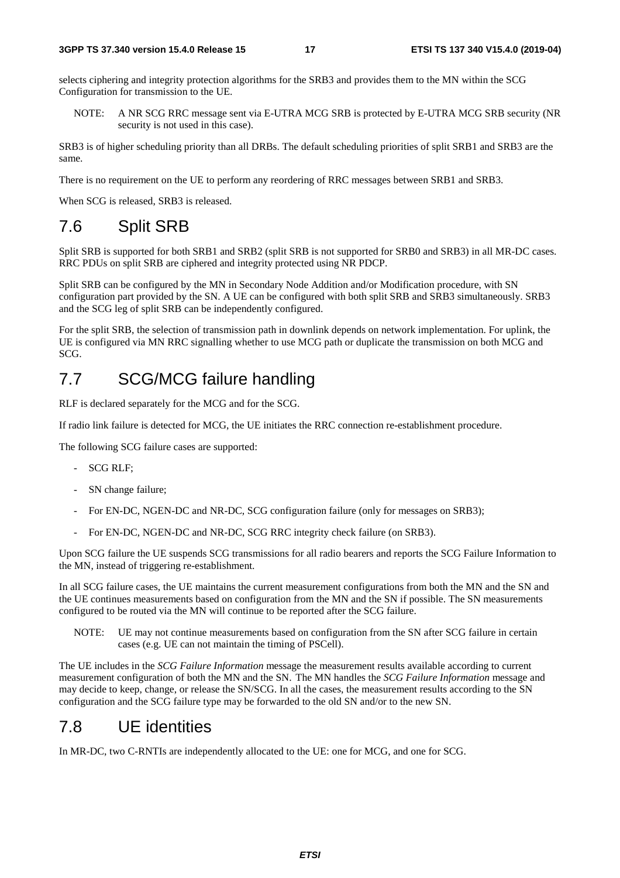selects ciphering and integrity protection algorithms for the SRB3 and provides them to the MN within the SCG Configuration for transmission to the UE.

NOTE: A NR SCG RRC message sent via E-UTRA MCG SRB is protected by E-UTRA MCG SRB security (NR security is not used in this case).

SRB3 is of higher scheduling priority than all DRBs. The default scheduling priorities of split SRB1 and SRB3 are the same.

There is no requirement on the UE to perform any reordering of RRC messages between SRB1 and SRB3.

When SCG is released, SRB3 is released.

# 7.6 Split SRB

Split SRB is supported for both SRB1 and SRB2 (split SRB is not supported for SRB0 and SRB3) in all MR-DC cases. RRC PDUs on split SRB are ciphered and integrity protected using NR PDCP.

Split SRB can be configured by the MN in Secondary Node Addition and/or Modification procedure, with SN configuration part provided by the SN. A UE can be configured with both split SRB and SRB3 simultaneously. SRB3 and the SCG leg of split SRB can be independently configured.

For the split SRB, the selection of transmission path in downlink depends on network implementation. For uplink, the UE is configured via MN RRC signalling whether to use MCG path or duplicate the transmission on both MCG and SCG.

# 7.7 SCG/MCG failure handling

RLF is declared separately for the MCG and for the SCG.

If radio link failure is detected for MCG, the UE initiates the RRC connection re-establishment procedure.

The following SCG failure cases are supported:

- SCG RLF;
- SN change failure;
- For EN-DC, NGEN-DC and NR-DC, SCG configuration failure (only for messages on SRB3);
- For EN-DC, NGEN-DC and NR-DC, SCG RRC integrity check failure (on SRB3).

Upon SCG failure the UE suspends SCG transmissions for all radio bearers and reports the SCG Failure Information to the MN, instead of triggering re-establishment.

In all SCG failure cases, the UE maintains the current measurement configurations from both the MN and the SN and the UE continues measurements based on configuration from the MN and the SN if possible. The SN measurements configured to be routed via the MN will continue to be reported after the SCG failure.

NOTE: UE may not continue measurements based on configuration from the SN after SCG failure in certain cases (e.g. UE can not maintain the timing of PSCell).

The UE includes in the *SCG Failure Information* message the measurement results available according to current measurement configuration of both the MN and the SN. The MN handles the *SCG Failure Information* message and may decide to keep, change, or release the SN/SCG. In all the cases, the measurement results according to the SN configuration and the SCG failure type may be forwarded to the old SN and/or to the new SN.

# 7.8 UE identities

In MR-DC, two C-RNTIs are independently allocated to the UE: one for MCG, and one for SCG.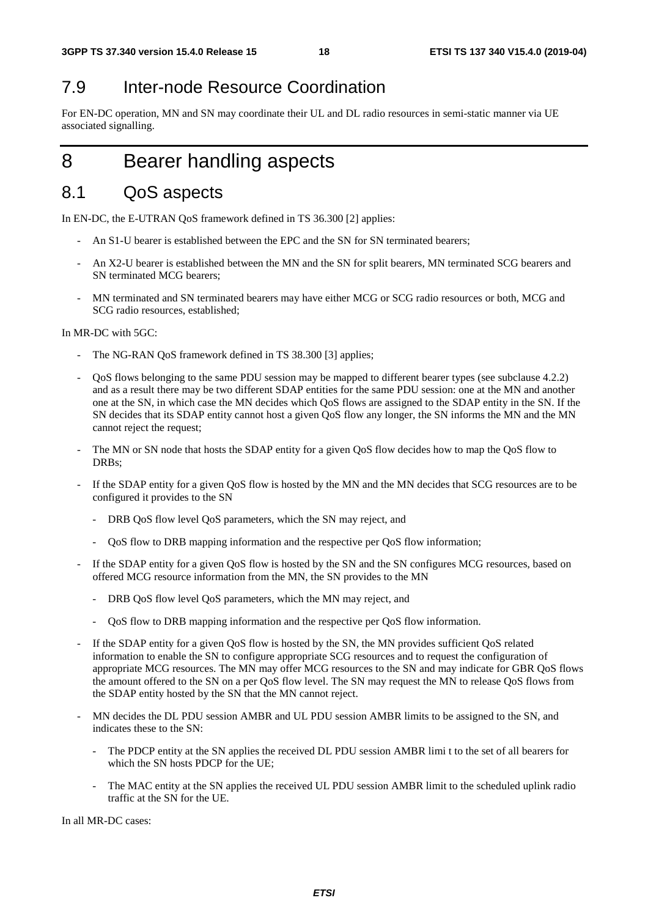## 7.9 Inter-node Resource Coordination

For EN-DC operation, MN and SN may coordinate their UL and DL radio resources in semi-static manner via UE associated signalling.

# 8 Bearer handling aspects

## 8.1 QoS aspects

In EN-DC, the E-UTRAN QoS framework defined in TS 36.300 [2] applies:

- An S1-U bearer is established between the EPC and the SN for SN terminated bearers;
- An X2-U bearer is established between the MN and the SN for split bearers, MN terminated SCG bearers and SN terminated MCG bearers;
- MN terminated and SN terminated bearers may have either MCG or SCG radio resources or both, MCG and SCG radio resources, established;

In MR-DC with 5GC:

- The NG-RAN QoS framework defined in TS 38.300 [3] applies;
- QoS flows belonging to the same PDU session may be mapped to different bearer types (see subclause 4.2.2) and as a result there may be two different SDAP entities for the same PDU session: one at the MN and another one at the SN, in which case the MN decides which QoS flows are assigned to the SDAP entity in the SN. If the SN decides that its SDAP entity cannot host a given QoS flow any longer, the SN informs the MN and the MN cannot reject the request;
- The MN or SN node that hosts the SDAP entity for a given QoS flow decides how to map the QoS flow to DRBs;
- If the SDAP entity for a given QoS flow is hosted by the MN and the MN decides that SCG resources are to be configured it provides to the SN
  - DRB QoS flow level QoS parameters, which the SN may reject, and
  - QoS flow to DRB mapping information and the respective per QoS flow information;
- If the SDAP entity for a given QoS flow is hosted by the SN and the SN configures MCG resources, based on offered MCG resource information from the MN, the SN provides to the MN
  - DRB QoS flow level QoS parameters, which the MN may reject, and
  - QoS flow to DRB mapping information and the respective per QoS flow information.
- If the SDAP entity for a given QoS flow is hosted by the SN, the MN provides sufficient QoS related information to enable the SN to configure appropriate SCG resources and to request the configuration of appropriate MCG resources. The MN may offer MCG resources to the SN and may indicate for GBR QoS flows the amount offered to the SN on a per QoS flow level. The SN may request the MN to release QoS flows from the SDAP entity hosted by the SN that the MN cannot reject.
- MN decides the DL PDU session AMBR and UL PDU session AMBR limits to be assigned to the SN, and indicates these to the SN:
  - The PDCP entity at the SN applies the received DL PDU session AMBR limi t to the set of all bearers for which the SN hosts PDCP for the UE;
  - The MAC entity at the SN applies the received UL PDU session AMBR limit to the scheduled uplink radio traffic at the SN for the UE.

In all MR-DC cases: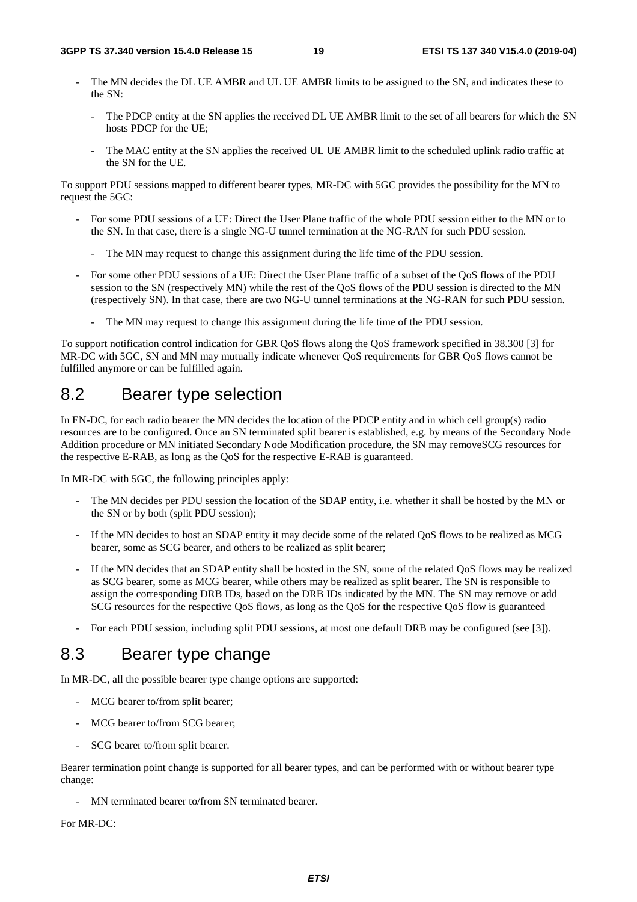- The MN decides the DL UE AMBR and UL UE AMBR limits to be assigned to the SN, and indicates these to the SN:
  - The PDCP entity at the SN applies the received DL UE AMBR limit to the set of all bearers for which the SN hosts PDCP for the UE;
  - The MAC entity at the SN applies the received UL UE AMBR limit to the scheduled uplink radio traffic at the SN for the UE.

To support PDU sessions mapped to different bearer types, MR-DC with 5GC provides the possibility for the MN to request the 5GC:

- For some PDU sessions of a UE: Direct the User Plane traffic of the whole PDU session either to the MN or to the SN. In that case, there is a single NG-U tunnel termination at the NG-RAN for such PDU session.
  - The MN may request to change this assignment during the life time of the PDU session.
- For some other PDU sessions of a UE: Direct the User Plane traffic of a subset of the QoS flows of the PDU session to the SN (respectively MN) while the rest of the QoS flows of the PDU session is directed to the MN (respectively SN). In that case, there are two NG-U tunnel terminations at the NG-RAN for such PDU session.
  - The MN may request to change this assignment during the life time of the PDU session.

To support notification control indication for GBR QoS flows along the QoS framework specified in 38.300 [3] for MR-DC with 5GC, SN and MN may mutually indicate whenever QoS requirements for GBR QoS flows cannot be fulfilled anymore or can be fulfilled again.

## 8.2 Bearer type selection

In EN-DC, for each radio bearer the MN decides the location of the PDCP entity and in which cell group(s) radio resources are to be configured. Once an SN terminated split bearer is established, e.g. by means of the Secondary Node Addition procedure or MN initiated Secondary Node Modification procedure, the SN may removeSCG resources for the respective E-RAB, as long as the QoS for the respective E-RAB is guaranteed.

In MR-DC with 5GC, the following principles apply:

- The MN decides per PDU session the location of the SDAP entity, i.e. whether it shall be hosted by the MN or the SN or by both (split PDU session);
- If the MN decides to host an SDAP entity it may decide some of the related QoS flows to be realized as MCG bearer, some as SCG bearer, and others to be realized as split bearer;
- If the MN decides that an SDAP entity shall be hosted in the SN, some of the related QoS flows may be realized as SCG bearer, some as MCG bearer, while others may be realized as split bearer. The SN is responsible to assign the corresponding DRB IDs, based on the DRB IDs indicated by the MN. The SN may remove or add SCG resources for the respective QoS flows, as long as the QoS for the respective QoS flow is guaranteed
- For each PDU session, including split PDU sessions, at most one default DRB may be configured (see [3]).

## 8.3 Bearer type change

In MR-DC, all the possible bearer type change options are supported:

- MCG bearer to/from split bearer;
- MCG bearer to/from SCG bearer;
- SCG bearer to/from split bearer.

Bearer termination point change is supported for all bearer types, and can be performed with or without bearer type change:

- MN terminated bearer to/from SN terminated bearer.

For MR-DC: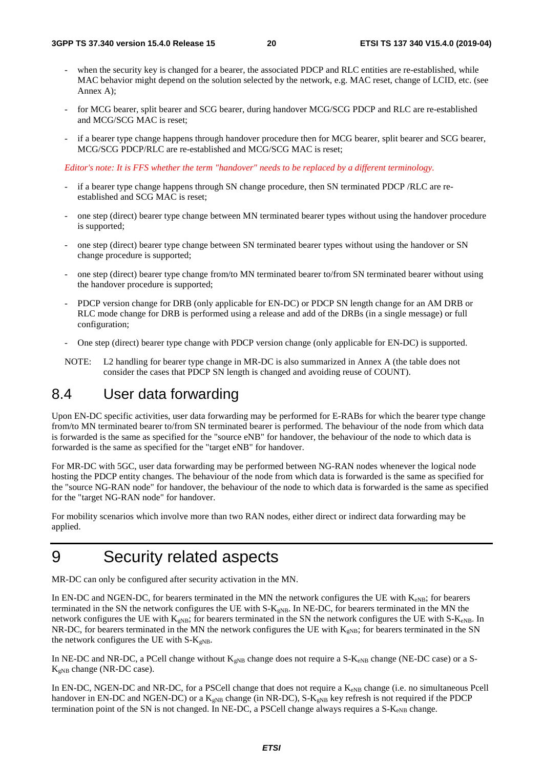- when the security key is changed for a bearer, the associated PDCP and RLC entities are re-established, while MAC behavior might depend on the solution selected by the network, e.g. MAC reset, change of LCID, etc. (see Annex A);
- for MCG bearer, split bearer and SCG bearer, during handover MCG/SCG PDCP and RLC are re-established and MCG/SCG MAC is reset;
- if a bearer type change happens through handover procedure then for MCG bearer, split bearer and SCG bearer, MCG/SCG PDCP/RLC are re-established and MCG/SCG MAC is reset;

*Editor's note: It is FFS whether the term "handover" needs to be replaced by a different terminology.*

- if a bearer type change happens through SN change procedure, then SN terminated PDCP /RLC are re-established and SCG MAC is reset;
- one step (direct) bearer type change between MN terminated bearer types without using the handover procedure is supported;
- one step (direct) bearer type change between SN terminated bearer types without using the handover or SN change procedure is supported;
- one step (direct) bearer type change from/to MN terminated bearer to/from SN terminated bearer without using the handover procedure is supported;
- PDCP version change for DRB (only applicable for EN-DC) or PDCP SN length change for an AM DRB or RLC mode change for DRB is performed using a release and add of the DRBs (in a single message) or full configuration;
- One step (direct) bearer type change with PDCP version change (only applicable for EN-DC) is supported.

NOTE: L2 handling for bearer type change in MR-DC is also summarized in Annex A (the table does not consider the cases that PDCP SN length is changed and avoiding reuse of COUNT).

## 8.4 User data forwarding

Upon EN-DC specific activities, user data forwarding may be performed for E-RABs for which the bearer type change from/to MN terminated bearer to/from SN terminated bearer is performed. The behaviour of the node from which data is forwarded is the same as specified for the "source eNB" for handover, the behaviour of the node to which data is forwarded is the same as specified for the "target eNB" for handover.

For MR-DC with 5GC, user data forwarding may be performed between NG-RAN nodes whenever the logical node hosting the PDCP entity changes. The behaviour of the node from which data is forwarded is the same as specified for the "source NG-RAN node" for handover, the behaviour of the node to which data is forwarded is the same as specified for the "target NG-RAN node" for handover.

For mobility scenarios which involve more than two RAN nodes, either direct or indirect data forwarding may be applied.

# 9 Security related aspects

MR-DC can only be configured after security activation in the MN.

In EN-DC and NGEN-DC, for bearers terminated in the MN the network configures the UE with $K_{eNB}$; for bearers terminated in the SN the network configures the UE with S-$K_{gNB}$. In NE-DC, for bearers terminated in the MN the network configures the UE with $K_{gNB}$; for bearers terminated in the SN the network configures the UE with S-$K_{eNB}$. In NR-DC, for bearers terminated in the MN the network configures the UE with $K_{gNB}$; for bearers terminated in the SN the network configures the UE with S-$K_{gNB}$.

In NE-DC and NR-DC, a PCell change without $K_{gNB}$ change does not require a S-$K_{eNB}$ change (NE-DC case) or a S-$K_{gNB}$ change (NR-DC case).

In EN-DC, NGEN-DC and NR-DC, for a PSCell change that does not require a $K_{eNB}$ change (i.e. no simultaneous Pcell handover in EN-DC and NGEN-DC) or a $K_{gNB}$ change (in NR-DC), S-$K_{gNB}$ key refresh is not required if the PDCP termination point of the SN is not changed. In NE-DC, a PSCell change always requires a S-$K_{eNB}$ change.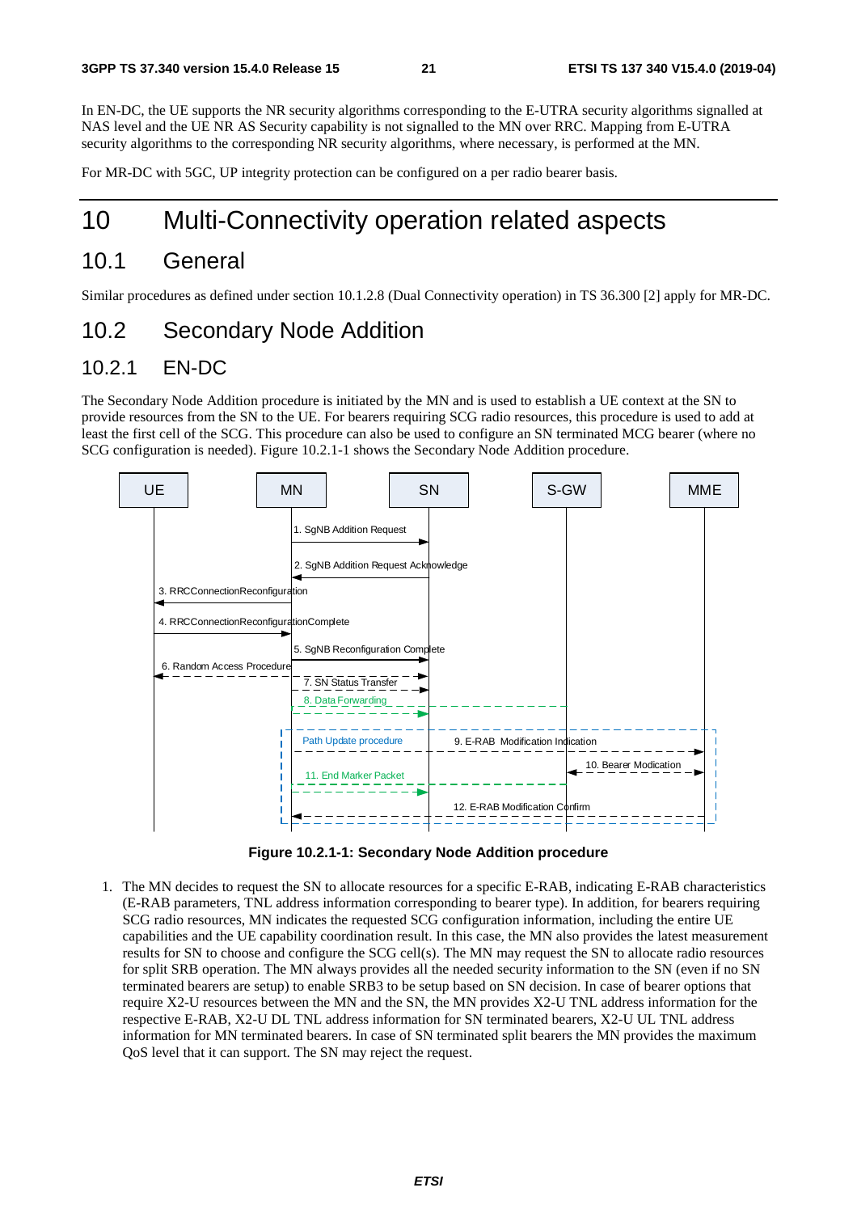In EN-DC, the UE supports the NR security algorithms corresponding to the E-UTRA security algorithms signalled at NAS level and the UE NR AS Security capability is not signalled to the MN over RRC. Mapping from E-UTRA security algorithms to the corresponding NR security algorithms, where necessary, is performed at the MN.

For MR-DC with 5GC, UP integrity protection can be configured on a per radio bearer basis.

# 10 Multi-Connectivity operation related aspects

## 10.1 General

Similar procedures as defined under section 10.1.2.8 (Dual Connectivity operation) in TS 36.300 [2] apply for MR-DC.

## 10.2 Secondary Node Addition

### 10.2.1 EN-DC

The Secondary Node Addition procedure is initiated by the MN and is used to establish a UE context at the SN to provide resources from the SN to the UE. For bearers requiring SCG radio resources, this procedure is used to add at least the first cell of the SCG. This procedure can also be used to configure an SN terminated MCG bearer (where no SCG configuration is needed). Figure 10.2.1-1 shows the Secondary Node Addition procedure.

**Figure 10.2.1-1: Secondary Node Addition procedure**

1. The MN decides to request the SN to allocate resources for a specific E-RAB, indicating E-RAB characteristics (E-RAB parameters, TNL address information corresponding to bearer type). In addition, for bearers requiring SCG radio resources, MN indicates the requested SCG configuration information, including the entire UE capabilities and the UE capability coordination result. In this case, the MN also provides the latest measurement results for SN to choose and configure the SCG cell(s). The MN may request the SN to allocate radio resources for split SRB operation. The MN always provides all the needed security information to the SN (even if no SN terminated bearers are setup) to enable SRB3 to be setup based on SN decision. In case of bearer options that require X2-U resources between the MN and the SN, the MN provides X2-U TNL address information for the respective E-RAB, X2-U DL TNL address information for SN terminated bearers, X2-U UL TNL address information for MN terminated bearers. In case of SN terminated split bearers the MN provides the maximum QoS level that it can support. The SN may reject the request.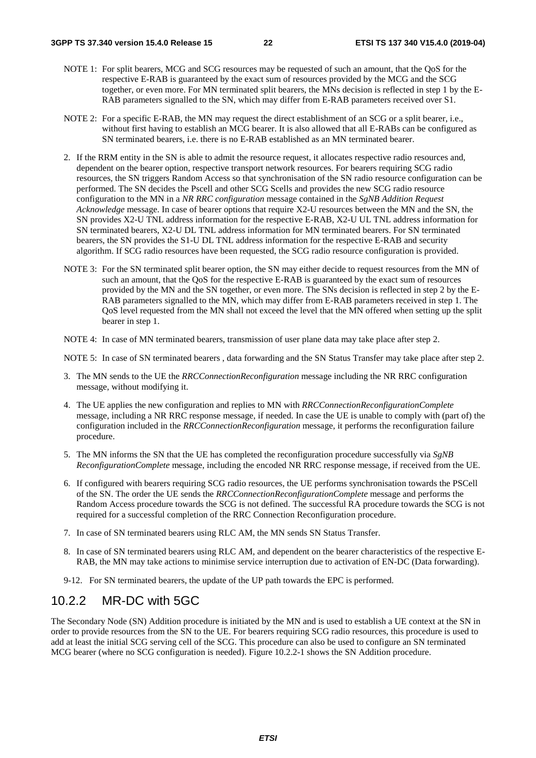NOTE 1: For split bearers, MCG and SCG resources may be requested of such an amount, that the QoS for the respective E-RAB is guaranteed by the exact sum of resources provided by the MCG and the SCG together, or even more. For MN terminated split bearers, the MNs decision is reflected in step 1 by the E-RAB parameters signalled to the SN, which may differ from E-RAB parameters received over S1.

NOTE 2: For a specific E-RAB, the MN may request the direct establishment of an SCG or a split bearer, i.e., without first having to establish an MCG bearer. It is also allowed that all E-RABs can be configured as SN terminated bearers, i.e. there is no E-RAB established as an MN terminated bearer.

2. If the RRM entity in the SN is able to admit the resource request, it allocates respective radio resources and, dependent on the bearer option, respective transport network resources. For bearers requiring SCG radio resources, the SN triggers Random Access so that synchronisation of the SN radio resource configuration can be performed. The SN decides the Pscell and other SCG Scells and provides the new SCG radio resource configuration to the MN in a *NR RRC configuration* message contained in the *SgNB Addition Request Acknowledge* message. In case of bearer options that require X2-U resources between the MN and the SN, the SN provides X2-U TNL address information for the respective E-RAB, X2-U UL TNL address information for SN terminated bearers, X2-U DL TNL address information for MN terminated bearers. For SN terminated bearers, the SN provides the S1-U DL TNL address information for the respective E-RAB and security algorithm. If SCG radio resources have been requested, the SCG radio resource configuration is provided.

NOTE 3: For the SN terminated split bearer option, the SN may either decide to request resources from the MN of such an amount, that the QoS for the respective E-RAB is guaranteed by the exact sum of resources provided by the MN and the SN together, or even more. The SNs decision is reflected in step 2 by the E-RAB parameters signalled to the MN, which may differ from E-RAB parameters received in step 1. The QoS level requested from the MN shall not exceed the level that the MN offered when setting up the split bearer in step 1.

NOTE 4: In case of MN terminated bearers, transmission of user plane data may take place after step 2.

NOTE 5: In case of SN terminated bearers , data forwarding and the SN Status Transfer may take place after step 2.

3. The MN sends to the UE the *RRCConnectionReconfiguration* message including the NR RRC configuration message, without modifying it.

4. The UE applies the new configuration and replies to MN with *RRCConnectionReconfigurationComplete* message, including a NR RRC response message, if needed. In case the UE is unable to comply with (part of) the configuration included in the *RRCConnectionReconfiguration* message, it performs the reconfiguration failure procedure.

5. The MN informs the SN that the UE has completed the reconfiguration procedure successfully via *SgNB ReconfigurationComplete* message, including the encoded NR RRC response message, if received from the UE.

6. If configured with bearers requiring SCG radio resources, the UE performs synchronisation towards the PSCell of the SN. The order the UE sends the *RRCConnectionReconfigurationComplete* message and performs the Random Access procedure towards the SCG is not defined. The successful RA procedure towards the SCG is not required for a successful completion of the RRC Connection Reconfiguration procedure.

7. In case of SN terminated bearers using RLC AM, the MN sends SN Status Transfer.

8. In case of SN terminated bearers using RLC AM, and dependent on the bearer characteristics of the respective E-RAB, the MN may take actions to minimise service interruption due to activation of EN-DC (Data forwarding).

9-12. For SN terminated bearers, the update of the UP path towards the EPC is performed.

## 10.2.2 MR-DC with 5GC

The Secondary Node (SN) Addition procedure is initiated by the MN and is used to establish a UE context at the SN in order to provide resources from the SN to the UE. For bearers requiring SCG radio resources, this procedure is used to add at least the initial SCG serving cell of the SCG. This procedure can also be used to configure an SN terminated MCG bearer (where no SCG configuration is needed). Figure 10.2.2-1 shows the SN Addition procedure.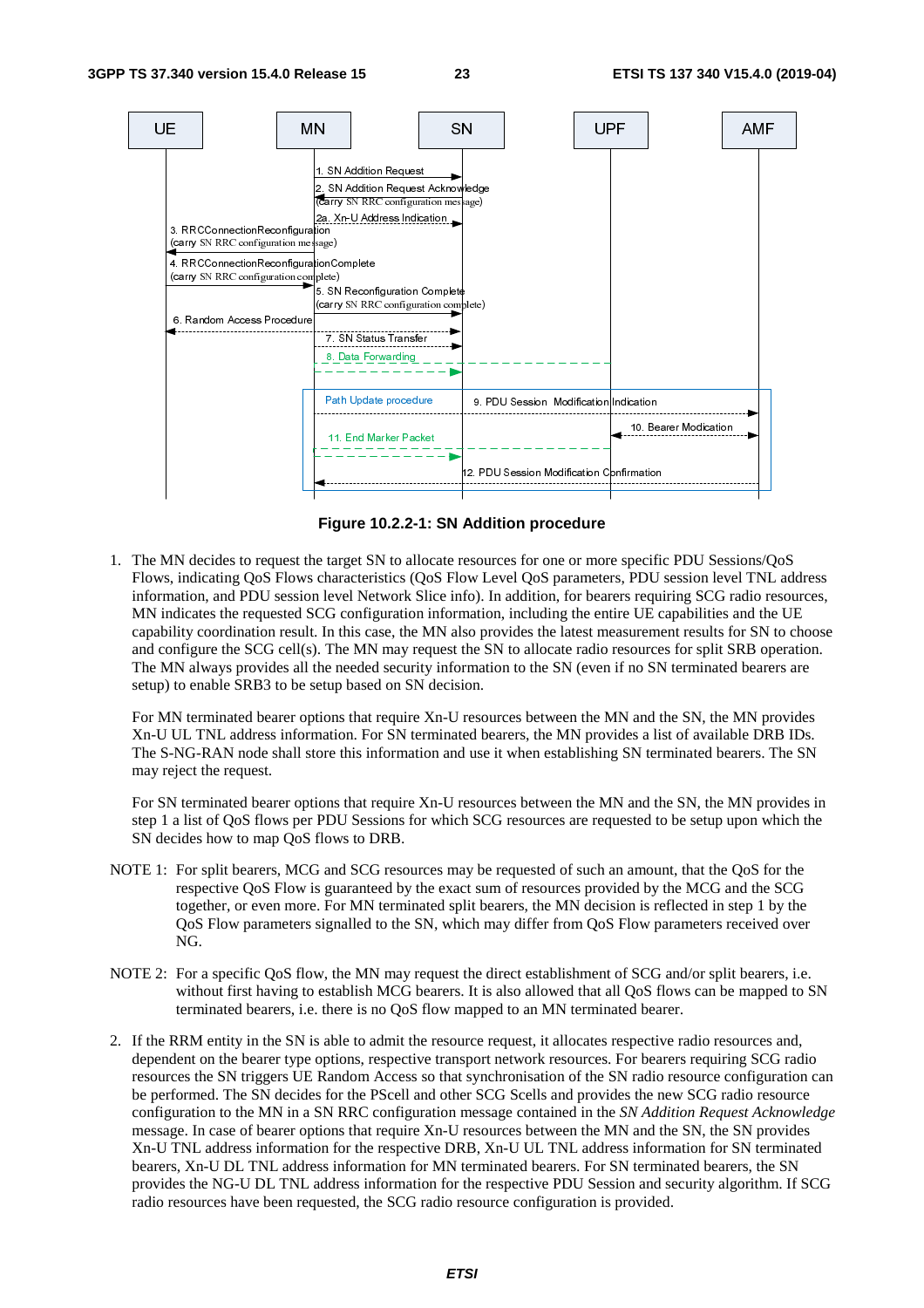**Figure 10.2.2-1: SN Addition procedure**

1. The MN decides to request the target SN to allocate resources for one or more specific PDU Sessions/QoS Flows, indicating QoS Flows characteristics (QoS Flow Level QoS parameters, PDU session level TNL address information, and PDU session level Network Slice info). In addition, for bearers requiring SCG radio resources, MN indicates the requested SCG configuration information, including the entire UE capabilities and the UE capability coordination result. In this case, the MN also provides the latest measurement results for SN to choose and configure the SCG cell(s). The MN may request the SN to allocate radio resources for split SRB operation. The MN always provides all the needed security information to the SN (even if no SN terminated bearers are setup) to enable SRB3 to be setup based on SN decision.

   For MN terminated bearer options that require Xn-U resources between the MN and the SN, the MN provides Xn-U UL TNL address information. For SN terminated bearers, the MN provides a list of available DRB IDs. The S-NG-RAN node shall store this information and use it when establishing SN terminated bearers. The SN may reject the request.

   For SN terminated bearer options that require Xn-U resources between the MN and the SN, the MN provides in step 1 a list of QoS flows per PDU Sessions for which SCG resources are requested to be setup upon which the SN decides how to map QoS flows to DRB.

NOTE 1: For split bearers, MCG and SCG resources may be requested of such an amount, that the QoS for the respective QoS Flow is guaranteed by the exact sum of resources provided by the MCG and the SCG together, or even more. For MN terminated split bearers, the MN decision is reflected in step 1 by the QoS Flow parameters signalled to the SN, which may differ from QoS Flow parameters received over NG.

NOTE 2: For a specific QoS flow, the MN may request the direct establishment of SCG and/or split bearers, i.e. without first having to establish MCG bearers. It is also allowed that all QoS flows can be mapped to SN terminated bearers, i.e. there is no QoS flow mapped to an MN terminated bearer.

2. If the RRM entity in the SN is able to admit the resource request, it allocates respective radio resources and, dependent on the bearer type options, respective transport network resources. For bearers requiring SCG radio resources the SN triggers UE Random Access so that synchronisation of the SN radio resource configuration can be performed. The SN decides for the PScell and other SCG Scells and provides the new SCG radio resource configuration to the MN in a SN RRC configuration message contained in the *SN Addition Request Acknowledge* message. In case of bearer options that require Xn-U resources between the MN and the SN, the SN provides Xn-U TNL address information for the respective DRB, Xn-U UL TNL address information for SN terminated bearers, Xn-U DL TNL address information for MN terminated bearers. For SN terminated bearers, the SN provides the NG-U DL TNL address information for the respective PDU Session and security algorithm. If SCG radio resources have been requested, the SCG radio resource configuration is provided.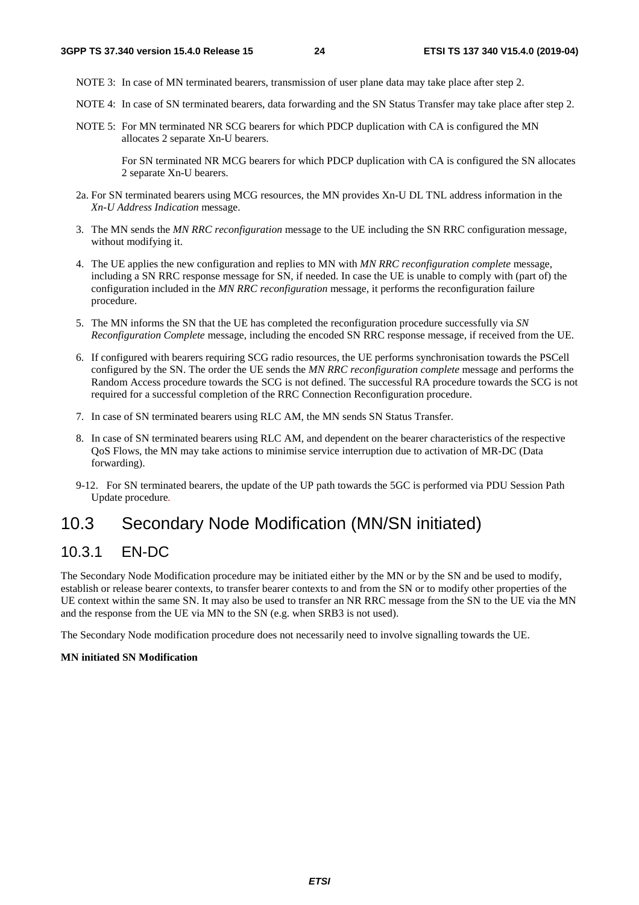NOTE 3: In case of MN terminated bearers, transmission of user plane data may take place after step 2.

NOTE 4: In case of SN terminated bearers, data forwarding and the SN Status Transfer may take place after step 2.

NOTE 5: For MN terminated NR SCG bearers for which PDCP duplication with CA is configured the MN allocates 2 separate Xn-U bearers.

For SN terminated NR MCG bearers for which PDCP duplication with CA is configured the SN allocates 2 separate Xn-U bearers.

2a. For SN terminated bearers using MCG resources, the MN provides Xn-U DL TNL address information in the *Xn-U Address Indication* message.

3. The MN sends the *MN RRC reconfiguration* message to the UE including the SN RRC configuration message, without modifying it.

4. The UE applies the new configuration and replies to MN with *MN RRC reconfiguration complete* message, including a SN RRC response message for SN, if needed. In case the UE is unable to comply with (part of) the configuration included in the *MN RRC reconfiguration* message, it performs the reconfiguration failure procedure.

5. The MN informs the SN that the UE has completed the reconfiguration procedure successfully via *SN Reconfiguration Complete* message, including the encoded SN RRC response message, if received from the UE.

6. If configured with bearers requiring SCG radio resources, the UE performs synchronisation towards the PSCell configured by the SN. The order the UE sends the *MN RRC reconfiguration complete* message and performs the Random Access procedure towards the SCG is not defined. The successful RA procedure towards the SCG is not required for a successful completion of the RRC Connection Reconfiguration procedure.

7. In case of SN terminated bearers using RLC AM, the MN sends SN Status Transfer.

8. In case of SN terminated bearers using RLC AM, and dependent on the bearer characteristics of the respective QoS Flows, the MN may take actions to minimise service interruption due to activation of MR-DC (Data forwarding).

9-12. For SN terminated bearers, the update of the UP path towards the 5GC is performed via PDU Session Path Update procedure.

## 10.3 Secondary Node Modification (MN/SN initiated)

### 10.3.1 EN-DC

The Secondary Node Modification procedure may be initiated either by the MN or by the SN and be used to modify, establish or release bearer contexts, to transfer bearer contexts to and from the SN or to modify other properties of the UE context within the same SN. It may also be used to transfer an NR RRC message from the SN to the UE via the MN and the response from the UE via MN to the SN (e.g. when SRB3 is not used).

The Secondary Node modification procedure does not necessarily need to involve signalling towards the UE.

**MN initiated SN Modification**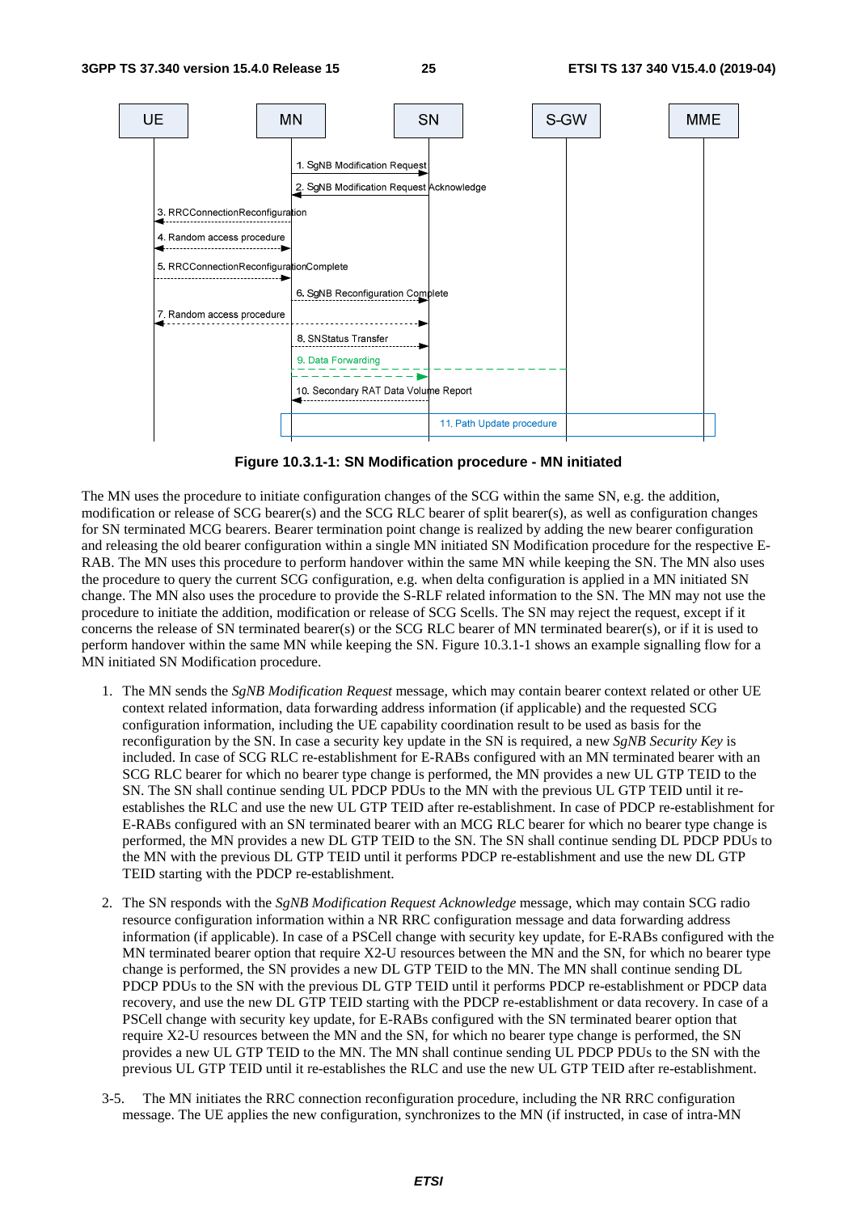**Figure 10.3.1-1: SN Modification procedure - MN initiated**

The MN uses the procedure to initiate configuration changes of the SCG within the same SN, e.g. the addition, modification or release of SCG bearer(s) and the SCG RLC bearer of split bearer(s), as well as configuration changes for SN terminated MCG bearers. Bearer termination point change is realized by adding the new bearer configuration and releasing the old bearer configuration within a single MN initiated SN Modification procedure for the respective E-RAB. The MN uses this procedure to perform handover within the same MN while keeping the SN. The MN also uses the procedure to query the current SCG configuration, e.g. when delta configuration is applied in a MN initiated SN change. The MN also uses the procedure to provide the S-RLF related information to the SN. The MN may not use the procedure to initiate the addition, modification or release of SCG Scells. The SN may reject the request, except if it concerns the release of SN terminated bearer(s) or the SCG RLC bearer of MN terminated bearer(s), or if it is used to perform handover within the same MN while keeping the SN. Figure 10.3.1-1 shows an example signalling flow for a MN initiated SN Modification procedure.

1. The MN sends the *SgNB Modification Request* message, which may contain bearer context related or other UE context related information, data forwarding address information (if applicable) and the requested SCG configuration information, including the UE capability coordination result to be used as basis for the reconfiguration by the SN. In case a security key update in the SN is required, a new *SgNB Security Key* is included. In case of SCG RLC re-establishment for E-RABs configured with an MN terminated bearer with an SCG RLC bearer for which no bearer type change is performed, the MN provides a new UL GTP TEID to the SN. The SN shall continue sending UL PDCP PDUs to the MN with the previous UL GTP TEID until it re-establishes the RLC and use the new UL GTP TEID after re-establishment. In case of PDCP re-establishment for E-RABs configured with an SN terminated bearer with an MCG RLC bearer for which no bearer type change is performed, the MN provides a new DL GTP TEID to the SN. The SN shall continue sending DL PDCP PDUs to the MN with the previous DL GTP TEID until it performs PDCP re-establishment and use the new DL GTP TEID starting with the PDCP re-establishment.

2. The SN responds with the *SgNB Modification Request Acknowledge* message, which may contain SCG radio resource configuration information within a NR RRC configuration message and data forwarding address information (if applicable). In case of a PSCell change with security key update, for E-RABs configured with the MN terminated bearer option that require X2-U resources between the MN and the SN, for which no bearer type change is performed, the SN provides a new DL GTP TEID to the MN. The MN shall continue sending DL PDCP PDUs to the SN with the previous DL GTP TEID until it performs PDCP re-establishment or PDCP data recovery, and use the new DL GTP TEID starting with the PDCP re-establishment or data recovery. In case of a PSCell change with security key update, for E-RABs configured with the SN terminated bearer option that require X2-U resources between the MN and the SN, for which no bearer type change is performed, the SN provides a new UL GTP TEID to the MN. The MN shall continue sending UL PDCP PDUs to the SN with the previous UL GTP TEID until it re-establishes the RLC and use the new UL GTP TEID after re-establishment.

3-5. The MN initiates the RRC connection reconfiguration procedure, including the NR RRC configuration message. The UE applies the new configuration, synchronizes to the MN (if instructed, in case of intra-MN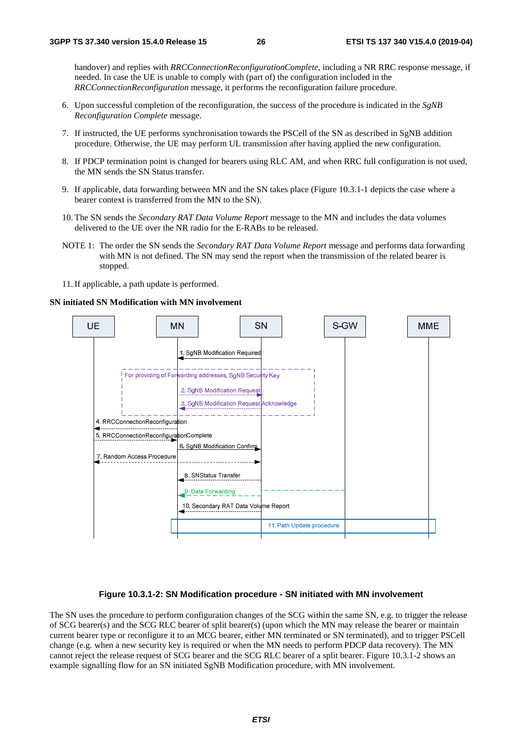handover) and replies with *RRCConnectionReconfigurationComplete*, including a NR RRC response message, if needed. In case the UE is unable to comply with (part of) the configuration included in the *RRCConnectionReconfiguration* message, it performs the reconfiguration failure procedure.

6. Upon successful completion of the reconfiguration, the success of the procedure is indicated in the *SgNB Reconfiguration Complete* message.

7. If instructed, the UE performs synchronisation towards the PSCell of the SN as described in SgNB addition procedure. Otherwise, the UE may perform UL transmission after having applied the new configuration.

8. If PDCP termination point is changed for bearers using RLC AM, and when RRC full configuration is not used, the MN sends the SN Status transfer.

9. If applicable, data forwarding between MN and the SN takes place (Figure 10.3.1-1 depicts the case where a bearer context is transferred from the MN to the SN).

10. The SN sends the *Secondary RAT Data Volume Report* message to the MN and includes the data volumes delivered to the UE over the NR radio for the E-RABs to be released.

NOTE 1: The order the SN sends the *Secondary RAT Data Volume Report* message and performs data forwarding with MN is not defined. The SN may send the report when the transmission of the related bearer is stopped.

11. If applicable, a path update is performed.

**SN initiated SN Modification with MN involvement**

UE | MN | SN | S-GW | MME

1. SgNB Modification Required

For providing of Forwarding addresses, SgNB Security Key

2. SgNB Modification Request

3. SgNB Modification Request Acknowledge

4. RRCConnectionReconfiguration

5. RRCConnectionReconfigurationComplete

6. SgNB Modification Confirm

7. Random Access Procedure

8. SNStatus Transfer

9. Data Forwarding

10. Secondary RAT Data Volume Report

11. Path Update procedure

**Figure 10.3.1-2: SN Modification procedure - SN initiated with MN involvement**

The SN uses the procedure to perform configuration changes of the SCG within the same SN, e.g. to trigger the release of SCG bearer(s) and the SCG RLC bearer of split bearer(s) (upon which the MN may release the bearer or maintain current bearer type or reconfigure it to an MCG bearer, either MN terminated or SN terminated), and to trigger PSCell change (e.g. when a new security key is required or when the MN needs to perform PDCP data recovery). The MN cannot reject the release request of SCG bearer and the SCG RLC bearer of a split bearer. Figure 10.3.1-2 shows an example signalling flow for an SN initiated SgNB Modification procedure, with MN involvement.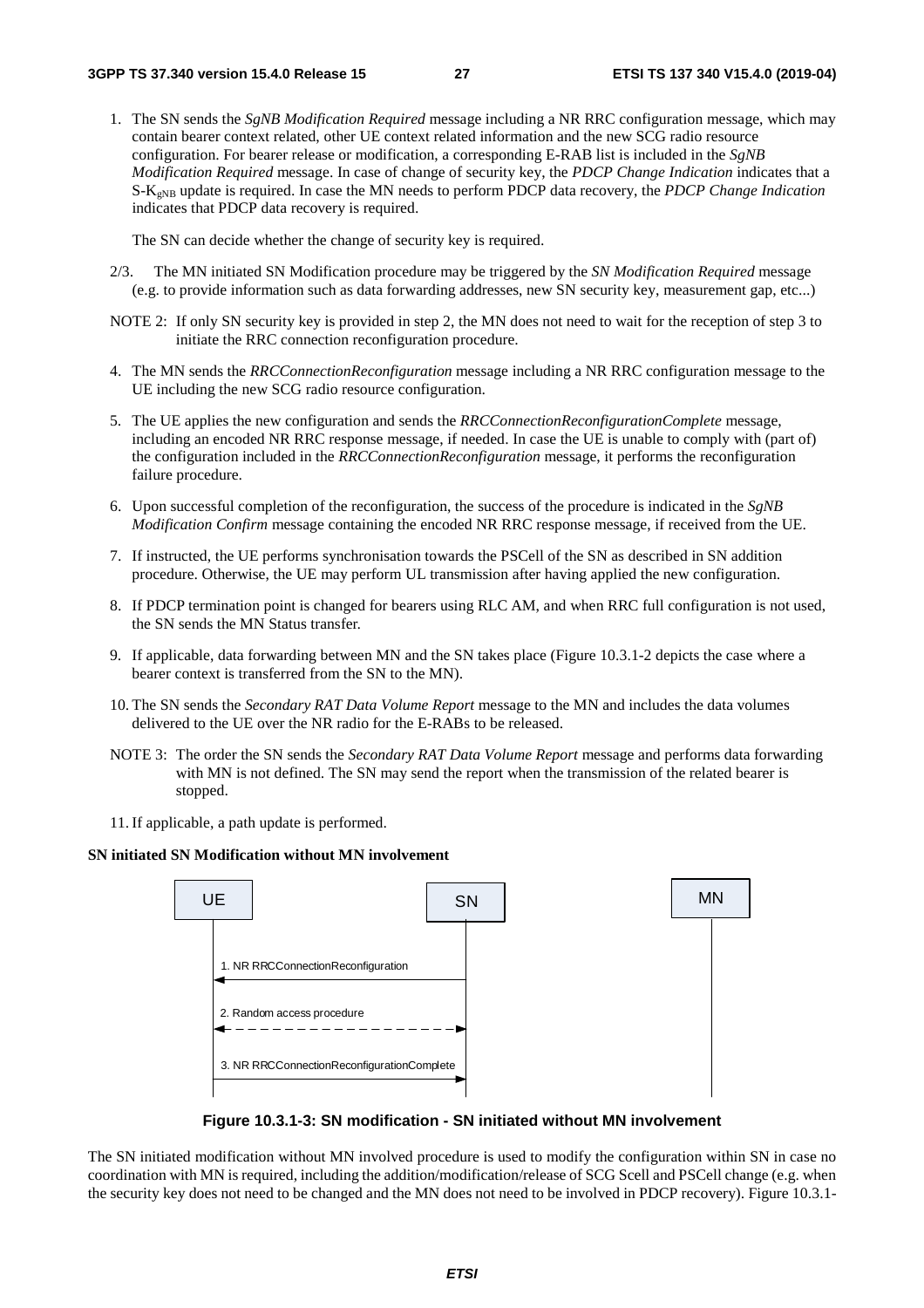1. The SN sends the *SgNB Modification Required* message including a NR RRC configuration message, which may contain bearer context related, other UE context related information and the new SCG radio resource configuration. For bearer release or modification, a corresponding E-RAB list is included in the *SgNB Modification Required* message. In case of change of security key, the *PDCP Change Indication* indicates that a S-$K_{gNB}$ update is required. In case the MN needs to perform PDCP data recovery, the *PDCP Change Indication* indicates that PDCP data recovery is required.

   The SN can decide whether the change of security key is required.

2/3. The MN initiated SN Modification procedure may be triggered by the *SN Modification Required* message (e.g. to provide information such as data forwarding addresses, new SN security key, measurement gap, etc...)

NOTE 2: If only SN security key is provided in step 2, the MN does not need to wait for the reception of step 3 to initiate the RRC connection reconfiguration procedure.

4. The MN sends the *RRCConnectionReconfiguration* message including a NR RRC configuration message to the UE including the new SCG radio resource configuration.

5. The UE applies the new configuration and sends the *RRCConnectionReconfigurationComplete* message, including an encoded NR RRC response message, if needed. In case the UE is unable to comply with (part of) the configuration included in the *RRCConnectionReconfiguration* message, it performs the reconfiguration failure procedure.

6. Upon successful completion of the reconfiguration, the success of the procedure is indicated in the *SgNB Modification Confirm* message containing the encoded NR RRC response message, if received from the UE.

7. If instructed, the UE performs synchronisation towards the PSCell of the SN as described in SN addition procedure. Otherwise, the UE may perform UL transmission after having applied the new configuration.

8. If PDCP termination point is changed for bearers using RLC AM, and when RRC full configuration is not used, the SN sends the MN Status transfer.

9. If applicable, data forwarding between MN and the SN takes place (Figure 10.3.1-2 depicts the case where a bearer context is transferred from the SN to the MN).

10. The SN sends the *Secondary RAT Data Volume Report* message to the MN and includes the data volumes delivered to the UE over the NR radio for the E-RABs to be released.

NOTE 3: The order the SN sends the *Secondary RAT Data Volume Report* message and performs data forwarding with MN is not defined. The SN may send the report when the transmission of the related bearer is stopped.

11. If applicable, a path update is performed.

**SN initiated SN Modification without MN involvement**

UE | SN | MN

1. NR RRCConnectionReconfiguration
2. Random access procedure
3. NR RRCConnectionReconfigurationComplete

**Figure 10.3.1-3: SN modification - SN initiated without MN involvement**

The SN initiated modification without MN involved procedure is used to modify the configuration within SN in case no coordination with MN is required, including the addition/modification/release of SCG Scell and PSCell change (e.g. when the security key does not need to be changed and the MN does not need to be involved in PDCP recovery). Figure 10.3.1-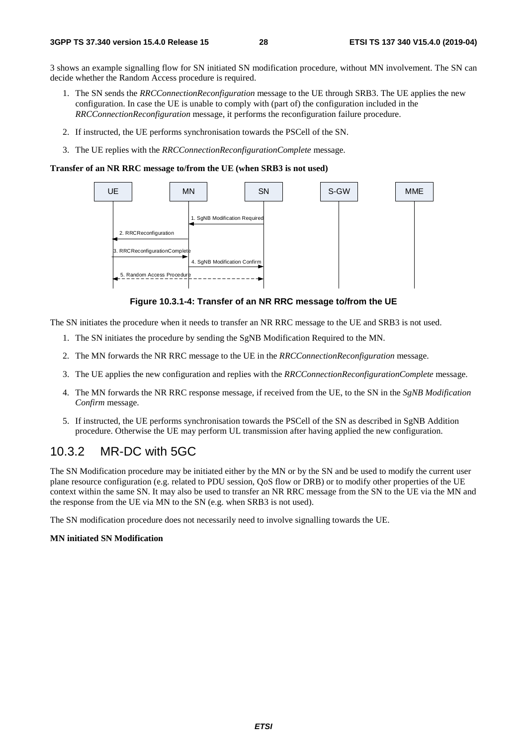3 shows an example signalling flow for SN initiated SN modification procedure, without MN involvement. The SN can decide whether the Random Access procedure is required.

1. The SN sends the *RRCConnectionReconfiguration* message to the UE through SRB3. The UE applies the new configuration. In case the UE is unable to comply with (part of) the configuration included in the *RRCConnectionReconfiguration* message, it performs the reconfiguration failure procedure.
2. If instructed, the UE performs synchronisation towards the PSCell of the SN.
3. The UE replies with the *RRCConnectionReconfigurationComplete* message.

**Transfer of an NR RRC message to/from the UE (when SRB3 is not used)**

**Figure 10.3.1-4: Transfer of an NR RRC message to/from the UE**

The SN initiates the procedure when it needs to transfer an NR RRC message to the UE and SRB3 is not used.

1. The SN initiates the procedure by sending the SgNB Modification Required to the MN.
2. The MN forwards the NR RRC message to the UE in the *RRCConnectionReconfiguration* message.
3. The UE applies the new configuration and replies with the *RRCConnectionReconfigurationComplete* message.
4. The MN forwards the NR RRC response message, if received from the UE, to the SN in the *SgNB Modification Confirm* message.
5. If instructed, the UE performs synchronisation towards the PSCell of the SN as described in SgNB Addition procedure. Otherwise the UE may perform UL transmission after having applied the new configuration.

## 10.3.2 MR-DC with 5GC

The SN Modification procedure may be initiated either by the MN or by the SN and be used to modify the current user plane resource configuration (e.g. related to PDU session, QoS flow or DRB) or to modify other properties of the UE context within the same SN. It may also be used to transfer an NR RRC message from the SN to the UE via the MN and the response from the UE via MN to the SN (e.g. when SRB3 is not used).

The SN modification procedure does not necessarily need to involve signalling towards the UE.

**MN initiated SN Modification**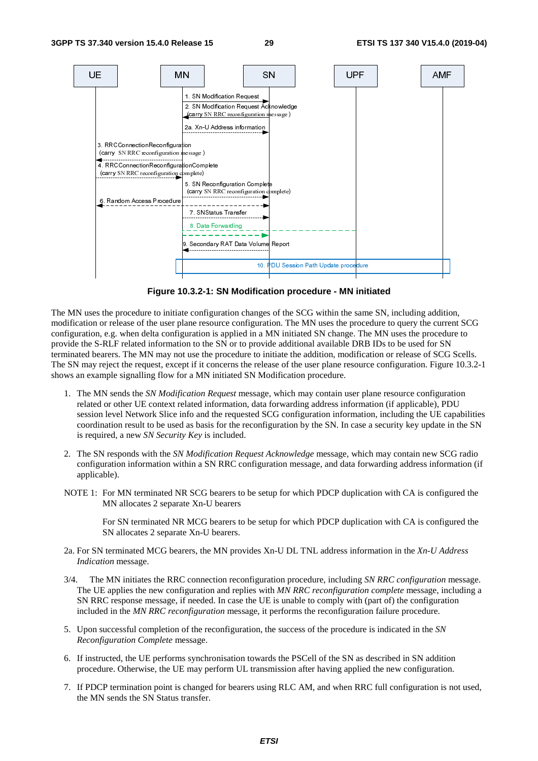**Figure 10.3.2-1: SN Modification procedure - MN initiated**

The MN uses the procedure to initiate configuration changes of the SCG within the same SN, including addition, modification or release of the user plane resource configuration. The MN uses the procedure to query the current SCG configuration, e.g. when delta configuration is applied in a MN initiated SN change. The MN uses the procedure to provide the S-RLF related information to the SN or to provide additional available DRB IDs to be used for SN terminated bearers. The MN may not use the procedure to initiate the addition, modification or release of SCG Scells. The SN may reject the request, except if it concerns the release of the user plane resource configuration. Figure 10.3.2-1 shows an example signalling flow for a MN initiated SN Modification procedure.

1. The MN sends the *SN Modification Request* message, which may contain user plane resource configuration related or other UE context related information, data forwarding address information (if applicable), PDU session level Network Slice info and the requested SCG configuration information, including the UE capabilities coordination result to be used as basis for the reconfiguration by the SN. In case a security key update in the SN is required, a new *SN Security Key* is included.

2. The SN responds with the *SN Modification Request Acknowledge* message, which may contain new SCG radio configuration information within a SN RRC configuration message, and data forwarding address information (if applicable).

NOTE 1: For MN terminated NR SCG bearers to be setup for which PDCP duplication with CA is configured the MN allocates 2 separate Xn-U bearers

For SN terminated NR MCG bearers to be setup for which PDCP duplication with CA is configured the SN allocates 2 separate Xn-U bearers.

2a. For SN terminated MCG bearers, the MN provides Xn-U DL TNL address information in the *Xn-U Address Indication* message.

3/4. The MN initiates the RRC connection reconfiguration procedure, including *SN RRC configuration* message. The UE applies the new configuration and replies with *MN RRC reconfiguration complete* message, including a SN RRC response message, if needed. In case the UE is unable to comply with (part of) the configuration included in the *MN RRC reconfiguration* message, it performs the reconfiguration failure procedure.

5. Upon successful completion of the reconfiguration, the success of the procedure is indicated in the *SN Reconfiguration Complete* message.

6. If instructed, the UE performs synchronisation towards the PSCell of the SN as described in SN addition procedure. Otherwise, the UE may perform UL transmission after having applied the new configuration.

7. If PDCP termination point is changed for bearers using RLC AM, and when RRC full configuration is not used, the MN sends the SN Status transfer.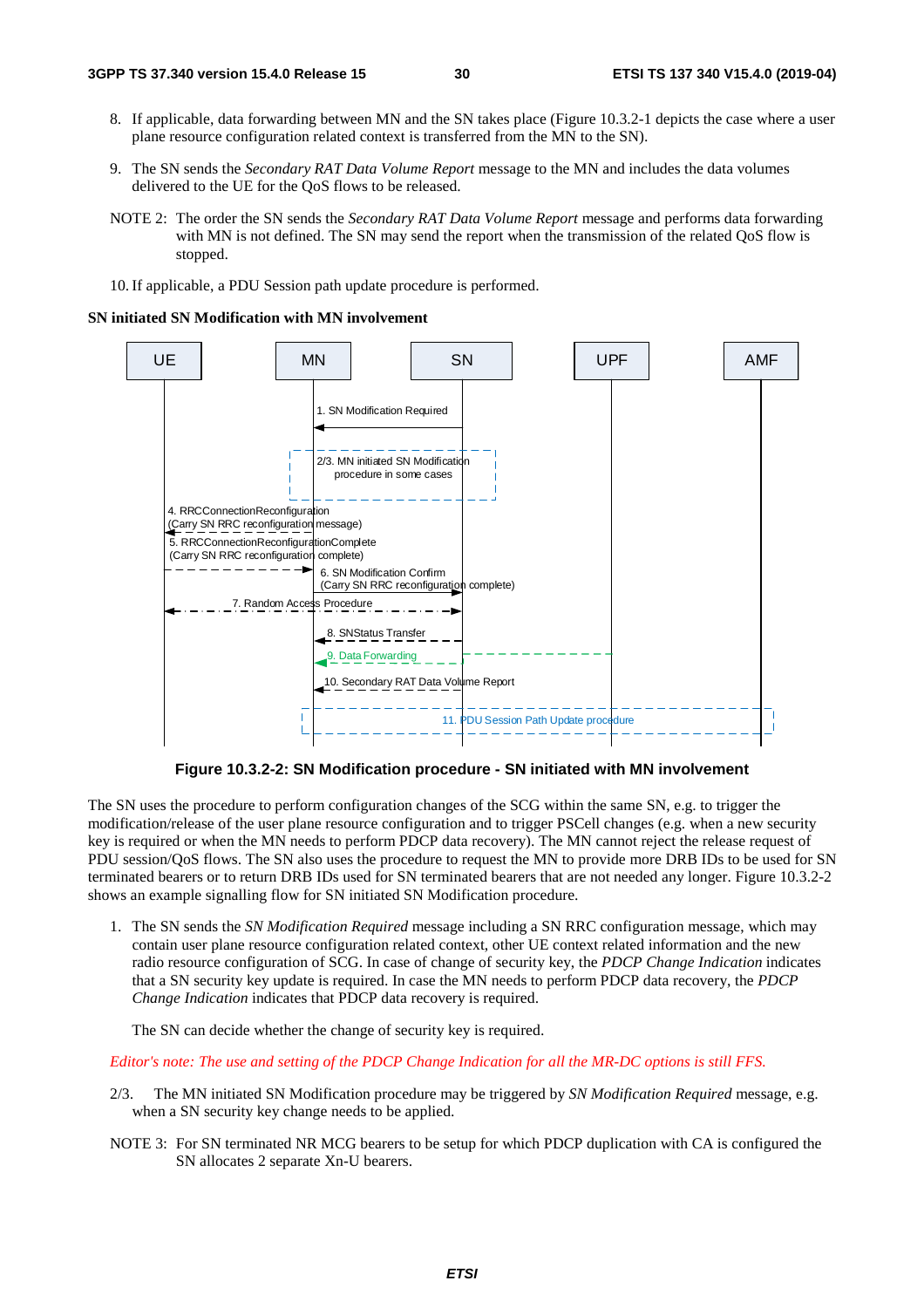8. If applicable, data forwarding between MN and the SN takes place (Figure 10.3.2-1 depicts the case where a user plane resource configuration related context is transferred from the MN to the SN).

9. The SN sends the *Secondary RAT Data Volume Report* message to the MN and includes the data volumes delivered to the UE for the QoS flows to be released.

NOTE 2: The order the SN sends the *Secondary RAT Data Volume Report* message and performs data forwarding with MN is not defined. The SN may send the report when the transmission of the related QoS flow is stopped.

10. If applicable, a PDU Session path update procedure is performed.

**SN initiated SN Modification with MN involvement**

**Figure 10.3.2-2: SN Modification procedure - SN initiated with MN involvement**

The SN uses the procedure to perform configuration changes of the SCG within the same SN, e.g. to trigger the modification/release of the user plane resource configuration and to trigger PSCell changes (e.g. when a new security key is required or when the MN needs to perform PDCP data recovery). The MN cannot reject the release request of PDU session/QoS flows. The SN also uses the procedure to request the MN to provide more DRB IDs to be used for SN terminated bearers or to return DRB IDs used for SN terminated bearers that are not needed any longer. Figure 10.3.2-2 shows an example signalling flow for SN initiated SN Modification procedure.

1. The SN sends the *SN Modification Required* message including a SN RRC configuration message, which may contain user plane resource configuration related context, other UE context related information and the new radio resource configuration of SCG. In case of change of security key, the *PDCP Change Indication* indicates that a SN security key update is required. In case the MN needs to perform PDCP data recovery, the *PDCP Change Indication* indicates that PDCP data recovery is required.

   The SN can decide whether the change of security key is required.

*Editor's note: The use and setting of the PDCP Change Indication for all the MR-DC options is still FFS.*

2/3. The MN initiated SN Modification procedure may be triggered by *SN Modification Required* message, e.g. when a SN security key change needs to be applied.

NOTE 3: For SN terminated NR MCG bearers to be setup for which PDCP duplication with CA is configured the SN allocates 2 separate Xn-U bearers.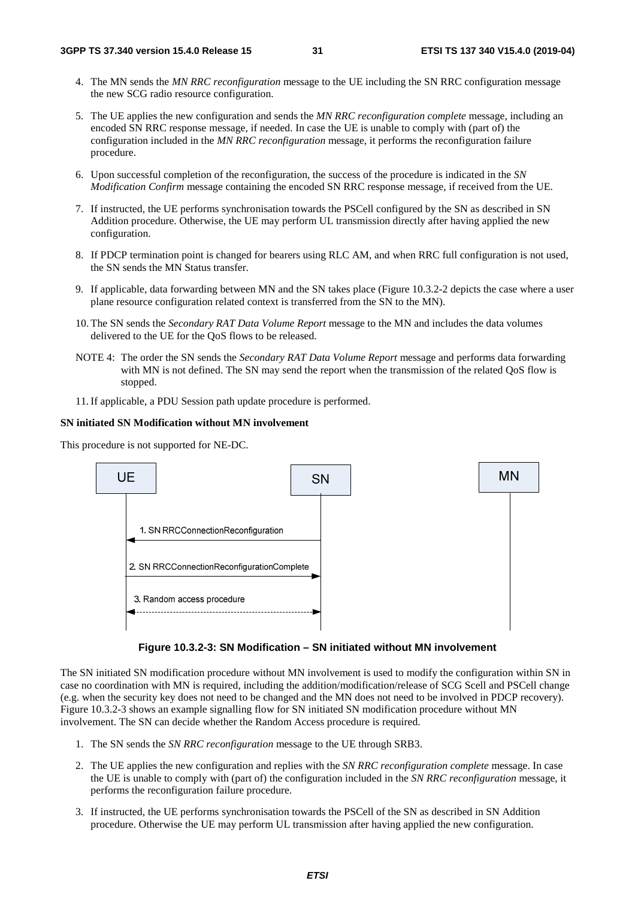4. The MN sends the *MN RRC reconfiguration* message to the UE including the SN RRC configuration message the new SCG radio resource configuration.

5. The UE applies the new configuration and sends the *MN RRC reconfiguration complete* message, including an encoded SN RRC response message, if needed. In case the UE is unable to comply with (part of) the configuration included in the *MN RRC reconfiguration* message, it performs the reconfiguration failure procedure.

6. Upon successful completion of the reconfiguration, the success of the procedure is indicated in the *SN Modification Confirm* message containing the encoded SN RRC response message, if received from the UE.

7. If instructed, the UE performs synchronisation towards the PSCell configured by the SN as described in SN Addition procedure. Otherwise, the UE may perform UL transmission directly after having applied the new configuration.

8. If PDCP termination point is changed for bearers using RLC AM, and when RRC full configuration is not used, the SN sends the MN Status transfer.

9. If applicable, data forwarding between MN and the SN takes place (Figure 10.3.2-2 depicts the case where a user plane resource configuration related context is transferred from the SN to the MN).

10. The SN sends the *Secondary RAT Data Volume Report* message to the MN and includes the data volumes delivered to the UE for the QoS flows to be released.

NOTE 4: The order the SN sends the *Secondary RAT Data Volume Report* message and performs data forwarding with MN is not defined. The SN may send the report when the transmission of the related QoS flow is stopped.

11. If applicable, a PDU Session path update procedure is performed.

**SN initiated SN Modification without MN involvement**

This procedure is not supported for NE-DC.

UE | SN | MN

1. SN RRCConnectionReconfiguration

2. SN RRCConnectionReconfigurationComplete

3. Random access procedure

**Figure 10.3.2-3: SN Modification – SN initiated without MN involvement**

The SN initiated SN modification procedure without MN involvement is used to modify the configuration within SN in case no coordination with MN is required, including the addition/modification/release of SCG Scell and PSCell change (e.g. when the security key does not need to be changed and the MN does not need to be involved in PDCP recovery). Figure 10.3.2-3 shows an example signalling flow for SN initiated SN modification procedure without MN involvement. The SN can decide whether the Random Access procedure is required.

1. The SN sends the *SN RRC reconfiguration* message to the UE through SRB3.

2. The UE applies the new configuration and replies with the *SN RRC reconfiguration complete* message. In case the UE is unable to comply with (part of) the configuration included in the *SN RRC reconfiguration* message, it performs the reconfiguration failure procedure.

3. If instructed, the UE performs synchronisation towards the PSCell of the SN as described in SN Addition procedure. Otherwise the UE may perform UL transmission after having applied the new configuration.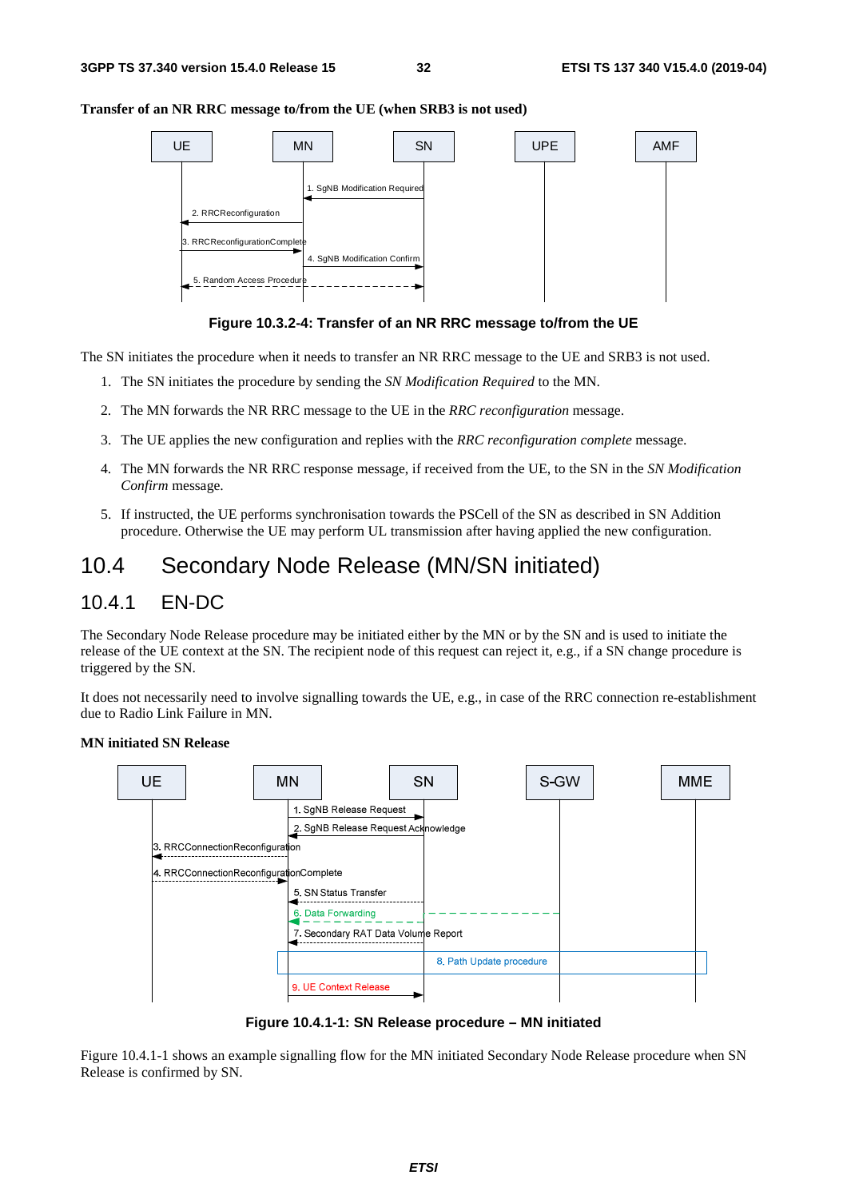**Transfer of an NR RRC message to/from the UE (when SRB3 is not used)**

**Figure 10.3.2-4: Transfer of an NR RRC message to/from the UE**

The SN initiates the procedure when it needs to transfer an NR RRC message to the UE and SRB3 is not used.

1. The SN initiates the procedure by sending the *SN Modification Required* to the MN.
2. The MN forwards the NR RRC message to the UE in the *RRC reconfiguration* message.
3. The UE applies the new configuration and replies with the *RRC reconfiguration complete* message.
4. The MN forwards the NR RRC response message, if received from the UE, to the SN in the *SN Modification Confirm* message.
5. If instructed, the UE performs synchronisation towards the PSCell of the SN as described in SN Addition procedure. Otherwise the UE may perform UL transmission after having applied the new configuration.

# 10.4 Secondary Node Release (MN/SN initiated)

## 10.4.1 EN-DC

The Secondary Node Release procedure may be initiated either by the MN or by the SN and is used to initiate the release of the UE context at the SN. The recipient node of this request can reject it, e.g., if a SN change procedure is triggered by the SN.

It does not necessarily need to involve signalling towards the UE, e.g., in case of the RRC connection re-establishment due to Radio Link Failure in MN.

**MN initiated SN Release**

**Figure 10.4.1-1: SN Release procedure – MN initiated**

Figure 10.4.1-1 shows an example signalling flow for the MN initiated Secondary Node Release procedure when SN Release is confirmed by SN.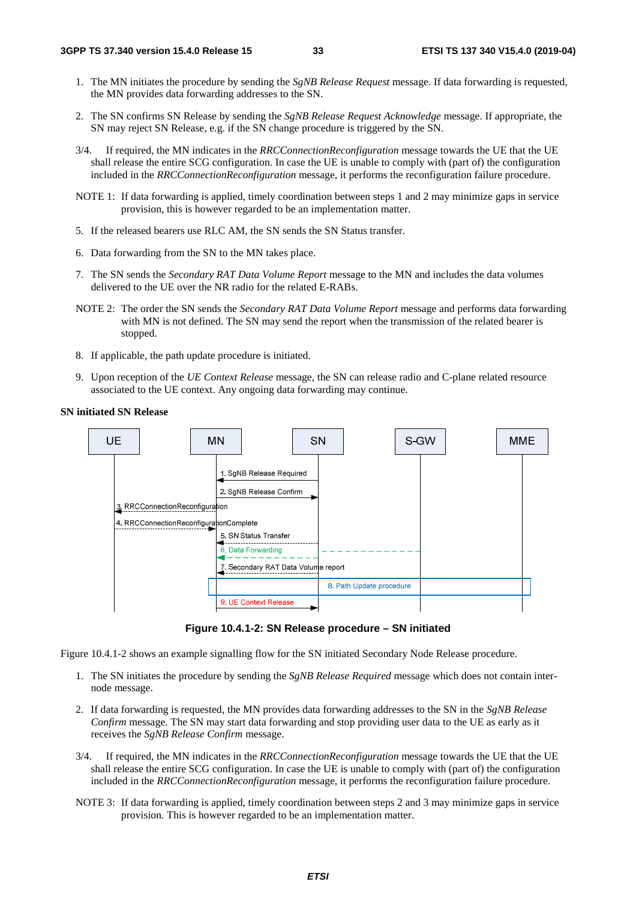1. The MN initiates the procedure by sending the *SgNB Release Request* message. If data forwarding is requested, the MN provides data forwarding addresses to the SN.

2. The SN confirms SN Release by sending the *SgNB Release Request Acknowledge* message. If appropriate, the SN may reject SN Release, e.g. if the SN change procedure is triggered by the SN.

3/4. If required, the MN indicates in the *RRCConnectionReconfiguration* message towards the UE that the UE shall release the entire SCG configuration. In case the UE is unable to comply with (part of) the configuration included in the *RRCConnectionReconfiguration* message, it performs the reconfiguration failure procedure.

NOTE 1: If data forwarding is applied, timely coordination between steps 1 and 2 may minimize gaps in service provision, this is however regarded to be an implementation matter.

5. If the released bearers use RLC AM, the SN sends the SN Status transfer.

6. Data forwarding from the SN to the MN takes place.

7. The SN sends the *Secondary RAT Data Volume Report* message to the MN and includes the data volumes delivered to the UE over the NR radio for the related E-RABs.

NOTE 2: The order the SN sends the *Secondary RAT Data Volume Report* message and performs data forwarding with MN is not defined. The SN may send the report when the transmission of the related bearer is stopped.

8. If applicable, the path update procedure is initiated.

9. Upon reception of the *UE Context Release* message, the SN can release radio and C-plane related resource associated to the UE context. Any ongoing data forwarding may continue.

**SN initiated SN Release**

**Figure 10.4.1-2: SN Release procedure – SN initiated**

Figure 10.4.1-2 shows an example signalling flow for the SN initiated Secondary Node Release procedure.

1. The SN initiates the procedure by sending the *SgNB Release Required* message which does not contain inter-node message.

2. If data forwarding is requested, the MN provides data forwarding addresses to the SN in the *SgNB Release Confirm* message. The SN may start data forwarding and stop providing user data to the UE as early as it receives the *SgNB Release Confirm* message.

3/4. If required, the MN indicates in the *RRCConnectionReconfiguration* message towards the UE that the UE shall release the entire SCG configuration. In case the UE is unable to comply with (part of) the configuration included in the *RRCConnectionReconfiguration* message, it performs the reconfiguration failure procedure.

NOTE 3: If data forwarding is applied, timely coordination between steps 2 and 3 may minimize gaps in service provision. This is however regarded to be an implementation matter.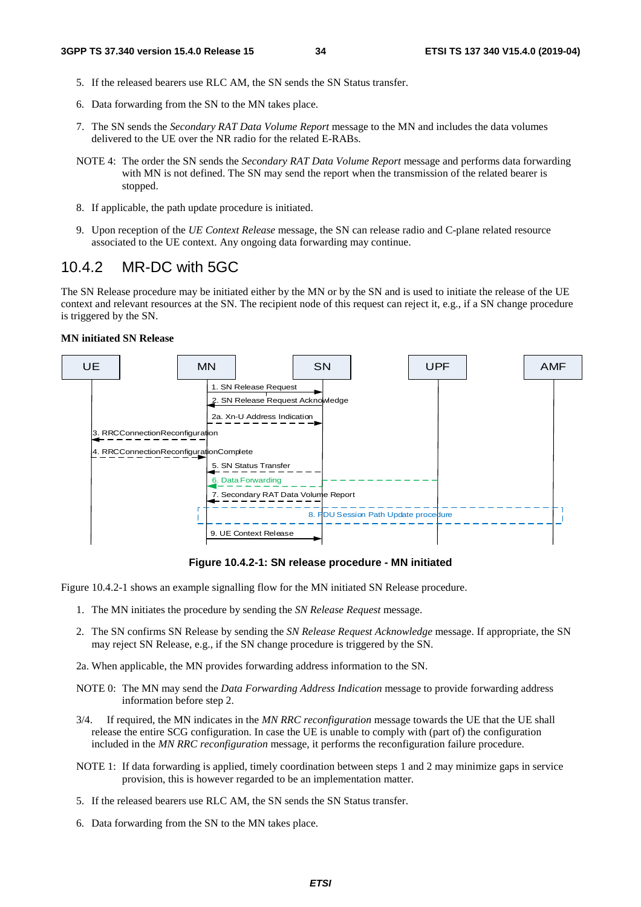5. If the released bearers use RLC AM, the SN sends the SN Status transfer.

6. Data forwarding from the SN to the MN takes place.

7. The SN sends the *Secondary RAT Data Volume Report* message to the MN and includes the data volumes delivered to the UE over the NR radio for the related E-RABs.

NOTE 4: The order the SN sends the *Secondary RAT Data Volume Report* message and performs data forwarding with MN is not defined. The SN may send the report when the transmission of the related bearer is stopped.

8. If applicable, the path update procedure is initiated.

9. Upon reception of the *UE Context Release* message, the SN can release radio and C-plane related resource associated to the UE context. Any ongoing data forwarding may continue.

## 10.4.2 MR-DC with 5GC

The SN Release procedure may be initiated either by the MN or by the SN and is used to initiate the release of the UE context and relevant resources at the SN. The recipient node of this request can reject it, e.g., if a SN change procedure is triggered by the SN.

**MN initiated SN Release**

UE | MN | SN | UPF | AMF

1. SN Release Request
2. SN Release Request Acknowledge
2a. Xn-U Address Indication
3. RRCConnectionReconfiguration
4. RRCConnectionReconfigurationComplete
5. SN Status Transfer
6. Data Forwarding
7. Secondary RAT Data Volume Report
8. PDU Session Path Update procedure
9. UE Context Release

**Figure 10.4.2-1: SN release procedure - MN initiated**

Figure 10.4.2-1 shows an example signalling flow for the MN initiated SN Release procedure.

1. The MN initiates the procedure by sending the *SN Release Request* message.

2. The SN confirms SN Release by sending the *SN Release Request Acknowledge* message. If appropriate, the SN may reject SN Release, e.g., if the SN change procedure is triggered by the SN.

2a. When applicable, the MN provides forwarding address information to the SN.

NOTE 0: The MN may send the *Data Forwarding Address Indication* message to provide forwarding address information before step 2.

3/4. If required, the MN indicates in the *MN RRC reconfiguration* message towards the UE that the UE shall release the entire SCG configuration. In case the UE is unable to comply with (part of) the configuration included in the *MN RRC reconfiguration* message, it performs the reconfiguration failure procedure.

NOTE 1: If data forwarding is applied, timely coordination between steps 1 and 2 may minimize gaps in service provision, this is however regarded to be an implementation matter.

5. If the released bearers use RLC AM, the SN sends the SN Status transfer.

6. Data forwarding from the SN to the MN takes place.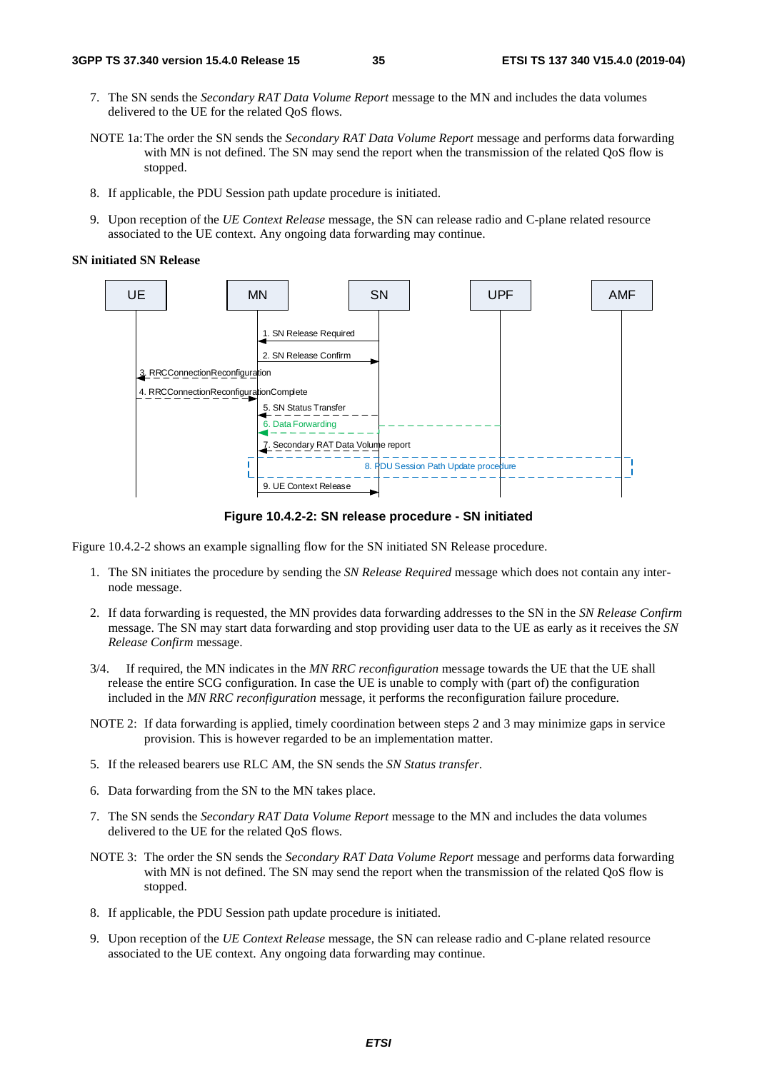7. The SN sends the *Secondary RAT Data Volume Report* message to the MN and includes the data volumes delivered to the UE for the related QoS flows.

NOTE 1a: The order the SN sends the *Secondary RAT Data Volume Report* message and performs data forwarding with MN is not defined. The SN may send the report when the transmission of the related QoS flow is stopped.

8. If applicable, the PDU Session path update procedure is initiated.

9. Upon reception of the *UE Context Release* message, the SN can release radio and C-plane related resource associated to the UE context. Any ongoing data forwarding may continue.

**SN initiated SN Release**

**Figure 10.4.2-2: SN release procedure - SN initiated**

Figure 10.4.2-2 shows an example signalling flow for the SN initiated SN Release procedure.

1. The SN initiates the procedure by sending the *SN Release Required* message which does not contain any inter-node message.

2. If data forwarding is requested, the MN provides data forwarding addresses to the SN in the *SN Release Confirm* message. The SN may start data forwarding and stop providing user data to the UE as early as it receives the *SN Release Confirm* message.

3/4. If required, the MN indicates in the *MN RRC reconfiguration* message towards the UE that the UE shall release the entire SCG configuration. In case the UE is unable to comply with (part of) the configuration included in the *MN RRC reconfiguration* message, it performs the reconfiguration failure procedure.

NOTE 2: If data forwarding is applied, timely coordination between steps 2 and 3 may minimize gaps in service provision. This is however regarded to be an implementation matter.

5. If the released bearers use RLC AM, the SN sends the *SN Status transfer*.

6. Data forwarding from the SN to the MN takes place.

7. The SN sends the *Secondary RAT Data Volume Report* message to the MN and includes the data volumes delivered to the UE for the related QoS flows.

NOTE 3: The order the SN sends the *Secondary RAT Data Volume Report* message and performs data forwarding with MN is not defined. The SN may send the report when the transmission of the related QoS flow is stopped.

8. If applicable, the PDU Session path update procedure is initiated.

9. Upon reception of the *UE Context Release* message, the SN can release radio and C-plane related resource associated to the UE context. Any ongoing data forwarding may continue.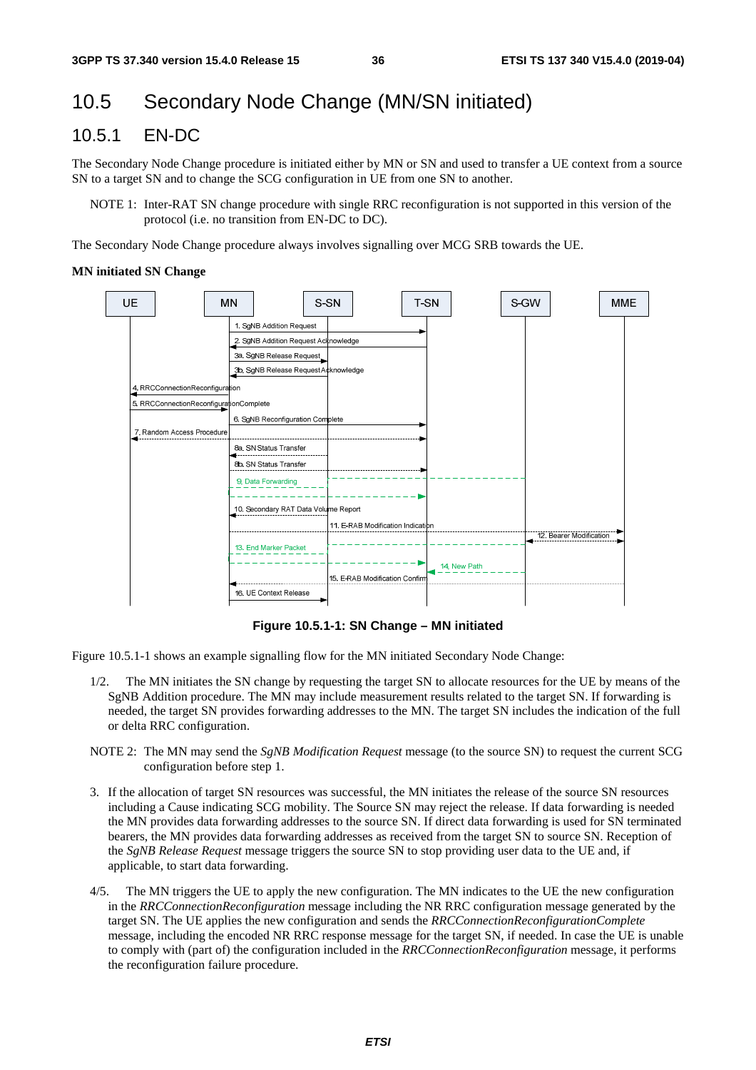# 10.5 Secondary Node Change (MN/SN initiated)

## 10.5.1 EN-DC

The Secondary Node Change procedure is initiated either by MN or SN and used to transfer a UE context from a source SN to a target SN and to change the SCG configuration in UE from one SN to another.

NOTE 1: Inter-RAT SN change procedure with single RRC reconfiguration is not supported in this version of the protocol (i.e. no transition from EN-DC to DC).

The Secondary Node Change procedure always involves signalling over MCG SRB towards the UE.

**MN initiated SN Change**

**Figure 10.5.1-1: SN Change – MN initiated**

Figure 10.5.1-1 shows an example signalling flow for the MN initiated Secondary Node Change:

1/2. The MN initiates the SN change by requesting the target SN to allocate resources for the UE by means of the SgNB Addition procedure. The MN may include measurement results related to the target SN. If forwarding is needed, the target SN provides forwarding addresses to the MN. The target SN includes the indication of the full or delta RRC configuration.

NOTE 2: The MN may send the *SgNB Modification Request* message (to the source SN) to request the current SCG configuration before step 1.

3. If the allocation of target SN resources was successful, the MN initiates the release of the source SN resources including a Cause indicating SCG mobility. The Source SN may reject the release. If data forwarding is needed the MN provides data forwarding addresses to the source SN. If direct data forwarding is used for SN terminated bearers, the MN provides data forwarding addresses as received from the target SN to source SN. Reception of the *SgNB Release Request* message triggers the source SN to stop providing user data to the UE and, if applicable, to start data forwarding.

4/5. The MN triggers the UE to apply the new configuration. The MN indicates to the UE the new configuration in the *RRCConnectionReconfiguration* message including the NR RRC configuration message generated by the target SN. The UE applies the new configuration and sends the *RRCConnectionReconfigurationComplete* message, including the encoded NR RRC response message for the target SN, if needed. In case the UE is unable to comply with (part of) the configuration included in the *RRCConnectionReconfiguration* message, it performs the reconfiguration failure procedure.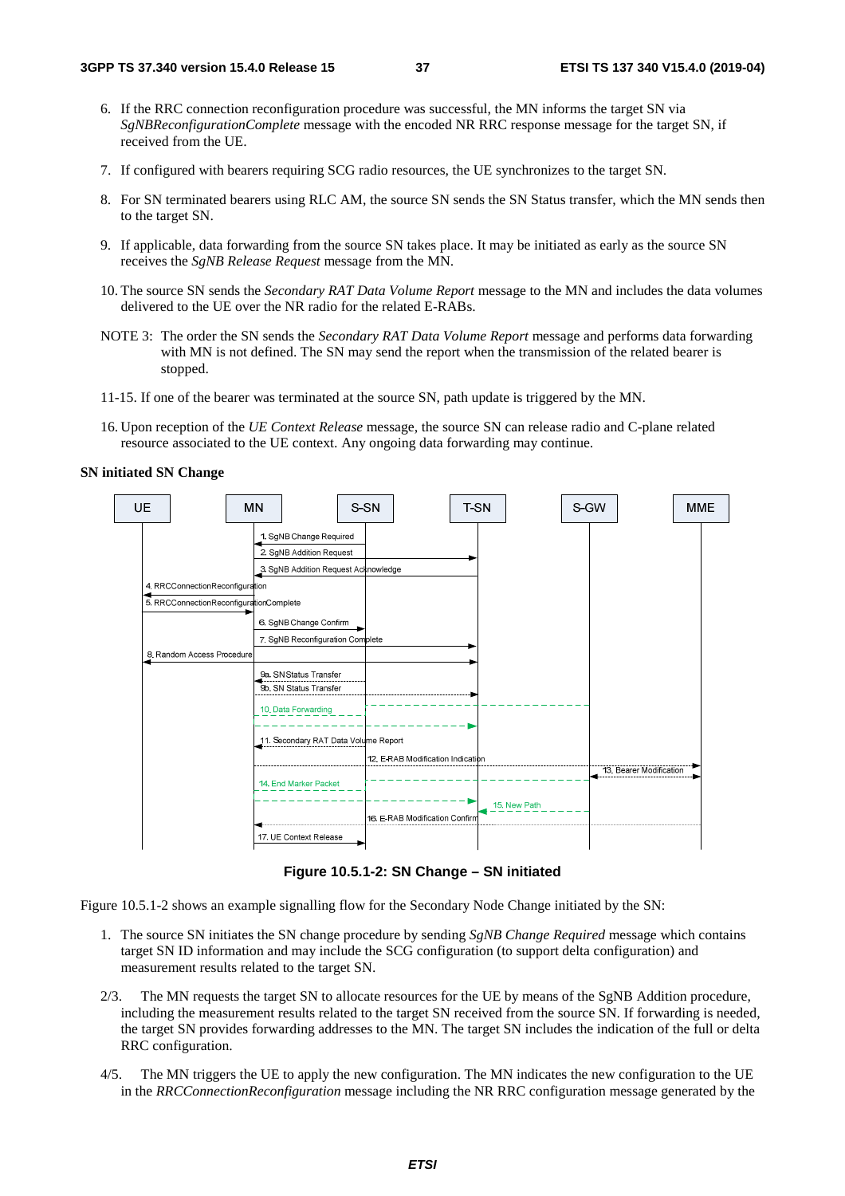6. If the RRC connection reconfiguration procedure was successful, the MN informs the target SN via *SgNBReconfigurationComplete* message with the encoded NR RRC response message for the target SN, if received from the UE.

7. If configured with bearers requiring SCG radio resources, the UE synchronizes to the target SN.

8. For SN terminated bearers using RLC AM, the source SN sends the SN Status transfer, which the MN sends then to the target SN.

9. If applicable, data forwarding from the source SN takes place. It may be initiated as early as the source SN receives the *SgNB Release Request* message from the MN.

10. The source SN sends the *Secondary RAT Data Volume Report* message to the MN and includes the data volumes delivered to the UE over the NR radio for the related E-RABs.

NOTE 3: The order the SN sends the *Secondary RAT Data Volume Report* message and performs data forwarding with MN is not defined. The SN may send the report when the transmission of the related bearer is stopped.

11-15. If one of the bearer was terminated at the source SN, path update is triggered by the MN.

16. Upon reception of the *UE Context Release* message, the source SN can release radio and C-plane related resource associated to the UE context. Any ongoing data forwarding may continue.

**SN initiated SN Change**

**Figure 10.5.1-2: SN Change – SN initiated**

Figure 10.5.1-2 shows an example signalling flow for the Secondary Node Change initiated by the SN:

1. The source SN initiates the SN change procedure by sending *SgNB Change Required* message which contains target SN ID information and may include the SCG configuration (to support delta configuration) and measurement results related to the target SN.

2/3. The MN requests the target SN to allocate resources for the UE by means of the SgNB Addition procedure, including the measurement results related to the target SN received from the source SN. If forwarding is needed, the target SN provides forwarding addresses to the MN. The target SN includes the indication of the full or delta RRC configuration.

4/5. The MN triggers the UE to apply the new configuration. The MN indicates the new configuration to the UE in the *RRCConnectionReconfiguration* message including the NR RRC configuration message generated by the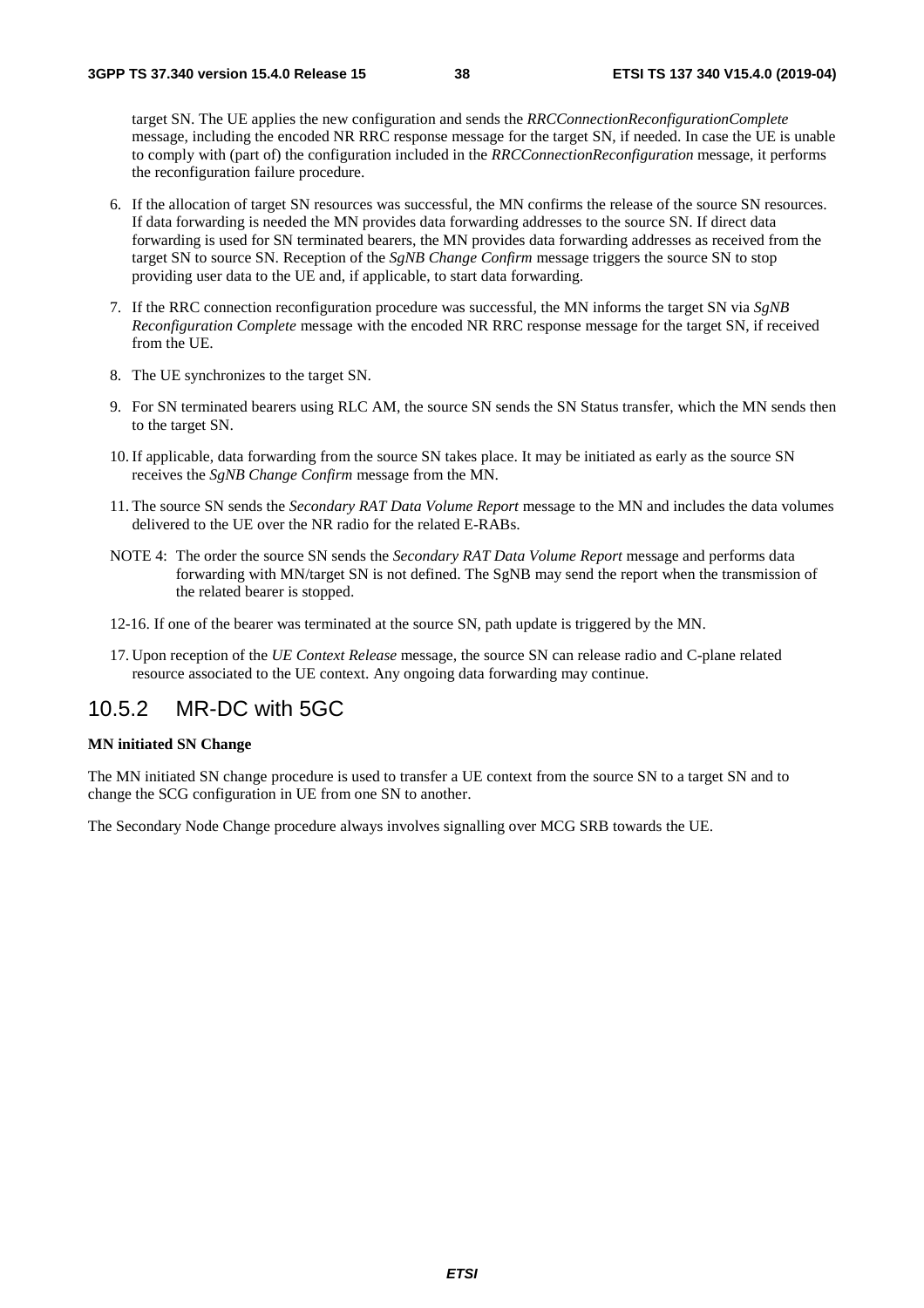target SN. The UE applies the new configuration and sends the *RRCConnectionReconfigurationComplete* message, including the encoded NR RRC response message for the target SN, if needed. In case the UE is unable to comply with (part of) the configuration included in the *RRCConnectionReconfiguration* message, it performs the reconfiguration failure procedure.

6. If the allocation of target SN resources was successful, the MN confirms the release of the source SN resources. If data forwarding is needed the MN provides data forwarding addresses to the source SN. If direct data forwarding is used for SN terminated bearers, the MN provides data forwarding addresses as received from the target SN to source SN. Reception of the *SgNB Change Confirm* message triggers the source SN to stop providing user data to the UE and, if applicable, to start data forwarding.

7. If the RRC connection reconfiguration procedure was successful, the MN informs the target SN via *SgNB Reconfiguration Complete* message with the encoded NR RRC response message for the target SN, if received from the UE.

8. The UE synchronizes to the target SN.

9. For SN terminated bearers using RLC AM, the source SN sends the SN Status transfer, which the MN sends then to the target SN.

10. If applicable, data forwarding from the source SN takes place. It may be initiated as early as the source SN receives the *SgNB Change Confirm* message from the MN.

11. The source SN sends the *Secondary RAT Data Volume Report* message to the MN and includes the data volumes delivered to the UE over the NR radio for the related E-RABs.

NOTE 4: The order the source SN sends the *Secondary RAT Data Volume Report* message and performs data forwarding with MN/target SN is not defined. The SgNB may send the report when the transmission of the related bearer is stopped.

12-16. If one of the bearer was terminated at the source SN, path update is triggered by the MN.

17. Upon reception of the *UE Context Release* message, the source SN can release radio and C-plane related resource associated to the UE context. Any ongoing data forwarding may continue.

## 10.5.2 MR-DC with 5GC

**MN initiated SN Change**

The MN initiated SN change procedure is used to transfer a UE context from the source SN to a target SN and to change the SCG configuration in UE from one SN to another.

The Secondary Node Change procedure always involves signalling over MCG SRB towards the UE.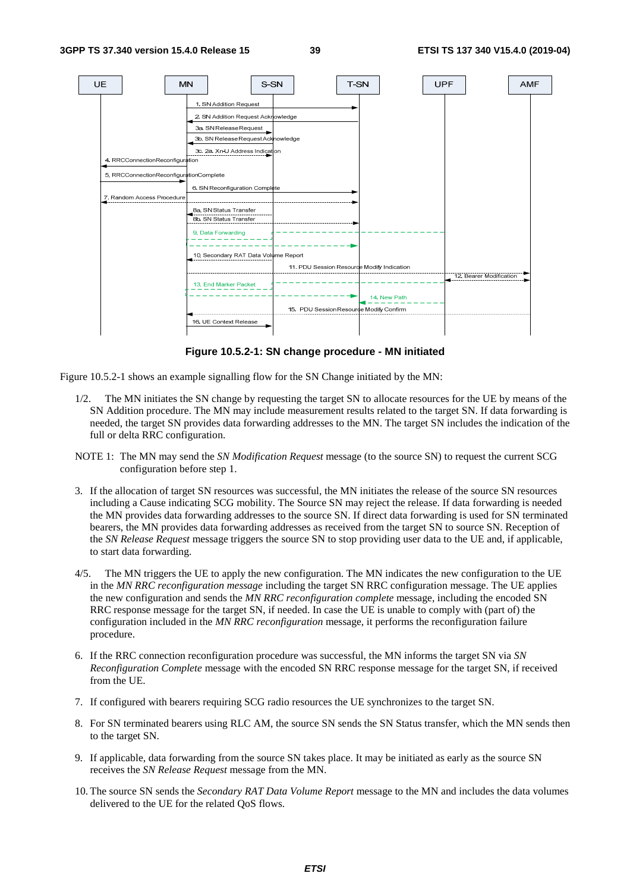**Figure 10.5.2-1: SN change procedure - MN initiated**

Figure 10.5.2-1 shows an example signalling flow for the SN Change initiated by the MN:

1/2. The MN initiates the SN change by requesting the target SN to allocate resources for the UE by means of the SN Addition procedure. The MN may include measurement results related to the target SN. If data forwarding is needed, the target SN provides data forwarding addresses to the MN. The target SN includes the indication of the full or delta RRC configuration.

NOTE 1: The MN may send the *SN Modification Request* message (to the source SN) to request the current SCG configuration before step 1.

3. If the allocation of target SN resources was successful, the MN initiates the release of the source SN resources including a Cause indicating SCG mobility. The Source SN may reject the release. If data forwarding is needed the MN provides data forwarding addresses to the source SN. If direct data forwarding is used for SN terminated bearers, the MN provides data forwarding addresses as received from the target SN to source SN. Reception of the *SN Release Request* message triggers the source SN to stop providing user data to the UE and, if applicable, to start data forwarding.

4/5. The MN triggers the UE to apply the new configuration. The MN indicates the new configuration to the UE in the *MN RRC reconfiguration message* including the target SN RRC configuration message. The UE applies the new configuration and sends the *MN RRC reconfiguration complete* message, including the encoded SN RRC response message for the target SN, if needed. In case the UE is unable to comply with (part of) the configuration included in the *MN RRC reconfiguration* message, it performs the reconfiguration failure procedure.

6. If the RRC connection reconfiguration procedure was successful, the MN informs the target SN via *SN Reconfiguration Complete* message with the encoded SN RRC response message for the target SN, if received from the UE.

7. If configured with bearers requiring SCG radio resources the UE synchronizes to the target SN.

8. For SN terminated bearers using RLC AM, the source SN sends the SN Status transfer, which the MN sends then to the target SN.

9. If applicable, data forwarding from the source SN takes place. It may be initiated as early as the source SN receives the *SN Release Request* message from the MN.

10. The source SN sends the *Secondary RAT Data Volume Report* message to the MN and includes the data volumes delivered to the UE for the related QoS flows.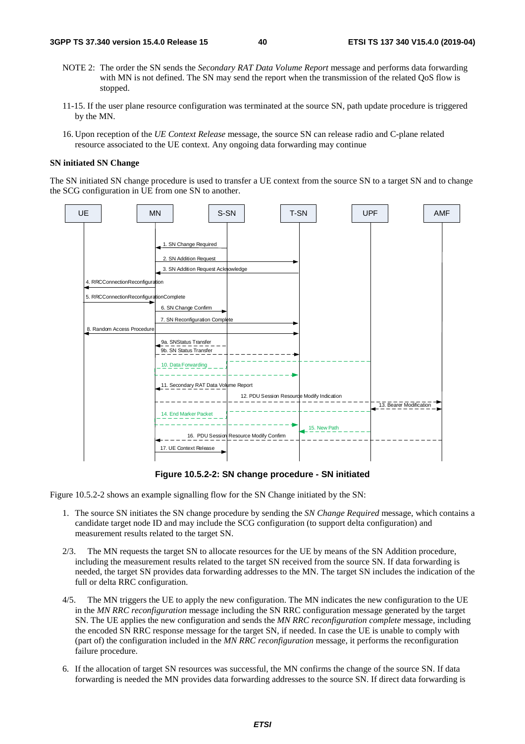NOTE 2: The order the SN sends the *Secondary RAT Data Volume Report* message and performs data forwarding with MN is not defined. The SN may send the report when the transmission of the related QoS flow is stopped.

11-15. If the user plane resource configuration was terminated at the source SN, path update procedure is triggered by the MN.

16. Upon reception of the *UE Context Release* message, the source SN can release radio and C-plane related resource associated to the UE context. Any ongoing data forwarding may continue

**SN initiated SN Change**

The SN initiated SN change procedure is used to transfer a UE context from the source SN to a target SN and to change the SCG configuration in UE from one SN to another.

**Figure 10.5.2-2: SN change procedure - SN initiated**

Figure 10.5.2-2 shows an example signalling flow for the SN Change initiated by the SN:

1. The source SN initiates the SN change procedure by sending the *SN Change Required* message, which contains a candidate target node ID and may include the SCG configuration (to support delta configuration) and measurement results related to the target SN.

2/3. The MN requests the target SN to allocate resources for the UE by means of the SN Addition procedure, including the measurement results related to the target SN received from the source SN. If data forwarding is needed, the target SN provides data forwarding addresses to the MN. The target SN includes the indication of the full or delta RRC configuration.

4/5. The MN triggers the UE to apply the new configuration. The MN indicates the new configuration to the UE in the *MN RRC reconfiguration* message including the SN RRC configuration message generated by the target SN. The UE applies the new configuration and sends the *MN RRC reconfiguration complete* message, including the encoded SN RRC response message for the target SN, if needed. In case the UE is unable to comply with (part of) the configuration included in the *MN RRC reconfiguration* message, it performs the reconfiguration failure procedure.

6. If the allocation of target SN resources was successful, the MN confirms the change of the source SN. If data forwarding is needed the MN provides data forwarding addresses to the source SN. If direct data forwarding is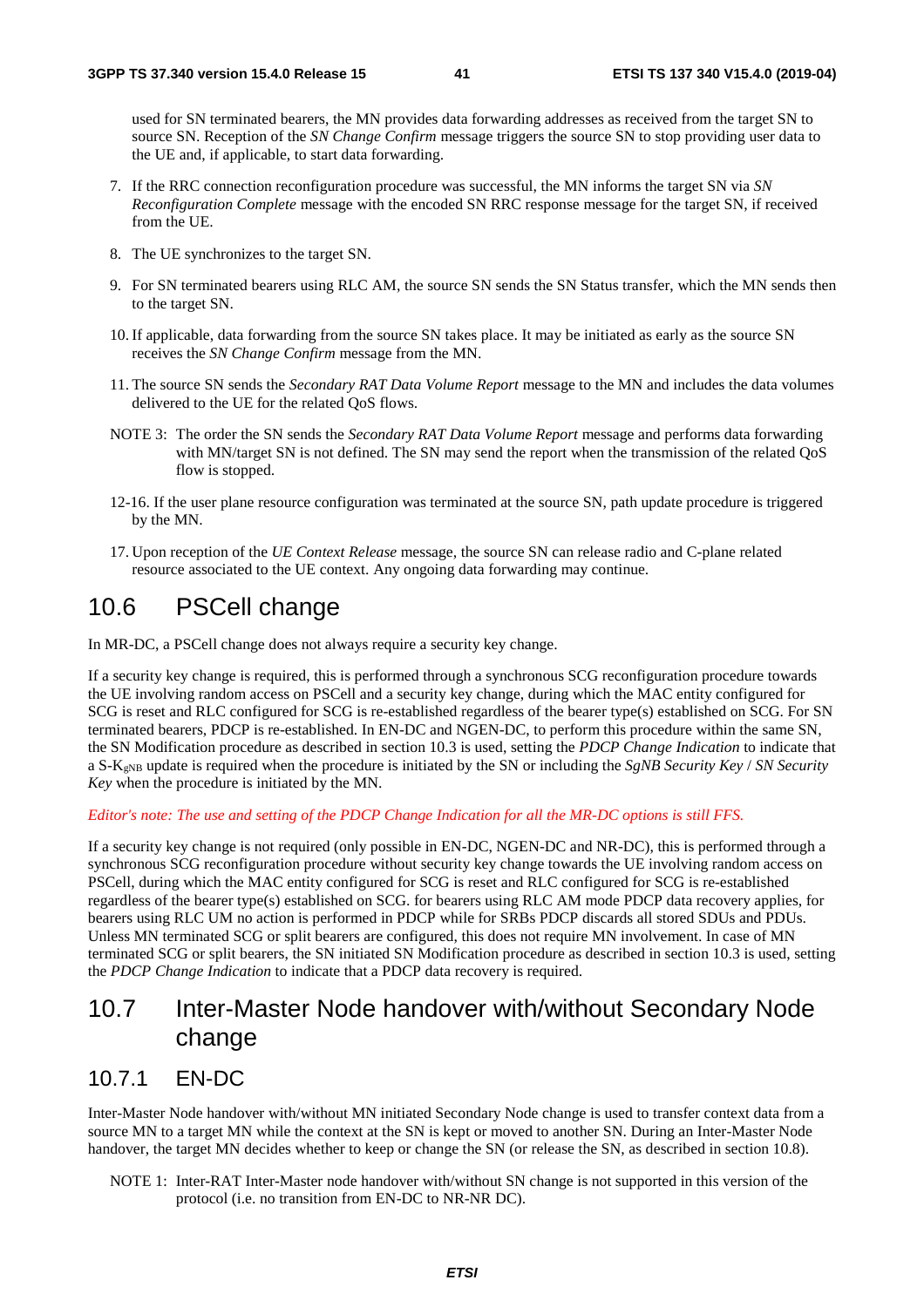used for SN terminated bearers, the MN provides data forwarding addresses as received from the target SN to source SN. Reception of the *SN Change Confirm* message triggers the source SN to stop providing user data to the UE and, if applicable, to start data forwarding.

7. If the RRC connection reconfiguration procedure was successful, the MN informs the target SN via *SN Reconfiguration Complete* message with the encoded SN RRC response message for the target SN, if received from the UE.

8. The UE synchronizes to the target SN.

9. For SN terminated bearers using RLC AM, the source SN sends the SN Status transfer, which the MN sends then to the target SN.

10. If applicable, data forwarding from the source SN takes place. It may be initiated as early as the source SN receives the *SN Change Confirm* message from the MN.

11. The source SN sends the *Secondary RAT Data Volume Report* message to the MN and includes the data volumes delivered to the UE for the related QoS flows.

NOTE 3: The order the SN sends the *Secondary RAT Data Volume Report* message and performs data forwarding with MN/target SN is not defined. The SN may send the report when the transmission of the related QoS flow is stopped.

12-16. If the user plane resource configuration was terminated at the source SN, path update procedure is triggered by the MN.

17. Upon reception of the *UE Context Release* message, the source SN can release radio and C-plane related resource associated to the UE context. Any ongoing data forwarding may continue.

# 10.6 PSCell change

In MR-DC, a PSCell change does not always require a security key change.

If a security key change is required, this is performed through a synchronous SCG reconfiguration procedure towards the UE involving random access on PSCell and a security key change, during which the MAC entity configured for SCG is reset and RLC configured for SCG is re-established regardless of the bearer type(s) established on SCG. For SN terminated bearers, PDCP is re-established. In EN-DC and NGEN-DC, to perform this procedure within the same SN, the SN Modification procedure as described in section 10.3 is used, setting the *PDCP Change Indication* to indicate that a S-$K_{gNB}$ update is required when the procedure is initiated by the SN or including the *SgNB Security Key* / *SN Security Key* when the procedure is initiated by the MN.

*Editor's note: The use and setting of the PDCP Change Indication for all the MR-DC options is still FFS.*

If a security key change is not required (only possible in EN-DC, NGEN-DC and NR-DC), this is performed through a synchronous SCG reconfiguration procedure without security key change towards the UE involving random access on PSCell, during which the MAC entity configured for SCG is reset and RLC configured for SCG is re-established regardless of the bearer type(s) established on SCG. for bearers using RLC AM mode PDCP data recovery applies, for bearers using RLC UM no action is performed in PDCP while for SRBs PDCP discards all stored SDUs and PDUs. Unless MN terminated SCG or split bearers are configured, this does not require MN involvement. In case of MN terminated SCG or split bearers, the SN initiated SN Modification procedure as described in section 10.3 is used, setting the *PDCP Change Indication* to indicate that a PDCP data recovery is required.

# 10.7 Inter-Master Node handover with/without Secondary Node change

## 10.7.1 EN-DC

Inter-Master Node handover with/without MN initiated Secondary Node change is used to transfer context data from a source MN to a target MN while the context at the SN is kept or moved to another SN. During an Inter-Master Node handover, the target MN decides whether to keep or change the SN (or release the SN, as described in section 10.8).

NOTE 1: Inter-RAT Inter-Master node handover with/without SN change is not supported in this version of the protocol (i.e. no transition from EN-DC to NR-NR DC).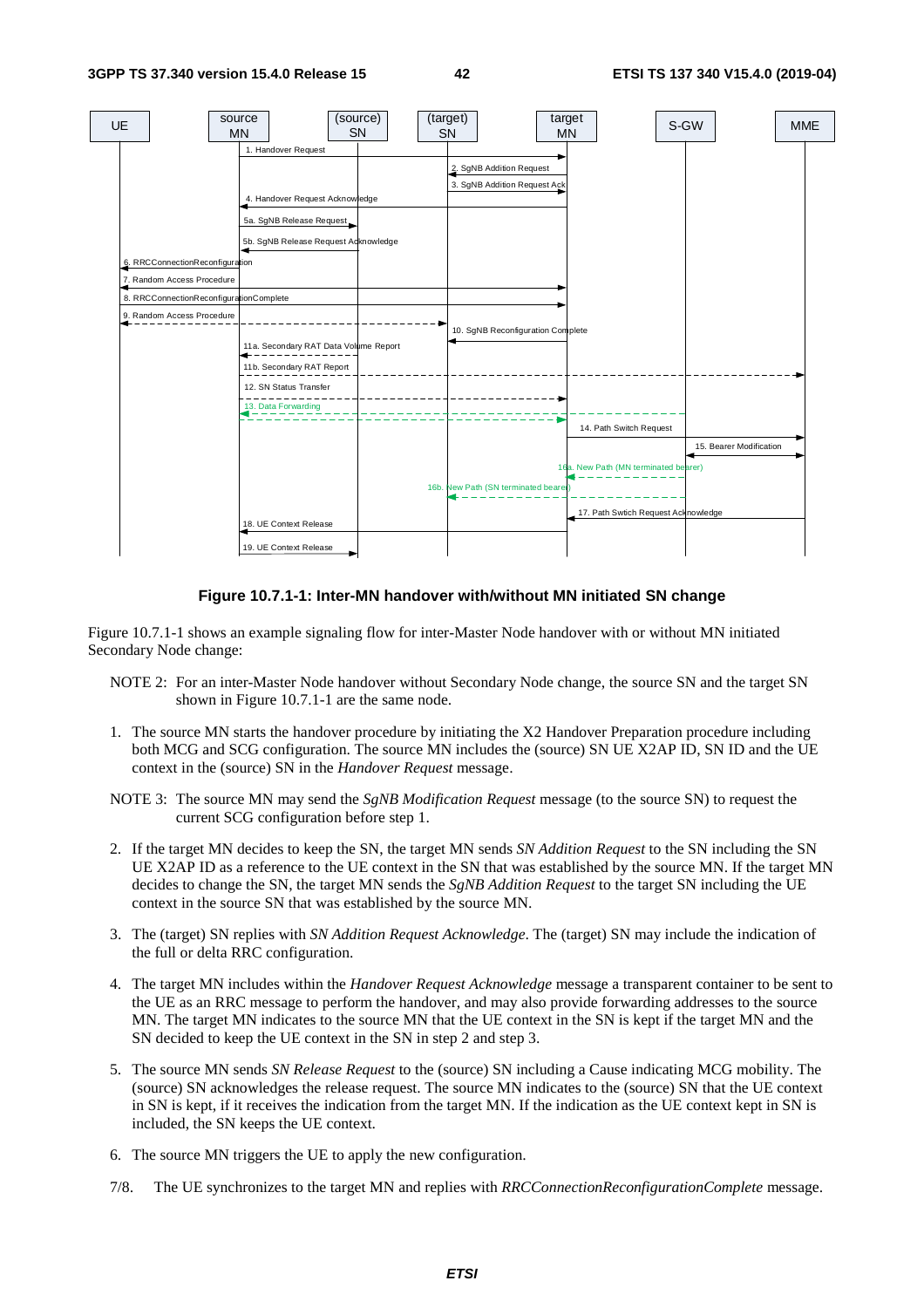**Figure 10.7.1-1: Inter-MN handover with/without MN initiated SN change**

Figure 10.7.1-1 shows an example signaling flow for inter-Master Node handover with or without MN initiated Secondary Node change:

NOTE 2: For an inter-Master Node handover without Secondary Node change, the source SN and the target SN shown in Figure 10.7.1-1 are the same node.

1. The source MN starts the handover procedure by initiating the X2 Handover Preparation procedure including both MCG and SCG configuration. The source MN includes the (source) SN UE X2AP ID, SN ID and the UE context in the (source) SN in the *Handover Request* message.

NOTE 3: The source MN may send the *SgNB Modification Request* message (to the source SN) to request the current SCG configuration before step 1.

2. If the target MN decides to keep the SN, the target MN sends *SN Addition Request* to the SN including the SN UE X2AP ID as a reference to the UE context in the SN that was established by the source MN. If the target MN decides to change the SN, the target MN sends the *SgNB Addition Request* to the target SN including the UE context in the source SN that was established by the source MN.

3. The (target) SN replies with *SN Addition Request Acknowledge*. The (target) SN may include the indication of the full or delta RRC configuration.

4. The target MN includes within the *Handover Request Acknowledge* message a transparent container to be sent to the UE as an RRC message to perform the handover, and may also provide forwarding addresses to the source MN. The target MN indicates to the source MN that the UE context in the SN is kept if the target MN and the SN decided to keep the UE context in the SN in step 2 and step 3.

5. The source MN sends *SN Release Request* to the (source) SN including a Cause indicating MCG mobility. The (source) SN acknowledges the release request. The source MN indicates to the (source) SN that the UE context in SN is kept, if it receives the indication from the target MN. If the indication as the UE context kept in SN is included, the SN keeps the UE context.

6. The source MN triggers the UE to apply the new configuration.

7/8. The UE synchronizes to the target MN and replies with *RRCConnectionReconfigurationComplete* message.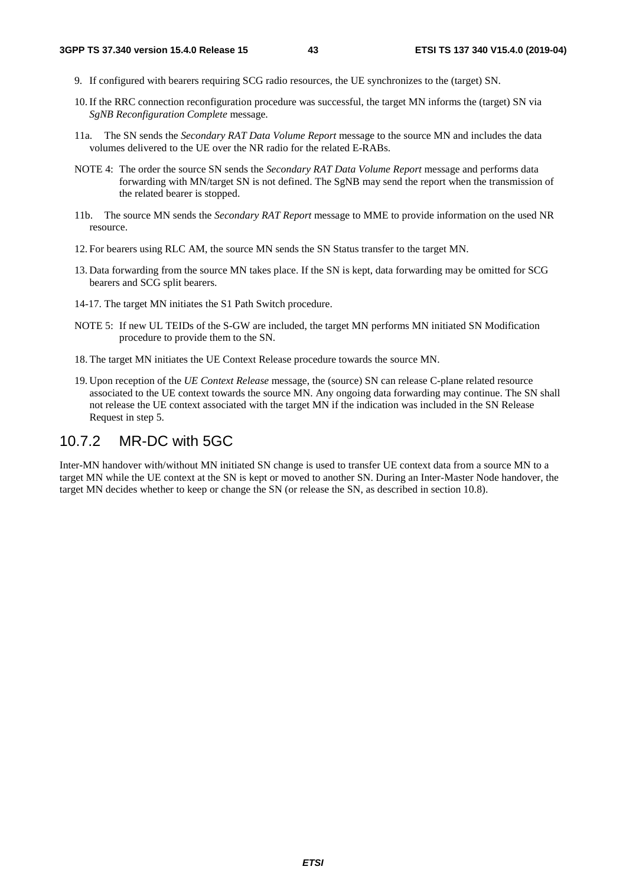9. If configured with bearers requiring SCG radio resources, the UE synchronizes to the (target) SN.

10. If the RRC connection reconfiguration procedure was successful, the target MN informs the (target) SN via *SgNB Reconfiguration Complete* message.

11a. The SN sends the *Secondary RAT Data Volume Report* message to the source MN and includes the data volumes delivered to the UE over the NR radio for the related E-RABs.

NOTE 4: The order the source SN sends the *Secondary RAT Data Volume Report* message and performs data forwarding with MN/target SN is not defined. The SgNB may send the report when the transmission of the related bearer is stopped.

11b. The source MN sends the *Secondary RAT Report* message to MME to provide information on the used NR resource.

12. For bearers using RLC AM, the source MN sends the SN Status transfer to the target MN.

13. Data forwarding from the source MN takes place. If the SN is kept, data forwarding may be omitted for SCG bearers and SCG split bearers.

14-17. The target MN initiates the S1 Path Switch procedure.

NOTE 5: If new UL TEIDs of the S-GW are included, the target MN performs MN initiated SN Modification procedure to provide them to the SN.

18. The target MN initiates the UE Context Release procedure towards the source MN.

19. Upon reception of the *UE Context Release* message, the (source) SN can release C-plane related resource associated to the UE context towards the source MN. Any ongoing data forwarding may continue. The SN shall not release the UE context associated with the target MN if the indication was included in the SN Release Request in step 5.

### 10.7.2 MR-DC with 5GC

Inter-MN handover with/without MN initiated SN change is used to transfer UE context data from a source MN to a target MN while the UE context at the SN is kept or moved to another SN. During an Inter-Master Node handover, the target MN decides whether to keep or change the SN (or release the SN, as described in section 10.8).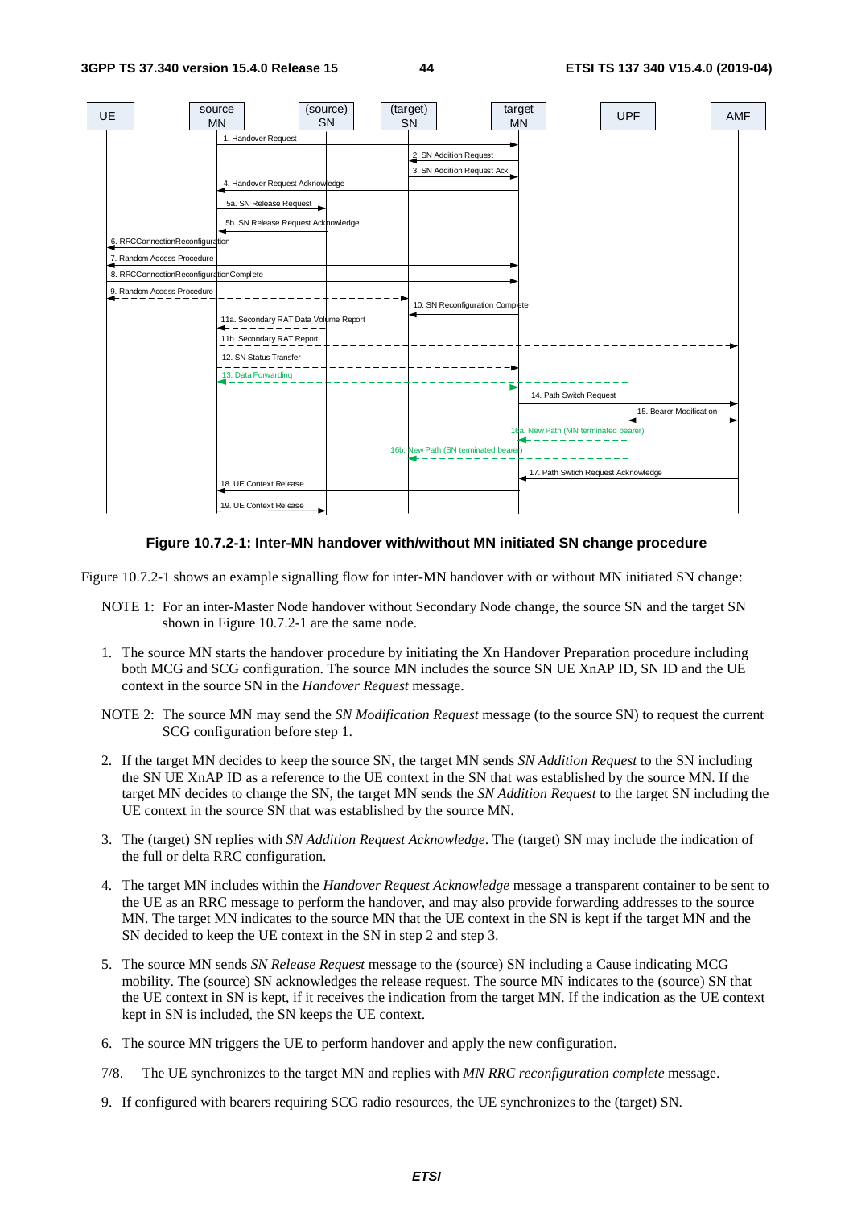**Figure 10.7.2-1: Inter-MN handover with/without MN initiated SN change procedure**

Figure 10.7.2-1 shows an example signalling flow for inter-MN handover with or without MN initiated SN change:

NOTE 1: For an inter-Master Node handover without Secondary Node change, the source SN and the target SN shown in Figure 10.7.2-1 are the same node.

1. The source MN starts the handover procedure by initiating the Xn Handover Preparation procedure including both MCG and SCG configuration. The source MN includes the source SN UE XnAP ID, SN ID and the UE context in the source SN in the *Handover Request* message.

NOTE 2: The source MN may send the *SN Modification Request* message (to the source SN) to request the current SCG configuration before step 1.

2. If the target MN decides to keep the source SN, the target MN sends *SN Addition Request* to the SN including the SN UE XnAP ID as a reference to the UE context in the SN that was established by the source MN. If the target MN decides to change the SN, the target MN sends the *SN Addition Request* to the target SN including the UE context in the source SN that was established by the source MN.

3. The (target) SN replies with *SN Addition Request Acknowledge*. The (target) SN may include the indication of the full or delta RRC configuration.

4. The target MN includes within the *Handover Request Acknowledge* message a transparent container to be sent to the UE as an RRC message to perform the handover, and may also provide forwarding addresses to the source MN. The target MN indicates to the source MN that the UE context in the SN is kept if the target MN and the SN decided to keep the UE context in the SN in step 2 and step 3.

5. The source MN sends *SN Release Request* message to the (source) SN including a Cause indicating MCG mobility. The (source) SN acknowledges the release request. The source MN indicates to the (source) SN that the UE context in SN is kept, if it receives the indication from the target MN. If the indication as the UE context kept in SN is included, the SN keeps the UE context.

6. The source MN triggers the UE to perform handover and apply the new configuration.

7/8. The UE synchronizes to the target MN and replies with *MN RRC reconfiguration complete* message.

9. If configured with bearers requiring SCG radio resources, the UE synchronizes to the (target) SN.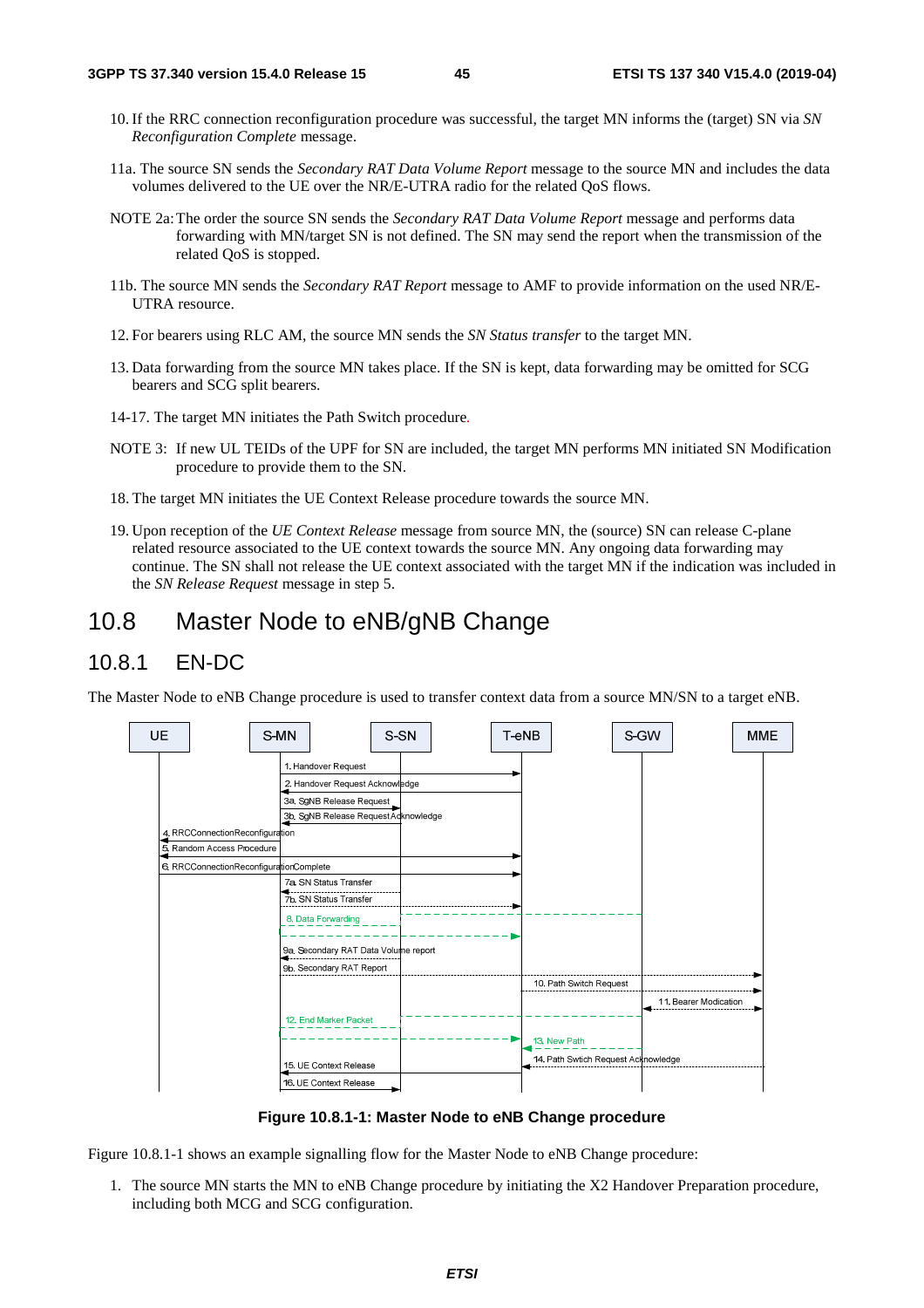10. If the RRC connection reconfiguration procedure was successful, the target MN informs the (target) SN via *SN Reconfiguration Complete* message.

11a. The source SN sends the *Secondary RAT Data Volume Report* message to the source MN and includes the data volumes delivered to the UE over the NR/E-UTRA radio for the related QoS flows.

NOTE 2a: The order the source SN sends the *Secondary RAT Data Volume Report* message and performs data forwarding with MN/target SN is not defined. The SN may send the report when the transmission of the related QoS is stopped.

11b. The source MN sends the *Secondary RAT Report* message to AMF to provide information on the used NR/E-UTRA resource.

12. For bearers using RLC AM, the source MN sends the *SN Status transfer* to the target MN.

13. Data forwarding from the source MN takes place. If the SN is kept, data forwarding may be omitted for SCG bearers and SCG split bearers.

14-17. The target MN initiates the Path Switch procedure.

NOTE 3: If new UL TEIDs of the UPF for SN are included, the target MN performs MN initiated SN Modification procedure to provide them to the SN.

18. The target MN initiates the UE Context Release procedure towards the source MN.

19. Upon reception of the *UE Context Release* message from source MN, the (source) SN can release C-plane related resource associated to the UE context towards the source MN. Any ongoing data forwarding may continue. The SN shall not release the UE context associated with the target MN if the indication was included in the *SN Release Request* message in step 5.

# 10.8 Master Node to eNB/gNB Change

## 10.8.1 EN-DC

The Master Node to eNB Change procedure is used to transfer context data from a source MN/SN to a target eNB.

**Figure 10.8.1-1: Master Node to eNB Change procedure**

Figure 10.8.1-1 shows an example signalling flow for the Master Node to eNB Change procedure:

1. The source MN starts the MN to eNB Change procedure by initiating the X2 Handover Preparation procedure, including both MCG and SCG configuration.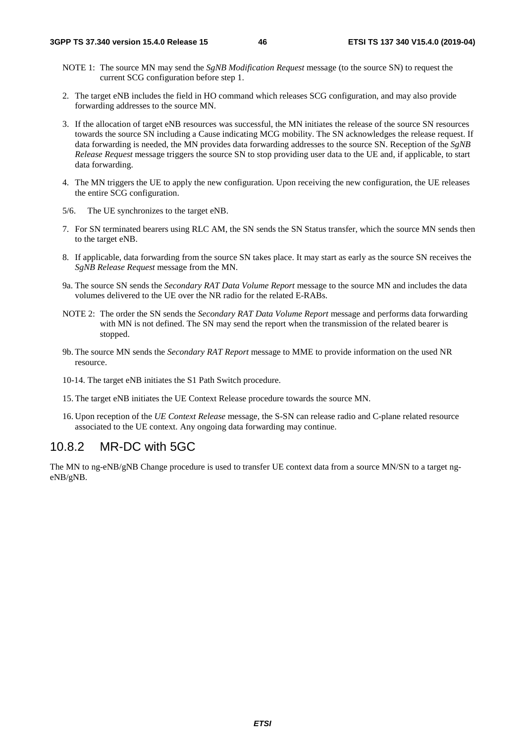NOTE 1: The source MN may send the *SgNB Modification Request* message (to the source SN) to request the current SCG configuration before step 1.

2. The target eNB includes the field in HO command which releases SCG configuration, and may also provide forwarding addresses to the source MN.

3. If the allocation of target eNB resources was successful, the MN initiates the release of the source SN resources towards the source SN including a Cause indicating MCG mobility. The SN acknowledges the release request. If data forwarding is needed, the MN provides data forwarding addresses to the source SN. Reception of the *SgNB Release Request* message triggers the source SN to stop providing user data to the UE and, if applicable, to start data forwarding.

4. The MN triggers the UE to apply the new configuration. Upon receiving the new configuration, the UE releases the entire SCG configuration.

5/6. The UE synchronizes to the target eNB.

7. For SN terminated bearers using RLC AM, the SN sends the SN Status transfer, which the source MN sends then to the target eNB.

8. If applicable, data forwarding from the source SN takes place. It may start as early as the source SN receives the *SgNB Release Request* message from the MN.

9a. The source SN sends the *Secondary RAT Data Volume Report* message to the source MN and includes the data volumes delivered to the UE over the NR radio for the related E-RABs.

NOTE 2: The order the SN sends the *Secondary RAT Data Volume Report* message and performs data forwarding with MN is not defined. The SN may send the report when the transmission of the related bearer is stopped.

9b. The source MN sends the *Secondary RAT Report* message to MME to provide information on the used NR resource.

10-14. The target eNB initiates the S1 Path Switch procedure.

15. The target eNB initiates the UE Context Release procedure towards the source MN.

16. Upon reception of the *UE Context Release* message, the S-SN can release radio and C-plane related resource associated to the UE context. Any ongoing data forwarding may continue.

### 10.8.2 MR-DC with 5GC

The MN to ng-eNB/gNB Change procedure is used to transfer UE context data from a source MN/SN to a target ng-eNB/gNB.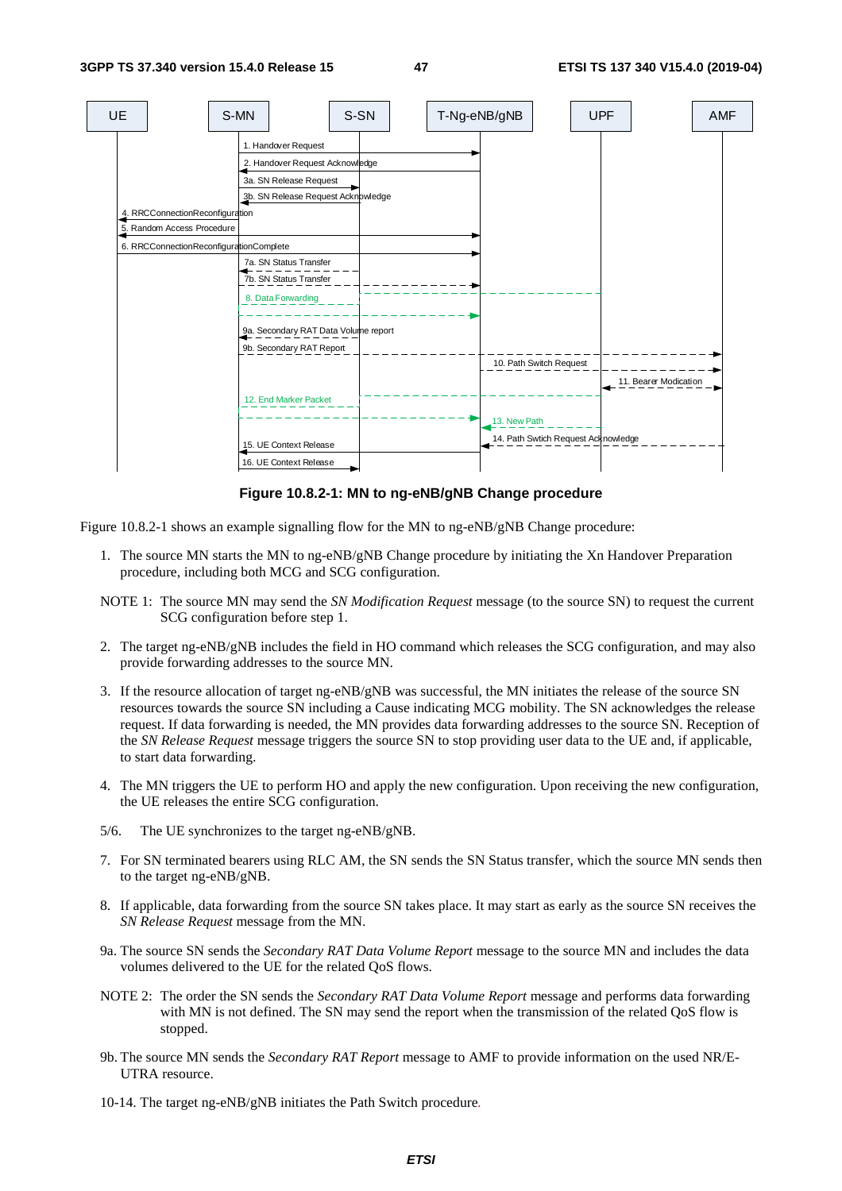**Figure 10.8.2-1: MN to ng-eNB/gNB Change procedure**

Figure 10.8.2-1 shows an example signalling flow for the MN to ng-eNB/gNB Change procedure:

1. The source MN starts the MN to ng-eNB/gNB Change procedure by initiating the Xn Handover Preparation procedure, including both MCG and SCG configuration.

NOTE 1: The source MN may send the *SN Modification Request* message (to the source SN) to request the current SCG configuration before step 1.

2. The target ng-eNB/gNB includes the field in HO command which releases the SCG configuration, and may also provide forwarding addresses to the source MN.

3. If the resource allocation of target ng-eNB/gNB was successful, the MN initiates the release of the source SN resources towards the source SN including a Cause indicating MCG mobility. The SN acknowledges the release request. If data forwarding is needed, the MN provides data forwarding addresses to the source SN. Reception of the *SN Release Request* message triggers the source SN to stop providing user data to the UE and, if applicable, to start data forwarding.

4. The MN triggers the UE to perform HO and apply the new configuration. Upon receiving the new configuration, the UE releases the entire SCG configuration.

5/6. The UE synchronizes to the target ng-eNB/gNB.

7. For SN terminated bearers using RLC AM, the SN sends the SN Status transfer, which the source MN sends then to the target ng-eNB/gNB.

8. If applicable, data forwarding from the source SN takes place. It may start as early as the source SN receives the *SN Release Request* message from the MN.

9a. The source SN sends the *Secondary RAT Data Volume Report* message to the source MN and includes the data volumes delivered to the UE for the related QoS flows.

NOTE 2: The order the SN sends the *Secondary RAT Data Volume Report* message and performs data forwarding with MN is not defined. The SN may send the report when the transmission of the related QoS flow is stopped.

9b. The source MN sends the *Secondary RAT Report* message to AMF to provide information on the used NR/E-UTRA resource.

10-14. The target ng-eNB/gNB initiates the Path Switch procedure.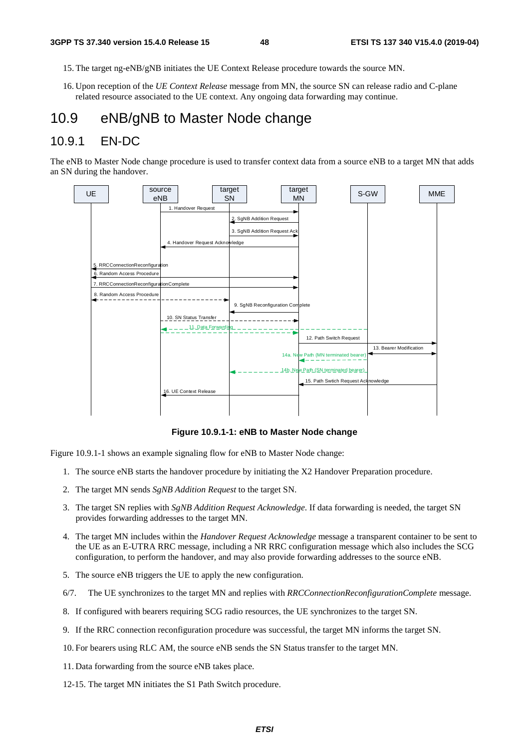15. The target ng-eNB/gNB initiates the UE Context Release procedure towards the source MN.

16. Upon reception of the *UE Context Release* message from MN, the source SN can release radio and C-plane related resource associated to the UE context. Any ongoing data forwarding may continue.

# 10.9 eNB/gNB to Master Node change

## 10.9.1 EN-DC

The eNB to Master Node change procedure is used to transfer context data from a source eNB to a target MN that adds an SN during the handover.

**Figure 10.9.1-1: eNB to Master Node change**

Figure 10.9.1-1 shows an example signaling flow for eNB to Master Node change:

1. The source eNB starts the handover procedure by initiating the X2 Handover Preparation procedure.

2. The target MN sends *SgNB Addition Request* to the target SN.

3. The target SN replies with *SgNB Addition Request Acknowledge*. If data forwarding is needed, the target SN provides forwarding addresses to the target MN.

4. The target MN includes within the *Handover Request Acknowledge* message a transparent container to be sent to the UE as an E-UTRA RRC message, including a NR RRC configuration message which also includes the SCG configuration, to perform the handover, and may also provide forwarding addresses to the source eNB.

5. The source eNB triggers the UE to apply the new configuration.

6/7. The UE synchronizes to the target MN and replies with *RRCConnectionReconfigurationComplete* message.

8. If configured with bearers requiring SCG radio resources, the UE synchronizes to the target SN.

9. If the RRC connection reconfiguration procedure was successful, the target MN informs the target SN.

10. For bearers using RLC AM, the source eNB sends the SN Status transfer to the target MN.

11. Data forwarding from the source eNB takes place.

12-15. The target MN initiates the S1 Path Switch procedure.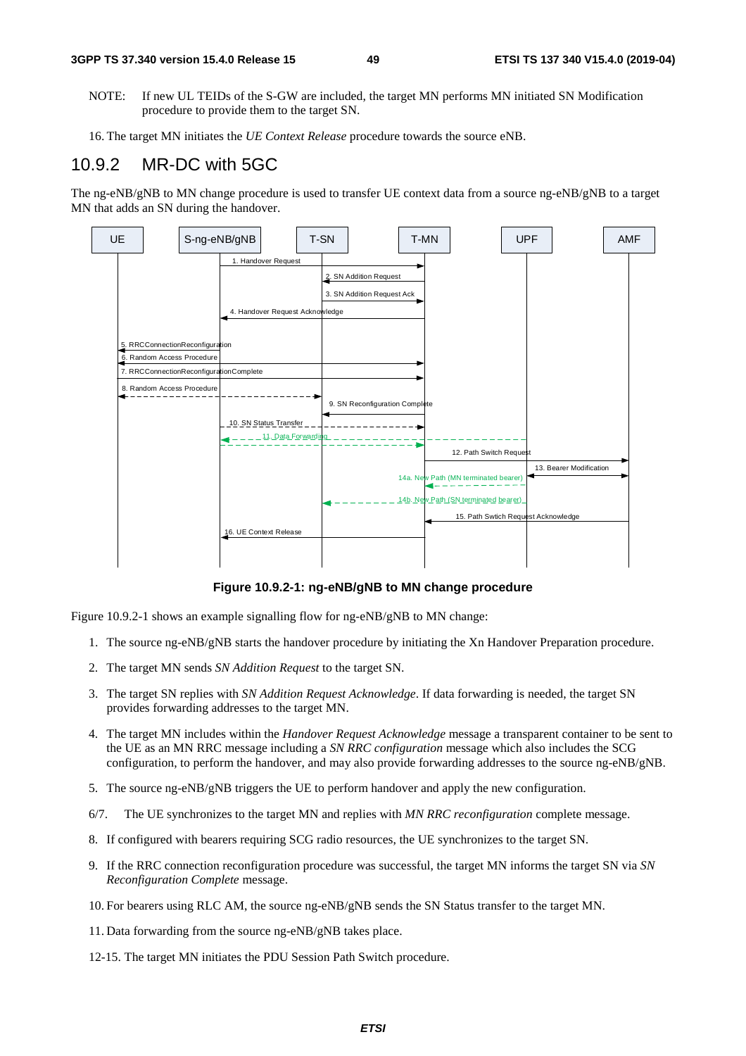NOTE: If new UL TEIDs of the S-GW are included, the target MN performs MN initiated SN Modification procedure to provide them to the target SN.

16. The target MN initiates the *UE Context Release* procedure towards the source eNB.

## 10.9.2 MR-DC with 5GC

The ng-eNB/gNB to MN change procedure is used to transfer UE context data from a source ng-eNB/gNB to a target MN that adds an SN during the handover.

**Figure 10.9.2-1: ng-eNB/gNB to MN change procedure**

Figure 10.9.2-1 shows an example signalling flow for ng-eNB/gNB to MN change:

1. The source ng-eNB/gNB starts the handover procedure by initiating the Xn Handover Preparation procedure.
2. The target MN sends *SN Addition Request* to the target SN.
3. The target SN replies with *SN Addition Request Acknowledge*. If data forwarding is needed, the target SN provides forwarding addresses to the target MN.
4. The target MN includes within the *Handover Request Acknowledge* message a transparent container to be sent to the UE as an MN RRC message including a *SN RRC configuration* message which also includes the SCG configuration, to perform the handover, and may also provide forwarding addresses to the source ng-eNB/gNB.
5. The source ng-eNB/gNB triggers the UE to perform handover and apply the new configuration.

6/7. The UE synchronizes to the target MN and replies with *MN RRC reconfiguration* complete message.

8. If configured with bearers requiring SCG radio resources, the UE synchronizes to the target SN.
9. If the RRC connection reconfiguration procedure was successful, the target MN informs the target SN via *SN Reconfiguration Complete* message.
10. For bearers using RLC AM, the source ng-eNB/gNB sends the SN Status transfer to the target MN.
11. Data forwarding from the source ng-eNB/gNB takes place.

12-15. The target MN initiates the PDU Session Path Switch procedure.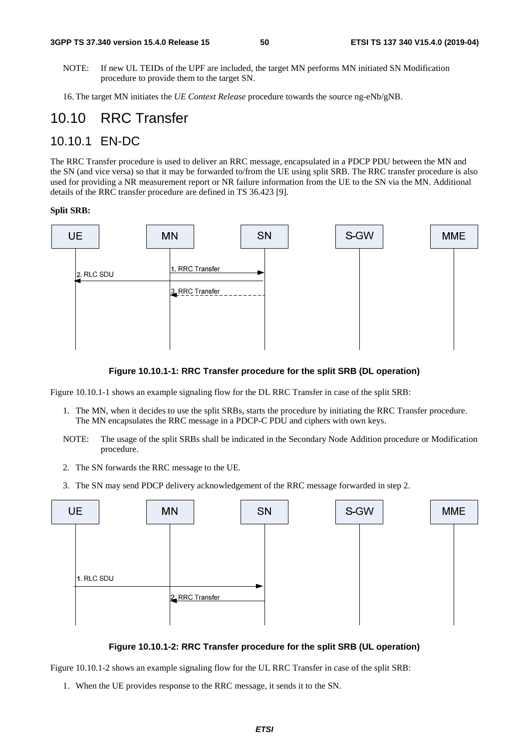NOTE: If new UL TEIDs of the UPF are included, the target MN performs MN initiated SN Modification procedure to provide them to the target SN.

16. The target MN initiates the *UE Context Release* procedure towards the source ng-eNb/gNB.

# 10.10 RRC Transfer

## 10.10.1 EN-DC

The RRC Transfer procedure is used to deliver an RRC message, encapsulated in a PDCP PDU between the MN and the SN (and vice versa) so that it may be forwarded to/from the UE using split SRB. The RRC transfer procedure is also used for providing a NR measurement report or NR failure information from the UE to the SN via the MN. Additional details of the RRC transfer procedure are defined in TS 36.423 [9].

**Split SRB:**

**Figure 10.10.1-1: RRC Transfer procedure for the split SRB (DL operation)**

Figure 10.10.1-1 shows an example signaling flow for the DL RRC Transfer in case of the split SRB:

1. The MN, when it decides to use the split SRBs, starts the procedure by initiating the RRC Transfer procedure. The MN encapsulates the RRC message in a PDCP-C PDU and ciphers with own keys.

NOTE: The usage of the split SRBs shall be indicated in the Secondary Node Addition procedure or Modification procedure.

2. The SN forwards the RRC message to the UE.
3. The SN may send PDCP delivery acknowledgement of the RRC message forwarded in step 2.

**Figure 10.10.1-2: RRC Transfer procedure for the split SRB (UL operation)**

Figure 10.10.1-2 shows an example signaling flow for the UL RRC Transfer in case of the split SRB:

1. When the UE provides response to the RRC message, it sends it to the SN.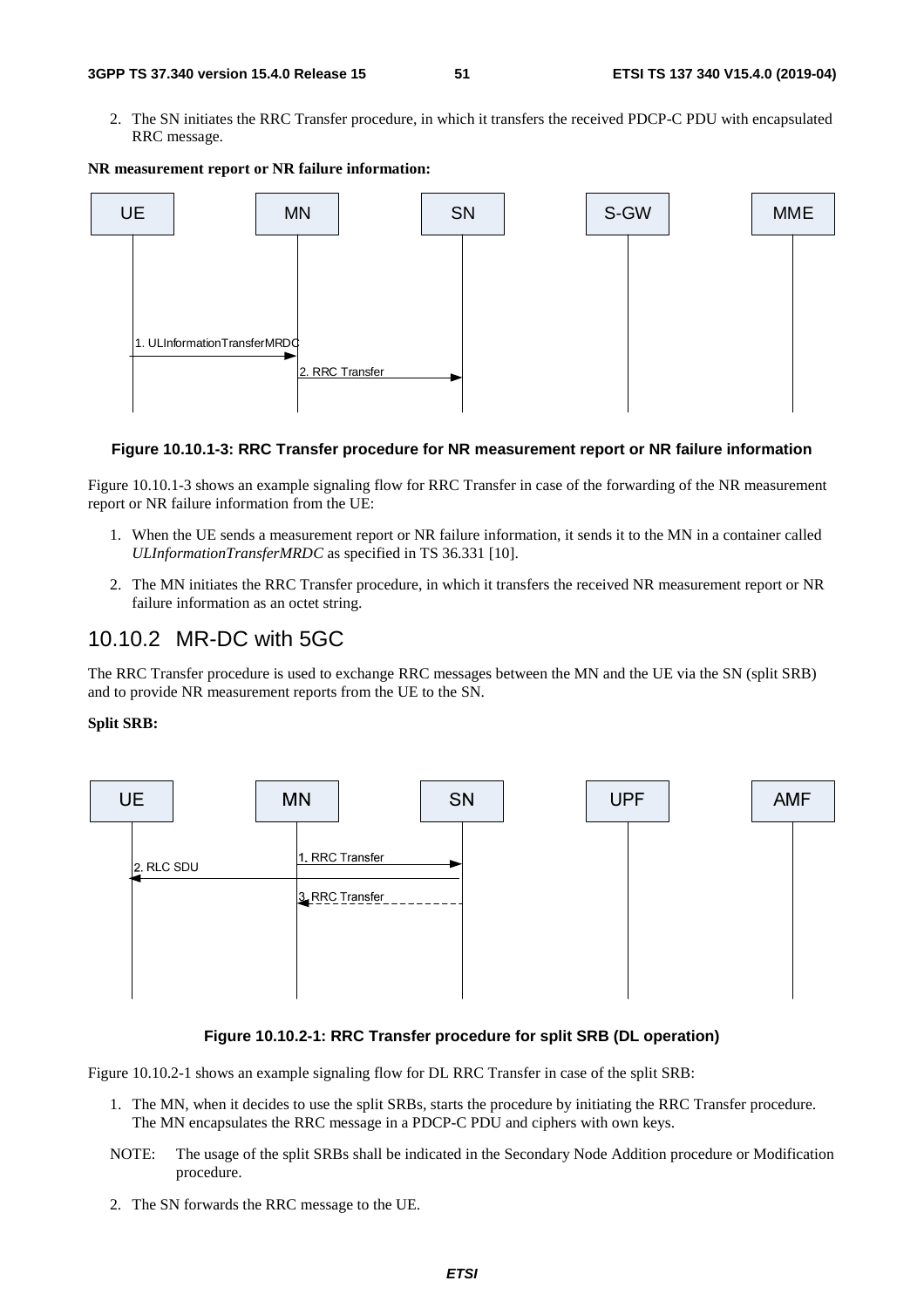2. The SN initiates the RRC Transfer procedure, in which it transfers the received PDCP-C PDU with encapsulated RRC message.

**NR measurement report or NR failure information:**

Figure 10.10.1-3: RRC Transfer procedure for NR measurement report or NR failure information

Figure 10.10.1-3 shows an example signaling flow for RRC Transfer in case of the forwarding of the NR measurement report or NR failure information from the UE:

1. When the UE sends a measurement report or NR failure information, it sends it to the MN in a container called *ULInformationTransferMRDC* as specified in TS 36.331 [10].
2. The MN initiates the RRC Transfer procedure, in which it transfers the received NR measurement report or NR failure information as an octet string.

## 10.10.2 MR-DC with 5GC

The RRC Transfer procedure is used to exchange RRC messages between the MN and the UE via the SN (split SRB) and to provide NR measurement reports from the UE to the SN.

**Split SRB:**

Figure 10.10.2-1: RRC Transfer procedure for split SRB (DL operation)

Figure 10.10.2-1 shows an example signaling flow for DL RRC Transfer in case of the split SRB:

1. The MN, when it decides to use the split SRBs, starts the procedure by initiating the RRC Transfer procedure. The MN encapsulates the RRC message in a PDCP-C PDU and ciphers with own keys.

NOTE: The usage of the split SRBs shall be indicated in the Secondary Node Addition procedure or Modification procedure.

2. The SN forwards the RRC message to the UE.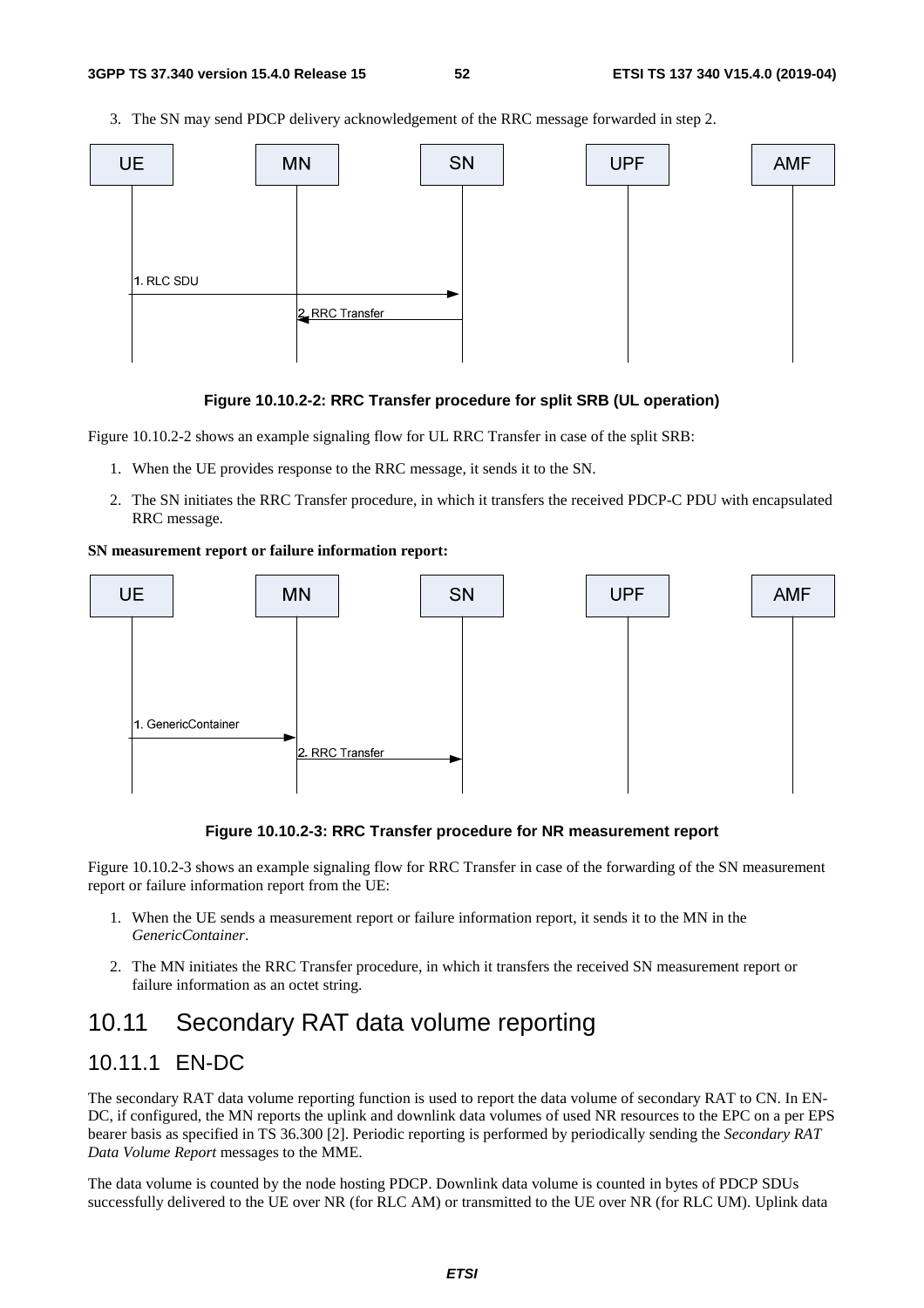3. The SN may send PDCP delivery acknowledgement of the RRC message forwarded in step 2.

**Figure 10.10.2-2: RRC Transfer procedure for split SRB (UL operation)**

Figure 10.10.2-2 shows an example signaling flow for UL RRC Transfer in case of the split SRB:

1. When the UE provides response to the RRC message, it sends it to the SN.
2. The SN initiates the RRC Transfer procedure, in which it transfers the received PDCP-C PDU with encapsulated RRC message.

**SN measurement report or failure information report:**

**Figure 10.10.2-3: RRC Transfer procedure for NR measurement report**

Figure 10.10.2-3 shows an example signaling flow for RRC Transfer in case of the forwarding of the SN measurement report or failure information report from the UE:

1. When the UE sends a measurement report or failure information report, it sends it to the MN in the *GenericContainer*.
2. The MN initiates the RRC Transfer procedure, in which it transfers the received SN measurement report or failure information as an octet string.

# 10.11 Secondary RAT data volume reporting

## 10.11.1 EN-DC

The secondary RAT data volume reporting function is used to report the data volume of secondary RAT to CN. In EN-DC, if configured, the MN reports the uplink and downlink data volumes of used NR resources to the EPC on a per EPS bearer basis as specified in TS 36.300 [2]. Periodic reporting is performed by periodically sending the *Secondary RAT Data Volume Report* messages to the MME.

The data volume is counted by the node hosting PDCP. Downlink data volume is counted in bytes of PDCP SDUs successfully delivered to the UE over NR (for RLC AM) or transmitted to the UE over NR (for RLC UM). Uplink data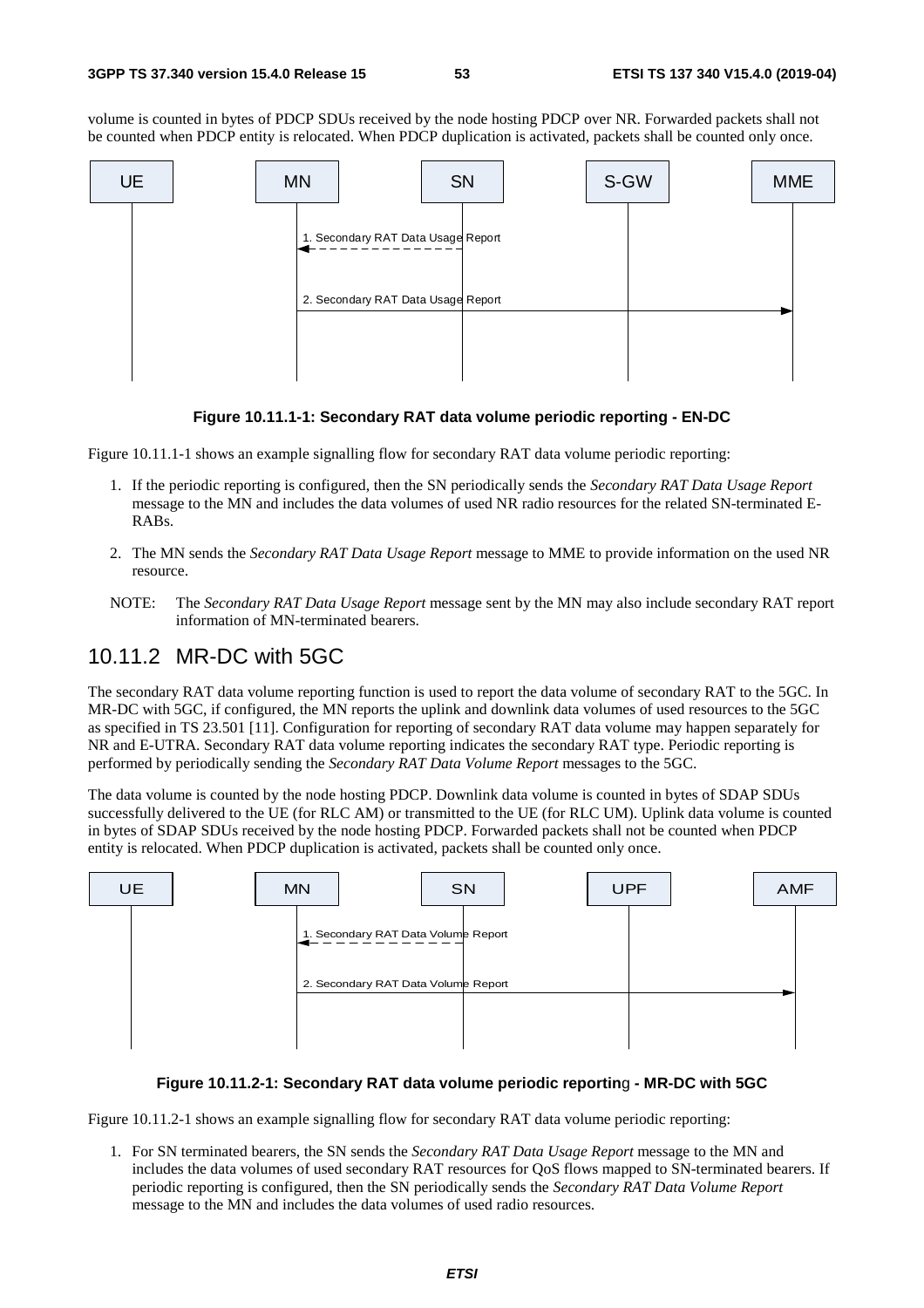volume is counted in bytes of PDCP SDUs received by the node hosting PDCP over NR. Forwarded packets shall not be counted when PDCP entity is relocated. When PDCP duplication is activated, packets shall be counted only once.

**Figure 10.11.1-1: Secondary RAT data volume periodic reporting - EN-DC**

Figure 10.11.1-1 shows an example signalling flow for secondary RAT data volume periodic reporting:

1. If the periodic reporting is configured, then the SN periodically sends the *Secondary RAT Data Usage Report* message to the MN and includes the data volumes of used NR radio resources for the related SN-terminated E-RABs.
2. The MN sends the *Secondary RAT Data Usage Report* message to MME to provide information on the used NR resource.

NOTE: The *Secondary RAT Data Usage Report* message sent by the MN may also include secondary RAT report information of MN-terminated bearers.

## 10.11.2 MR-DC with 5GC

The secondary RAT data volume reporting function is used to report the data volume of secondary RAT to the 5GC. In MR-DC with 5GC, if configured, the MN reports the uplink and downlink data volumes of used resources to the 5GC as specified in TS 23.501 [11]. Configuration for reporting of secondary RAT data volume may happen separately for NR and E-UTRA. Secondary RAT data volume reporting indicates the secondary RAT type. Periodic reporting is performed by periodically sending the *Secondary RAT Data Volume Report* messages to the 5GC.

The data volume is counted by the node hosting PDCP. Downlink data volume is counted in bytes of SDAP SDUs successfully delivered to the UE (for RLC AM) or transmitted to the UE (for RLC UM). Uplink data volume is counted in bytes of SDAP SDUs received by the node hosting PDCP. Forwarded packets shall not be counted when PDCP entity is relocated. When PDCP duplication is activated, packets shall be counted only once.

**Figure 10.11.2-1: Secondary RAT data volume periodic reporting - MR-DC with 5GC**

Figure 10.11.2-1 shows an example signalling flow for secondary RAT data volume periodic reporting:

1. For SN terminated bearers, the SN sends the *Secondary RAT Data Usage Report* message to the MN and includes the data volumes of used secondary RAT resources for QoS flows mapped to SN-terminated bearers. If periodic reporting is configured, then the SN periodically sends the *Secondary RAT Data Volume Report* message to the MN and includes the data volumes of used radio resources.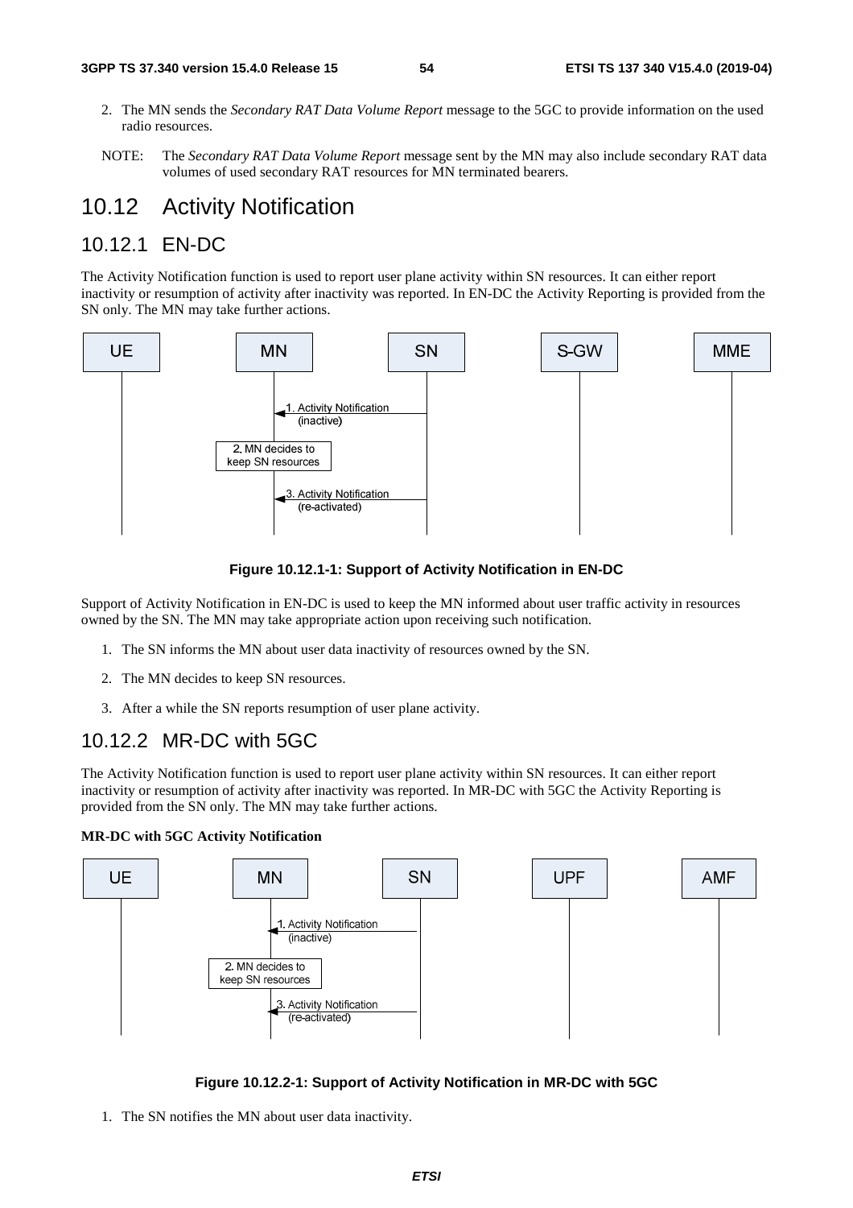2. The MN sends the *Secondary RAT Data Volume Report* message to the 5GC to provide information on the used radio resources.

NOTE: The *Secondary RAT Data Volume Report* message sent by the MN may also include secondary RAT data volumes of used secondary RAT resources for MN terminated bearers.

# 10.12 Activity Notification

## 10.12.1 EN-DC

The Activity Notification function is used to report user plane activity within SN resources. It can either report inactivity or resumption of activity after inactivity was reported. In EN-DC the Activity Reporting is provided from the SN only. The MN may take further actions.

**Figure 10.12.1-1: Support of Activity Notification in EN-DC**

Support of Activity Notification in EN-DC is used to keep the MN informed about user traffic activity in resources owned by the SN. The MN may take appropriate action upon receiving such notification.

1. The SN informs the MN about user data inactivity of resources owned by the SN.
2. The MN decides to keep SN resources.
3. After a while the SN reports resumption of user plane activity.

## 10.12.2 MR-DC with 5GC

The Activity Notification function is used to report user plane activity within SN resources. It can either report inactivity or resumption of activity after inactivity was reported. In MR-DC with 5GC the Activity Reporting is provided from the SN only. The MN may take further actions.

**MR-DC with 5GC Activity Notification**

**Figure 10.12.2-1: Support of Activity Notification in MR-DC with 5GC**

1. The SN notifies the MN about user data inactivity.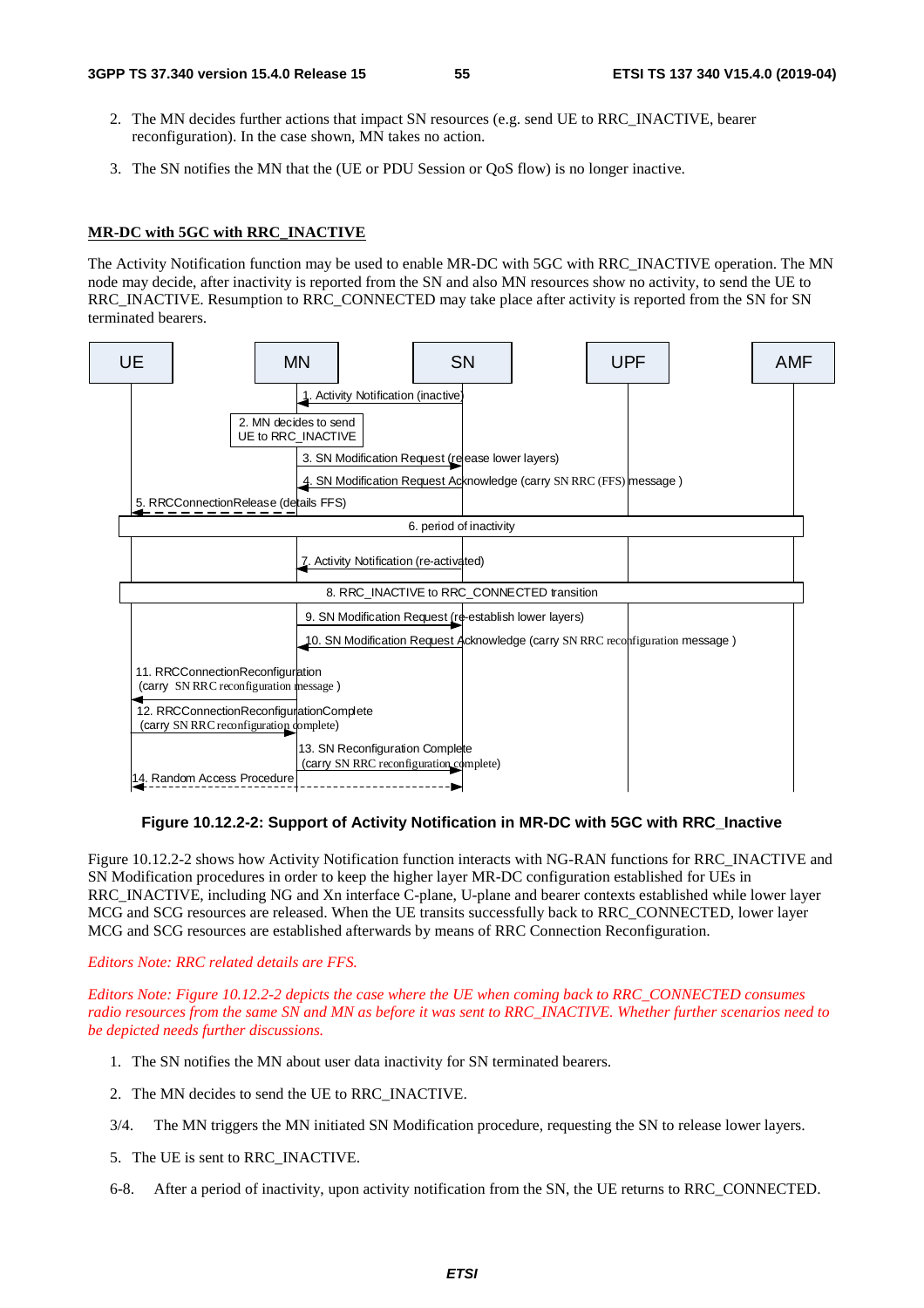2. The MN decides further actions that impact SN resources (e.g. send UE to RRC_INACTIVE, bearer reconfiguration). In the case shown, MN takes no action.

3. The SN notifies the MN that the (UE or PDU Session or QoS flow) is no longer inactive.

**MR-DC with 5GC with RRC_INACTIVE**

The Activity Notification function may be used to enable MR-DC with 5GC with RRC_INACTIVE operation. The MN node may decide, after inactivity is reported from the SN and also MN resources show no activity, to send the UE to RRC_INACTIVE. Resumption to RRC_CONNECTED may take place after activity is reported from the SN for SN terminated bearers.

UE | MN | SN | UPF | AMF

1. Activity Notification (inactive)

2. MN decides to send UE to RRC_INACTIVE

3. SN Modification Request (release lower layers)

4. SN Modification Request Acknowledge (carry SN RRC (FFS) message )

5. RRCConnectionRelease (details FFS)

6. period of inactivity

7. Activity Notification (re-activated)

8. RRC_INACTIVE to RRC_CONNECTED transition

9. SN Modification Request (re-establish lower layers)

10. SN Modification Request Acknowledge (carry SN RRC reconfiguration message )

11. RRCConnectionReconfiguration (carry SN RRC reconfiguration message )

12. RRCConnectionReconfigurationComplete (carry SN RRC reconfiguration complete)

13. SN Reconfiguration Complete (carry SN RRC reconfiguration complete)

14. Random Access Procedure

**Figure 10.12.2-2: Support of Activity Notification in MR-DC with 5GC with RRC_Inactive**

Figure 10.12.2-2 shows how Activity Notification function interacts with NG-RAN functions for RRC_INACTIVE and SN Modification procedures in order to keep the higher layer MR-DC configuration established for UEs in RRC_INACTIVE, including NG and Xn interface C-plane, U-plane and bearer contexts established while lower layer MCG and SCG resources are released. When the UE transits successfully back to RRC_CONNECTED, lower layer MCG and SCG resources are established afterwards by means of RRC Connection Reconfiguration.

*Editors Note: RRC related details are FFS.*

*Editors Note: Figure 10.12.2-2 depicts the case where the UE when coming back to RRC_CONNECTED consumes radio resources from the same SN and MN as before it was sent to RRC_INACTIVE. Whether further scenarios need to be depicted needs further discussions.*

1. The SN notifies the MN about user data inactivity for SN terminated bearers.

2. The MN decides to send the UE to RRC_INACTIVE.

3/4. The MN triggers the MN initiated SN Modification procedure, requesting the SN to release lower layers.

5. The UE is sent to RRC_INACTIVE.

6-8. After a period of inactivity, upon activity notification from the SN, the UE returns to RRC_CONNECTED.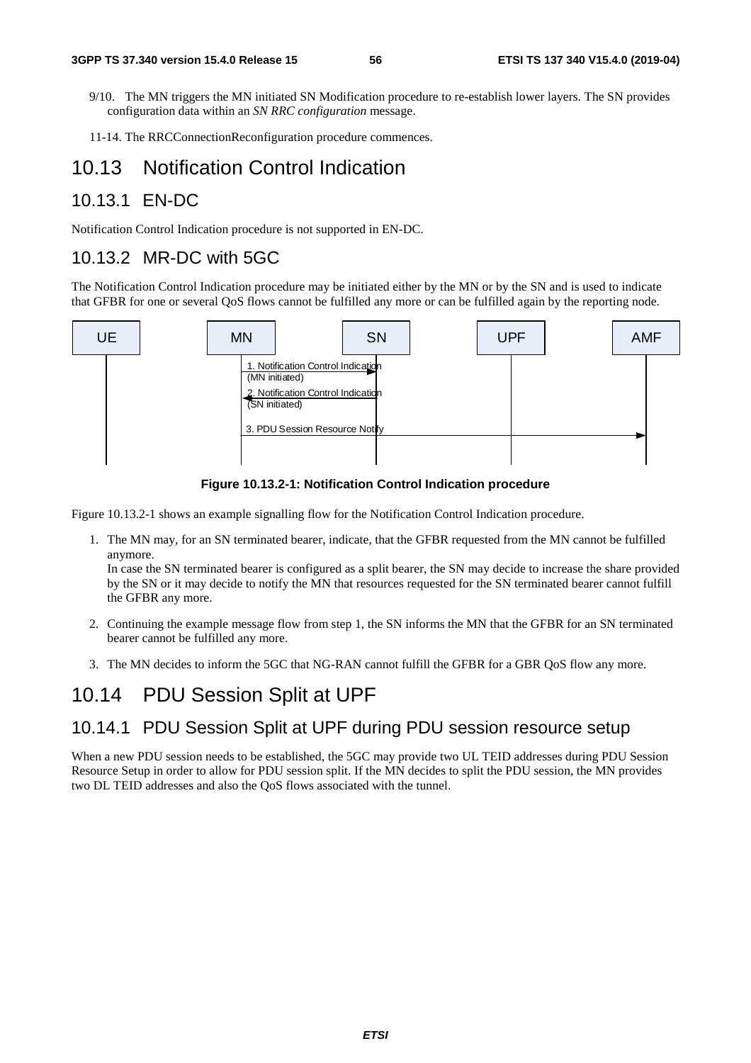9/10. The MN triggers the MN initiated SN Modification procedure to re-establish lower layers. The SN provides configuration data within an *SN RRC configuration* message.

11-14. The RRCConnectionReconfiguration procedure commences.

# 10.13 Notification Control Indication

## 10.13.1 EN-DC

Notification Control Indication procedure is not supported in EN-DC.

## 10.13.2 MR-DC with 5GC

The Notification Control Indication procedure may be initiated either by the MN or by the SN and is used to indicate that GFBR for one or several QoS flows cannot be fulfilled any more or can be fulfilled again by the reporting node.

**Figure 10.13.2-1: Notification Control Indication procedure**

Figure 10.13.2-1 shows an example signalling flow for the Notification Control Indication procedure.

1. The MN may, for an SN terminated bearer, indicate, that the GFBR requested from the MN cannot be fulfilled anymore.
   In case the SN terminated bearer is configured as a split bearer, the SN may decide to increase the share provided by the SN or it may decide to notify the MN that resources requested for the SN terminated bearer cannot fulfill the GFBR any more.

2. Continuing the example message flow from step 1, the SN informs the MN that the GFBR for an SN terminated bearer cannot be fulfilled any more.

3. The MN decides to inform the 5GC that NG-RAN cannot fulfill the GFBR for a GBR QoS flow any more.

# 10.14 PDU Session Split at UPF

## 10.14.1 PDU Session Split at UPF during PDU session resource setup

When a new PDU session needs to be established, the 5GC may provide two UL TEID addresses during PDU Session Resource Setup in order to allow for PDU session split. If the MN decides to split the PDU session, the MN provides two DL TEID addresses and also the QoS flows associated with the tunnel.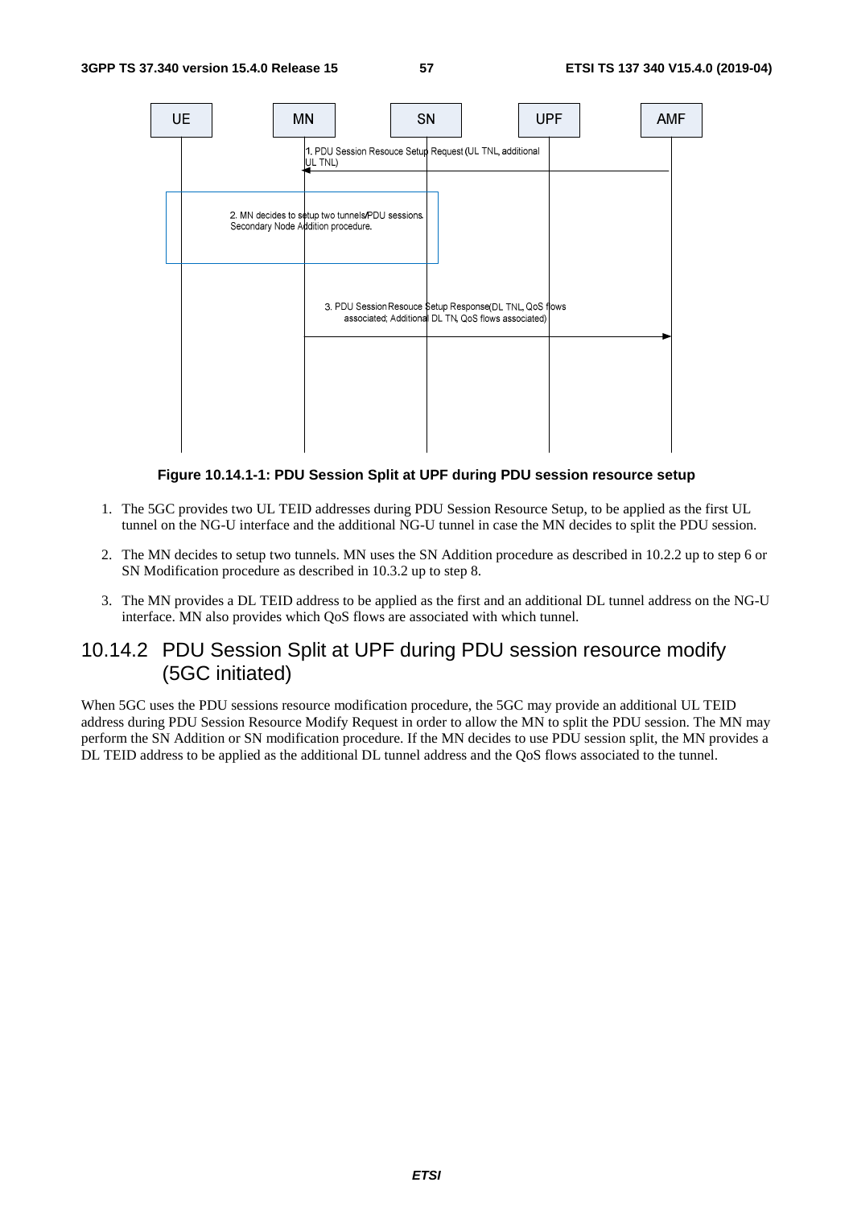**Figure 10.14.1-1: PDU Session Split at UPF during PDU session resource setup**

1. The 5GC provides two UL TEID addresses during PDU Session Resource Setup, to be applied as the first UL tunnel on the NG-U interface and the additional NG-U tunnel in case the MN decides to split the PDU session.

2. The MN decides to setup two tunnels. MN uses the SN Addition procedure as described in 10.2.2 up to step 6 or SN Modification procedure as described in 10.3.2 up to step 8.

3. The MN provides a DL TEID address to be applied as the first and an additional DL tunnel address on the NG-U interface. MN also provides which QoS flows are associated with which tunnel.

## 10.14.2 PDU Session Split at UPF during PDU session resource modify (5GC initiated)

When 5GC uses the PDU sessions resource modification procedure, the 5GC may provide an additional UL TEID address during PDU Session Resource Modify Request in order to allow the MN to split the PDU session. The MN may perform the SN Addition or SN modification procedure. If the MN decides to use PDU session split, the MN provides a DL TEID address to be applied as the additional DL tunnel address and the QoS flows associated to the tunnel.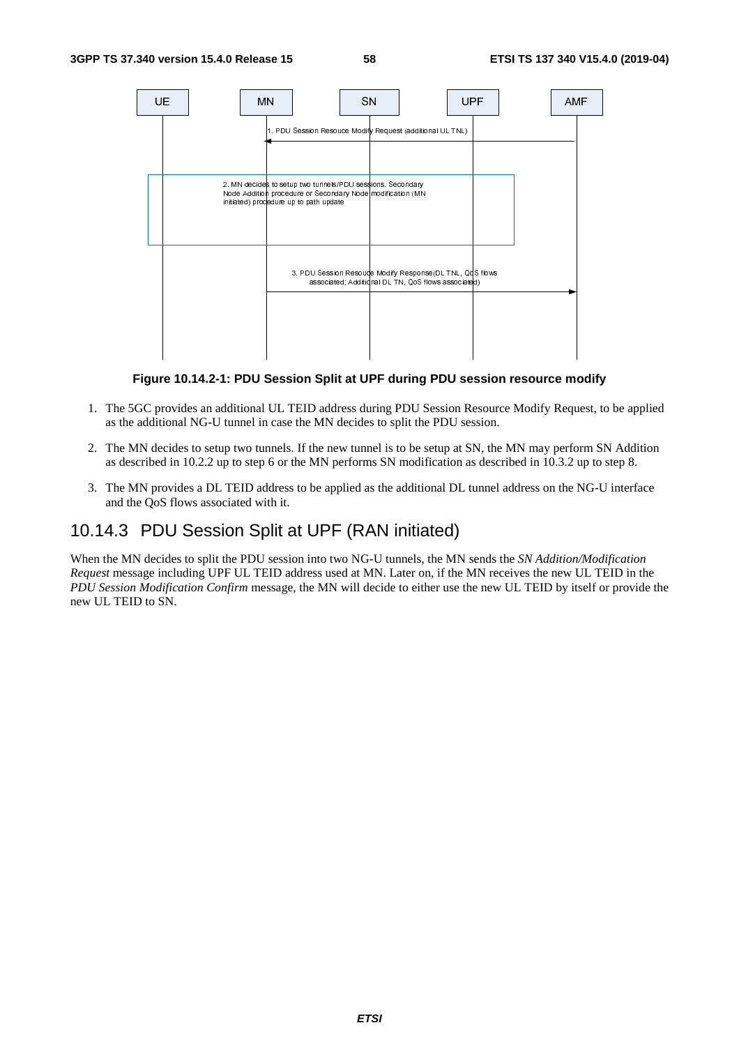Figure 10.14.2-1: PDU Session Split at UPF during PDU session resource modify

1. The 5GC provides an additional UL TEID address during PDU Session Resource Modify Request, to be applied as the additional NG-U tunnel in case the MN decides to split the PDU session.
2. The MN decides to setup two tunnels. If the new tunnel is to be setup at SN, the MN may perform SN Addition as described in 10.2.2 up to step 6 or the MN performs SN modification as described in 10.3.2 up to step 8.
3. The MN provides a DL TEID address to be applied as the additional DL tunnel address on the NG-U interface and the QoS flows associated with it.

## 10.14.3 PDU Session Split at UPF (RAN initiated)

When the MN decides to split the PDU session into two NG-U tunnels, the MN sends the *SN Addition/Modification Request* message including UPF UL TEID address used at MN. Later on, if the MN receives the new UL TEID in the *PDU Session Modification Confirm* message, the MN will decide to either use the new UL TEID by itself or provide the new UL TEID to SN.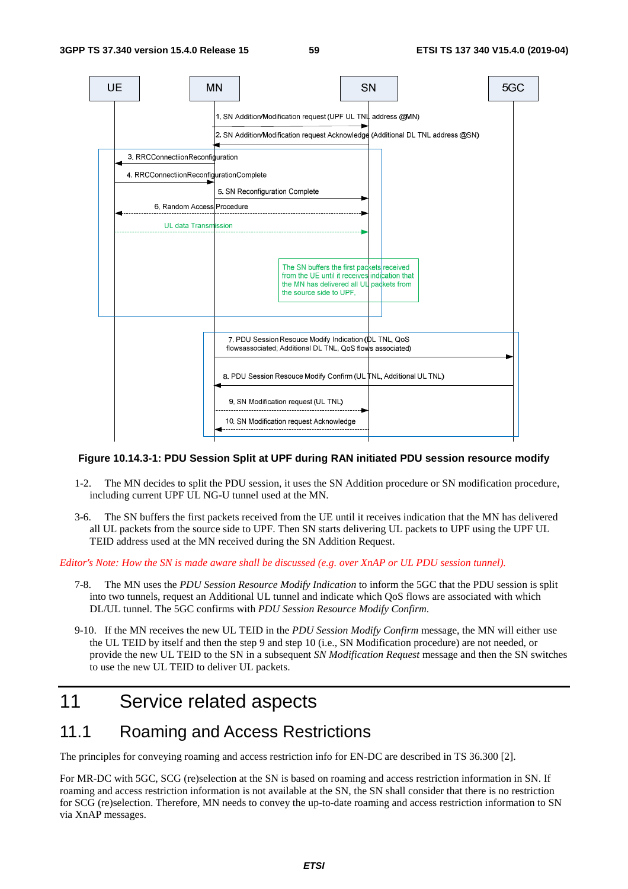UE MN SN 5GC

1. SN Addition/Modification request (UPF UL TNL address @MN)

2. SN Addition/Modification request Acknowledge (Additional DL TNL address @SN)

3. RRCConnectiionReconfiguration

4. RRCConnectiionReconfigurationComplete

5. SN Reconfiguration Complete

6. Random Access Procedure

UL data Transmission

The SN buffers the first packets received from the UE until it receives indication that the MN has delivered all UL packets from the source side to UPF.

7. PDU Session Resouce Modify Indication (DL TNL, QoS flowsassociated; Additional DL TNL, QoS flows associated)

8. PDU Session Resouce Modify Confirm (UL TNL, Additional UL TNL)

9. SN Modification request (UL TNL)

10. SN Modification request Acknowledge

**Figure 10.14.3-1: PDU Session Split at UPF during RAN initiated PDU session resource modify**

1-2. The MN decides to split the PDU session, it uses the SN Addition procedure or SN modification procedure, including current UPF UL NG-U tunnel used at the MN.

3-6. The SN buffers the first packets received from the UE until it receives indication that the MN has delivered all UL packets from the source side to UPF. Then SN starts delivering UL packets to UPF using the UPF UL TEID address used at the MN received during the SN Addition Request.

*Editor's Note: How the SN is made aware shall be discussed (e.g. over XnAP or UL PDU session tunnel).*

7-8. The MN uses the *PDU Session Resource Modify Indication* to inform the 5GC that the PDU session is split into two tunnels, request an Additional UL tunnel and indicate which QoS flows are associated with which DL/UL tunnel. The 5GC confirms with *PDU Session Resource Modify Confirm*.

9-10. If the MN receives the new UL TEID in the *PDU Session Modify Confirm* message, the MN will either use the UL TEID by itself and then the step 9 and step 10 (i.e., SN Modification procedure) are not needed, or provide the new UL TEID to the SN in a subsequent *SN Modification Request* message and then the SN switches to use the new UL TEID to deliver UL packets.

# 11 Service related aspects

## 11.1 Roaming and Access Restrictions

The principles for conveying roaming and access restriction info for EN-DC are described in TS 36.300 [2].

For MR-DC with 5GC, SCG (re)selection at the SN is based on roaming and access restriction information in SN. If roaming and access restriction information is not available at the SN, the SN shall consider that there is no restriction for SCG (re)selection. Therefore, MN needs to convey the up-to-date roaming and access restriction information to SN via XnAP messages.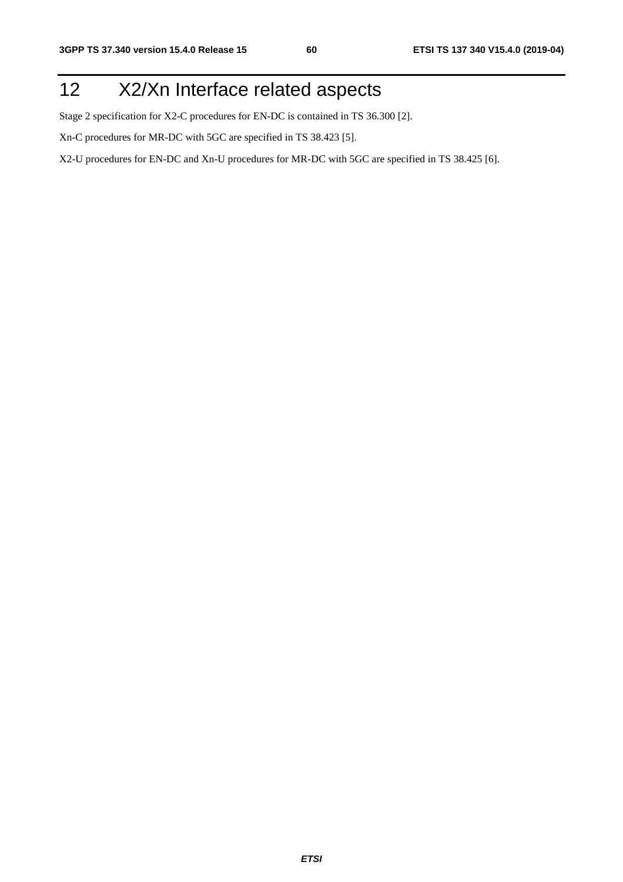# 12 X2/Xn Interface related aspects

Stage 2 specification for X2-C procedures for EN-DC is contained in TS 36.300 [2].

Xn-C procedures for MR-DC with 5GC are specified in TS 38.423 [5].

X2-U procedures for EN-DC and Xn-U procedures for MR-DC with 5GC are specified in TS 38.425 [6].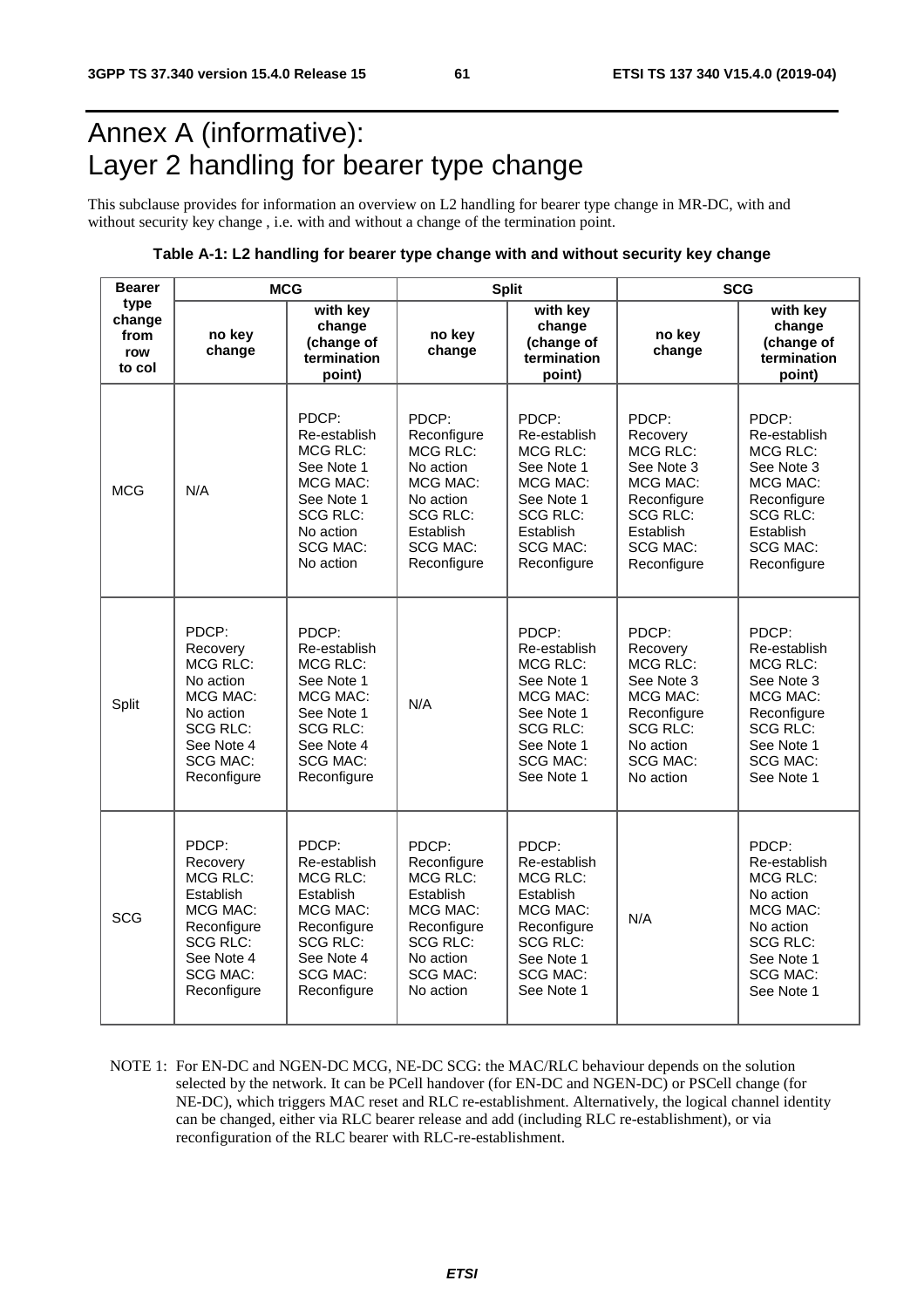# Annex A (informative): Layer 2 handling for bearer type change

This subclause provides for information an overview on L2 handling for bearer type change in MR-DC, with and without security key change , i.e. with and without a change of the termination point.

**Table A-1: L2 handling for bearer type change with and without security key change**

| Bearer type change from row to col | MCG | | Split | | SCG | |
|---|---|---|---|---|---|---|
| | **no key change** | **with key change (change of termination point)** | **no key change** | **with key change (change of termination point)** | **no key change** | **with key change (change of termination point)** |
| MCG | N/A | PDCP: Re-establish MCG RLC: See Note 1 MCG MAC: See Note 1 SCG RLC: No action SCG MAC: No action | PDCP: Reconfigure MCG RLC: No action MCG MAC: No action SCG RLC: Establish SCG MAC: Reconfigure | PDCP: Re-establish MCG RLC: See Note 1 MCG MAC: See Note 1 SCG RLC: Establish SCG MAC: Reconfigure | PDCP: Recovery MCG RLC: See Note 3 MCG MAC: Reconfigure SCG RLC: Establish SCG MAC: Reconfigure | PDCP: Re-establish MCG RLC: See Note 3 MCG MAC: Reconfigure SCG RLC: Establish SCG MAC: Reconfigure |
| Split | PDCP: Recovery MCG RLC: No action MCG MAC: No action SCG RLC: See Note 4 SCG MAC: Reconfigure | PDCP: Re-establish MCG RLC: See Note 1 MCG MAC: See Note 1 SCG RLC: See Note 4 SCG MAC: Reconfigure | N/A | PDCP: Re-establish MCG RLC: See Note 1 MCG MAC: See Note 1 SCG RLC: See Note 1 SCG MAC: See Note 1 | PDCP: Recovery MCG RLC: See Note 3 MCG MAC: Reconfigure SCG RLC: No action SCG MAC: No action | PDCP: Re-establish MCG RLC: See Note 3 MCG MAC: Reconfigure SCG RLC: See Note 1 SCG MAC: See Note 1 |
| SCG | PDCP: Recovery MCG RLC: Establish MCG MAC: Reconfigure SCG RLC: See Note 4 SCG MAC: Reconfigure | PDCP: Re-establish MCG RLC: Establish MCG MAC: Reconfigure SCG RLC: See Note 4 SCG MAC: Reconfigure | PDCP: Reconfigure MCG RLC: Establish MCG MAC: Reconfigure SCG RLC: No action SCG MAC: No action | PDCP: Re-establish MCG RLC: Establish MCG MAC: Reconfigure SCG RLC: See Note 1 SCG MAC: See Note 1 | N/A | PDCP: Re-establish MCG RLC: No action MCG MAC: No action SCG RLC: See Note 1 SCG MAC: See Note 1 |

NOTE 1: For EN-DC and NGEN-DC MCG, NE-DC SCG: the MAC/RLC behaviour depends on the solution selected by the network. It can be PCell handover (for EN-DC and NGEN-DC) or PSCell change (for NE-DC), which triggers MAC reset and RLC re-establishment. Alternatively, the logical channel identity can be changed, either via RLC bearer release and add (including RLC re-establishment), or via reconfiguration of the RLC bearer with RLC-re-establishment.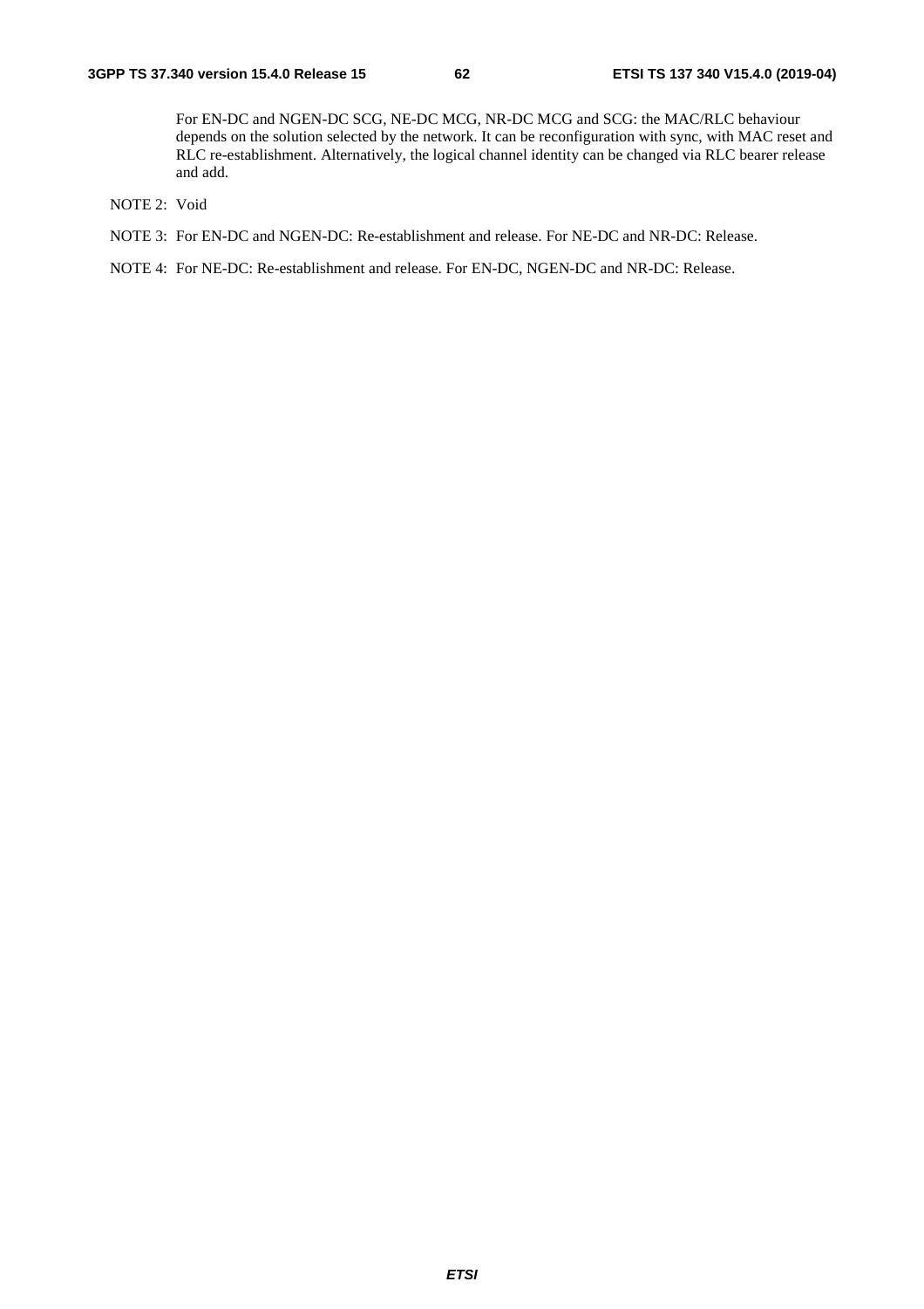For EN-DC and NGEN-DC SCG, NE-DC MCG, NR-DC MCG and SCG: the MAC/RLC behaviour depends on the solution selected by the network. It can be reconfiguration with sync, with MAC reset and RLC re-establishment. Alternatively, the logical channel identity can be changed via RLC bearer release and add.

NOTE 2: Void

NOTE 3: For EN-DC and NGEN-DC: Re-establishment and release. For NE-DC and NR-DC: Release.

NOTE 4: For NE-DC: Re-establishment and release. For EN-DC, NGEN-DC and NR-DC: Release.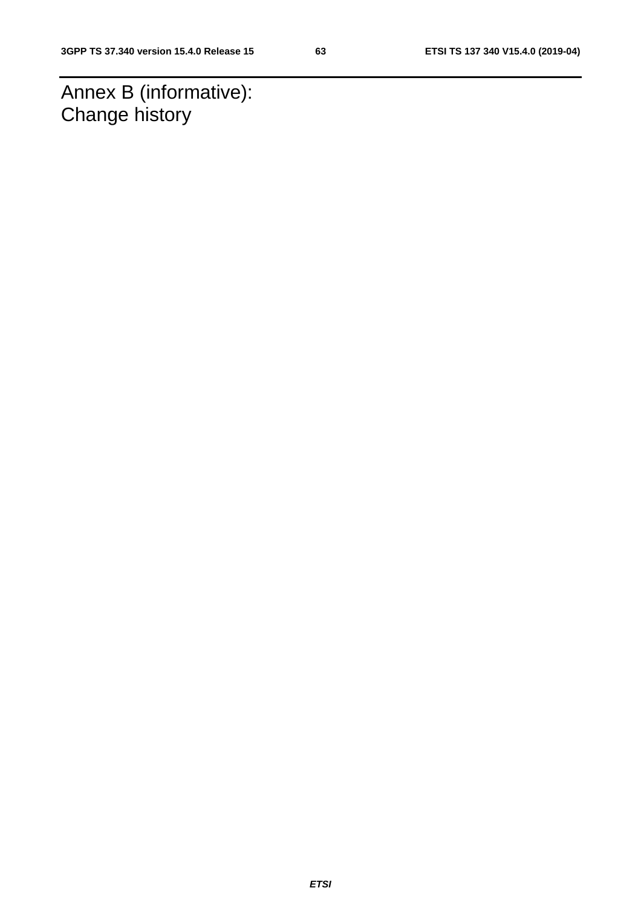# Annex B (informative): Change history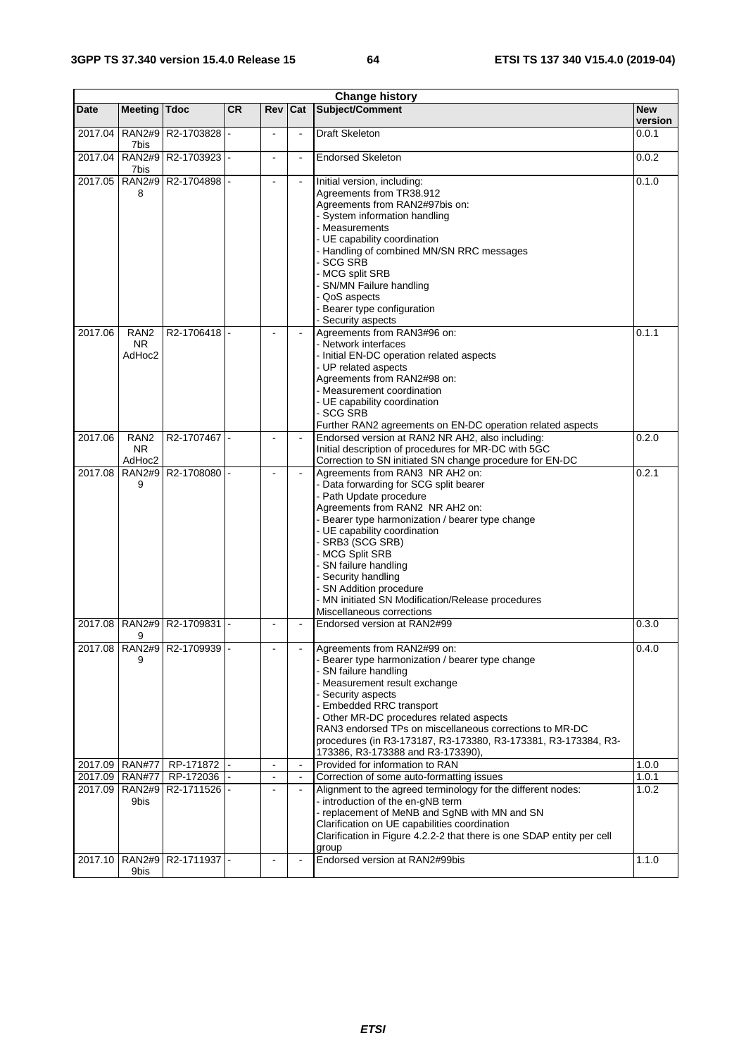| Change history | | | | | | | |
|---|---|---|---|---|---|---|---|
| **Date** | **Meeting** | **Tdoc** | **CR** | **Rev** | **Cat** | **Subject/Comment** | **New version** |
| 2017.04 | RAN2#97bis | R2-1703828 | - | - | - | Draft Skeleton | 0.0.1 |
| 2017.04 | RAN2#97bis | R2-1703923 | - | - | - | Endorsed Skeleton | 0.0.2 |
| 2017.05 | RAN2#98 | R2-1704898 | - | - | - | Initial version, including:<br>Agreements from TR38.912<br>Agreements from RAN2#97bis on:<br>- System information handling<br>- Measurements<br>- UE capability coordination<br>- Handling of combined MN/SN RRC messages<br>- SCG SRB<br>- MCG split SRB<br>- SN/MN Failure handling<br>- QoS aspects<br>- Bearer type configuration<br>- Security aspects | 0.1.0 |
| 2017.06 | RAN2 NR AdHoc2 | R2-1706418 | - | - | - | Agreements from RAN3#96 on:<br>- Network interfaces<br>- Initial EN-DC operation related aspects<br>- UP related aspects<br>Agreements from RAN2#98 on:<br>- Measurement coordination<br>- UE capability coordination<br>- SCG SRB<br>Further RAN2 agreements on EN-DC operation related aspects | 0.1.1 |
| 2017.06 | RAN2 NR AdHoc2 | R2-1707467 | - | - | - | Endorsed version at RAN2 NR AH2, also including:<br>Initial description of procedures for MR-DC with 5GC<br>Correction to SN initiated SN change procedure for EN-DC | 0.2.0 |
| 2017.08 | RAN2#99 | R2-1708080 | - | - | - | Agreements from RAN3 NR AH2 on:<br>- Data forwarding for SCG split bearer<br>- Path Update procedure<br>Agreements from RAN2 NR AH2 on:<br>- Bearer type harmonization / bearer type change<br>- UE capability coordination<br>- SRB3 (SCG SRB)<br>- MCG Split SRB<br>- SN failure handling<br>- Security handling<br>- SN Addition procedure<br>- MN initiated SN Modification/Release procedures<br>Miscellaneous corrections | 0.2.1 |
| 2017.08 | RAN2#99 | R2-1709831 | - | - | - | Endorsed version at RAN2#99 | 0.3.0 |
| 2017.08 | RAN2#99 | R2-1709939 | - | - | - | Agreements from RAN2#99 on:<br>- Bearer type harmonization / bearer type change<br>- SN failure handling<br>- Measurement result exchange<br>- Security aspects<br>- Embedded RRC transport<br>- Other MR-DC procedures related aspects<br>RAN3 endorsed TPs on miscellaneous corrections to MR-DC procedures (in R3-173187, R3-173380, R3-173381, R3-173384, R3-173386, R3-173388 and R3-173390), | 0.4.0 |
| 2017.09 | RAN#77 | RP-171872 | - | - | - | Provided for information to RAN | 1.0.0 |
| 2017.09 | RAN#77 | RP-172036 | - | - | - | Correction of some auto-formatting issues | 1.0.1 |
| 2017.09 | RAN2#99bis | R2-1711526 | - | - | - | Alignment to the agreed terminology for the different nodes:<br>- introduction of the en-gNB term<br>- replacement of MeNB and SgNB with MN and SN<br>Clarification on UE capabilities coordination<br>Clarification in Figure 4.2.2-2 that there is one SDAP entity per cell group | 1.0.2 |
| 2017.10 | RAN2#99bis | R2-1711937 | - | - | - | Endorsed version at RAN2#99bis | 1.1.0 |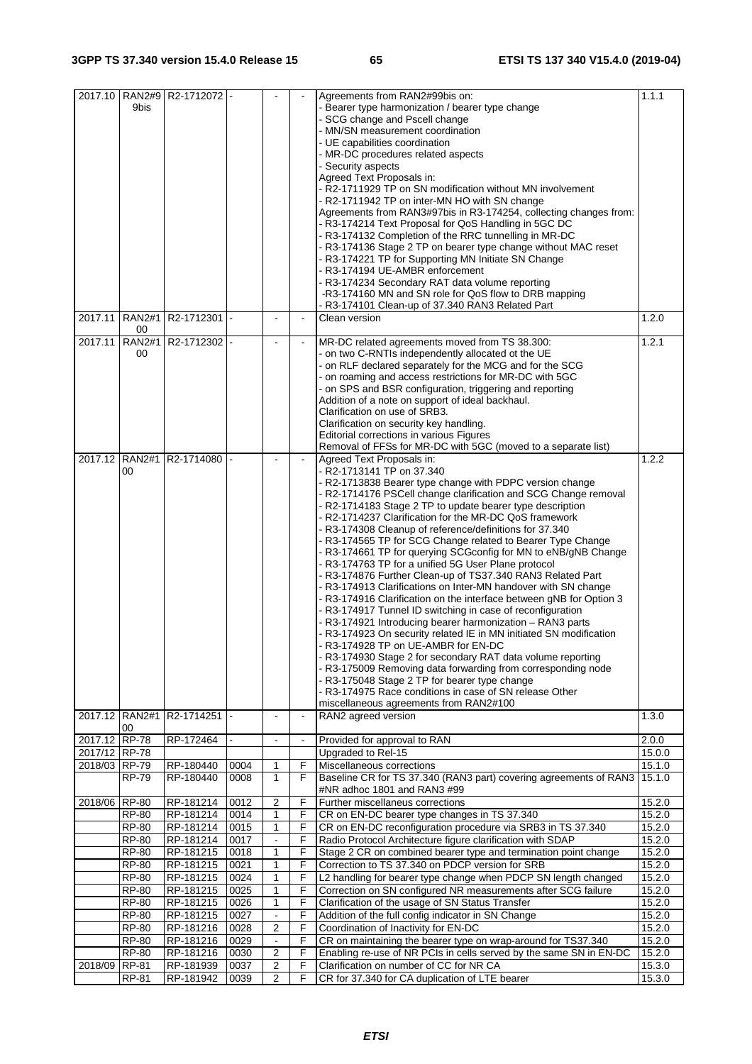| | | | | | | | |
|---|---|---|---|---|---|---|---|
| 2017.10 | RAN2#99bis | R2-1712072 | - | - | - | Agreements from RAN2#99bis on:<br>- Bearer type harmonization / bearer type change<br>- SCG change and Pscell change<br>- MN/SN measurement coordination<br>- UE capabilities coordination<br>- MR-DC procedures related aspects<br>- Security aspects<br>Agreed Text Proposals in:<br>- R2-1711929 TP on SN modification without MN involvement<br>- R2-1711942 TP on inter-MN HO with SN change<br>Agreements from RAN3#97bis in R3-174254, collecting changes from:<br>- R3-174214 Text Proposal for QoS Handling in 5GC DC<br>- R3-174132 Completion of the RRC tunnelling in MR-DC<br>- R3-174136 Stage 2 TP on bearer type change without MAC reset<br>- R3-174221 TP for Supporting MN Initiate SN Change<br>- R3-174194 UE-AMBR enforcement<br>- R3-174234 Secondary RAT data volume reporting<br>-R3-174160 MN and SN role for QoS flow to DRB mapping<br>- R3-174101 Clean-up of 37.340 RAN3 Related Part | 1.1.1 |
| 2017.11 | RAN2#100 | R2-1712301 | - | - | - | Clean version | 1.2.0 |
| 2017.11 | RAN2#100 | R2-1712302 | - | - | - | MR-DC related agreements moved from TS 38.300:<br>- on two C-RNTIs independently allocated ot the UE<br>- on RLF declared separately for the MCG and for the SCG<br>- on roaming and access restrictions for MR-DC with 5GC<br>- on SPS and BSR configuration, triggering and reporting<br>Addition of a note on support of ideal backhaul.<br>Clarification on use of SRB3.<br>Clarification on security key handling.<br>Editorial corrections in various Figures<br>Removal of FFSs for MR-DC with 5GC (moved to a separate list) | 1.2.1 |
| 2017.12 | RAN2#100 | R2-1714080 | - | - | - | Agreed Text Proposals in:<br>- R2-1713141 TP on 37.340<br>- R2-1713838 Bearer type change with PDPC version change<br>- R2-1714176 PSCell change clarification and SCG Change removal<br>- R2-1714183 Stage 2 TP to update bearer type description<br>- R2-1714237 Clarification for the MR-DC QoS framework<br>- R3-174308 Cleanup of reference/definitions for 37.340<br>- R3-174565 TP for SCG Change related to Bearer Type Change<br>- R3-174661 TP for querying SCGconfig for MN to eNB/gNB Change<br>- R3-174763 TP for a unified 5G User Plane protocol<br>- R3-174876 Further Clean-up of TS37.340 RAN3 Related Part<br>- R3-174913 Clarifications on Inter-MN handover with SN change<br>- R3-174916 Clarification on the interface between gNB for Option 3<br>- R3-174917 Tunnel ID switching in case of reconfiguration<br>- R3-174921 Introducing bearer harmonization – RAN3 parts<br>- R3-174923 On security related IE in MN initiated SN modification<br>- R3-174928 TP on UE-AMBR for EN-DC<br>- R3-174930 Stage 2 for secondary RAT data volume reporting<br>- R3-175009 Removing data forwarding from corresponding node<br>- R3-175048 Stage 2 TP for bearer type change<br>- R3-174975 Race conditions in case of SN release Other miscellaneous agreements from RAN2#100 | 1.2.2 |
| 2017.12 | RAN2#100 | R2-1714251 | - | - | - | RAN2 agreed version | 1.3.0 |
| 2017.12 | RP-78 | RP-172464 | - | - | - | Provided for approval to RAN | 2.0.0 |
| 2017/12 | RP-78 | | | | | Upgraded to Rel-15 | 15.0.0 |
| 2018/03 | RP-79 | RP-180440 | 0004 | 1 | F | Miscellaneous corrections | 15.1.0 |
| | RP-79 | RP-180440 | 0008 | 1 | F | Baseline CR for TS 37.340 (RAN3 part) covering agreements of RAN3 #NR adhoc 1801 and RAN3 #99 | 15.1.0 |
| 2018/06 | RP-80 | RP-181214 | 0012 | 2 | F | Further miscellaneous corrections | 15.2.0 |
| | RP-80 | RP-181214 | 0014 | 1 | F | CR on EN-DC bearer type changes in TS 37.340 | 15.2.0 |
| | RP-80 | RP-181214 | 0015 | 1 | F | CR on EN-DC reconfiguration procedure via SRB3 in TS 37.340 | 15.2.0 |
| | RP-80 | RP-181214 | 0017 | - | F | Radio Protocol Architecture figure clarification with SDAP | 15.2.0 |
| | RP-80 | RP-181215 | 0018 | 1 | F | Stage 2 CR on combined bearer type and termination point change | 15.2.0 |
| | RP-80 | RP-181215 | 0021 | 1 | F | Correction to TS 37.340 on PDCP version for SRB | 15.2.0 |
| | RP-80 | RP-181215 | 0024 | 1 | F | L2 handling for bearer type change when PDCP SN length changed | 15.2.0 |
| | RP-80 | RP-181215 | 0025 | 1 | F | Correction on SN configured NR measurements after SCG failure | 15.2.0 |
| | RP-80 | RP-181215 | 0026 | 1 | F | Clarification of the usage of SN Status Transfer | 15.2.0 |
| | RP-80 | RP-181215 | 0027 | - | F | Addition of the full config indicator in SN Change | 15.2.0 |
| | RP-80 | RP-181216 | 0028 | 2 | F | Coordination of Inactivity for EN-DC | 15.2.0 |
| | RP-80 | RP-181216 | 0029 | - | F | CR on maintaining the bearer type on wrap-around for TS37.340 | 15.2.0 |
| | RP-80 | RP-181216 | 0030 | 2 | F | Enabling re-use of NR PCIs in cells served by the same SN in EN-DC | 15.2.0 |
| 2018/09 | RP-81 | RP-181939 | 0037 | 2 | F | Clarification on number of CC for NR CA | 15.3.0 |
| | RP-81 | RP-181942 | 0039 | 2 | F | CR for 37.340 for CA duplication of LTE bearer | 15.3.0 |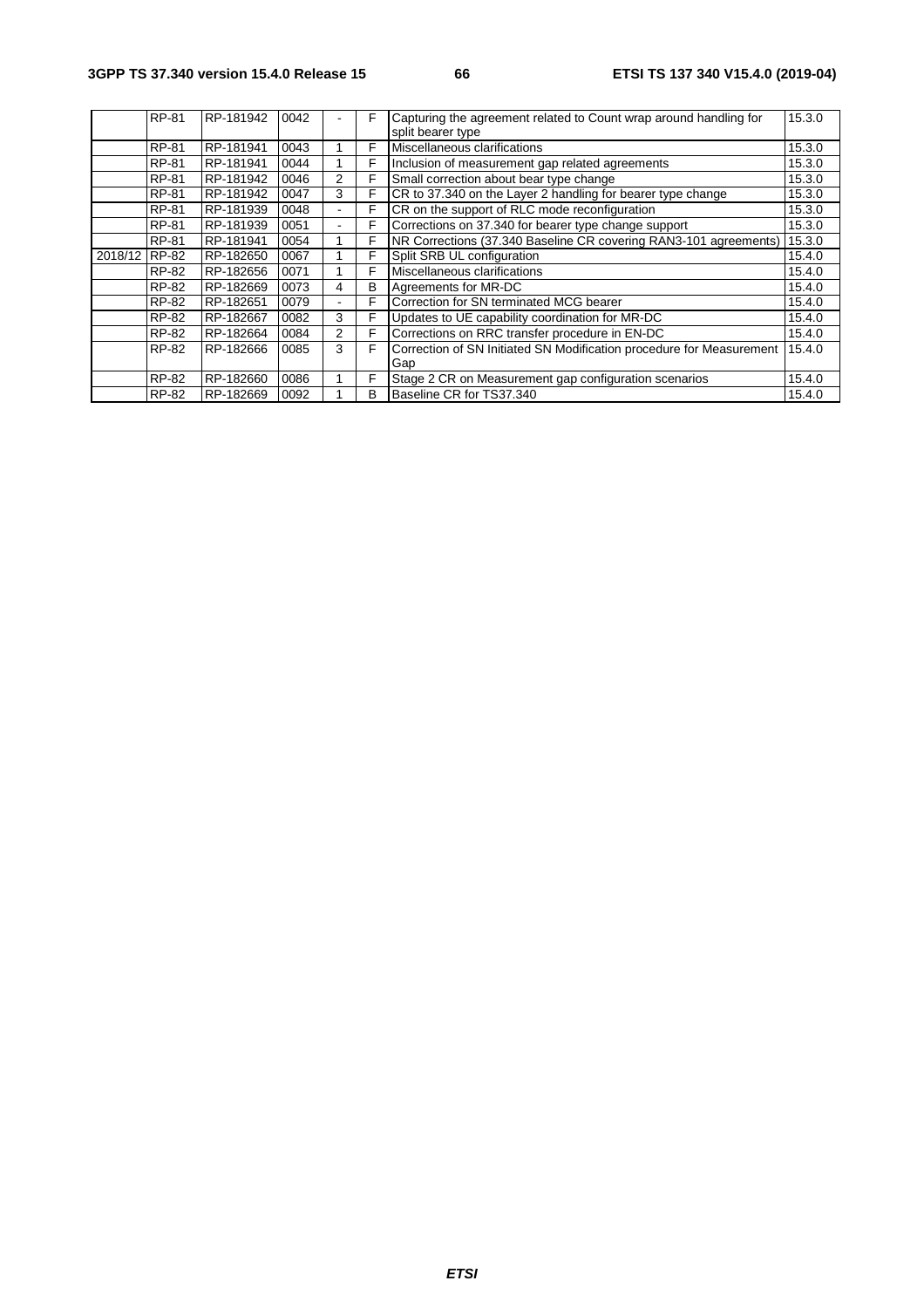| | RP-81 | RP-181942 | 0042 | - | F | Capturing the agreement related to Count wrap around handling for split bearer type | 15.3.0 |
|---|---|---|---|---|---|---|---|
| | RP-81 | RP-181941 | 0043 | 1 | F | Miscellaneous clarifications | 15.3.0 |
| | RP-81 | RP-181941 | 0044 | 1 | F | Inclusion of measurement gap related agreements | 15.3.0 |
| | RP-81 | RP-181942 | 0046 | 2 | F | Small correction about bear type change | 15.3.0 |
| | RP-81 | RP-181942 | 0047 | 3 | F | CR to 37.340 on the Layer 2 handling for bearer type change | 15.3.0 |
| | RP-81 | RP-181939 | 0048 | - | F | CR on the support of RLC mode reconfiguration | 15.3.0 |
| | RP-81 | RP-181939 | 0051 | - | F | Corrections on 37.340 for bearer type change support | 15.3.0 |
| | RP-81 | RP-181941 | 0054 | 1 | F | NR Corrections (37.340 Baseline CR covering RAN3-101 agreements) | 15.3.0 |
| 2018/12 | RP-82 | RP-182650 | 0067 | 1 | F | Split SRB UL configuration | 15.4.0 |
| | RP-82 | RP-182656 | 0071 | 1 | F | Miscellaneous clarifications | 15.4.0 |
| | RP-82 | RP-182669 | 0073 | 4 | B | Agreements for MR-DC | 15.4.0 |
| | RP-82 | RP-182651 | 0079 | - | F | Correction for SN terminated MCG bearer | 15.4.0 |
| | RP-82 | RP-182667 | 0082 | 3 | F | Updates to UE capability coordination for MR-DC | 15.4.0 |
| | RP-82 | RP-182664 | 0084 | 2 | F | Corrections on RRC transfer procedure in EN-DC | 15.4.0 |
| | RP-82 | RP-182666 | 0085 | 3 | F | Correction of SN Initiated SN Modification procedure for Measurement Gap | 15.4.0 |
| | RP-82 | RP-182660 | 0086 | 1 | F | Stage 2 CR on Measurement gap configuration scenarios | 15.4.0 |
| | RP-82 | RP-182669 | 0092 | 1 | B | Baseline CR for TS37.340 | 15.4.0 |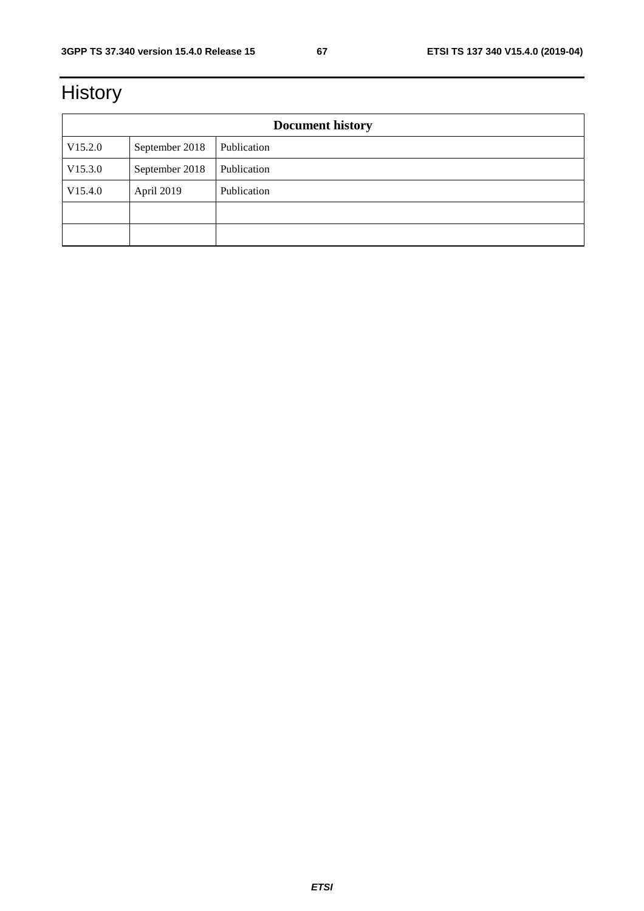# History

| Document history | | |
|---|---|---|
| V15.2.0 | September 2018 | Publication |
| V15.3.0 | September 2018 | Publication |
| V15.4.0 | April 2019 | Publication |
| | | |
| | | |